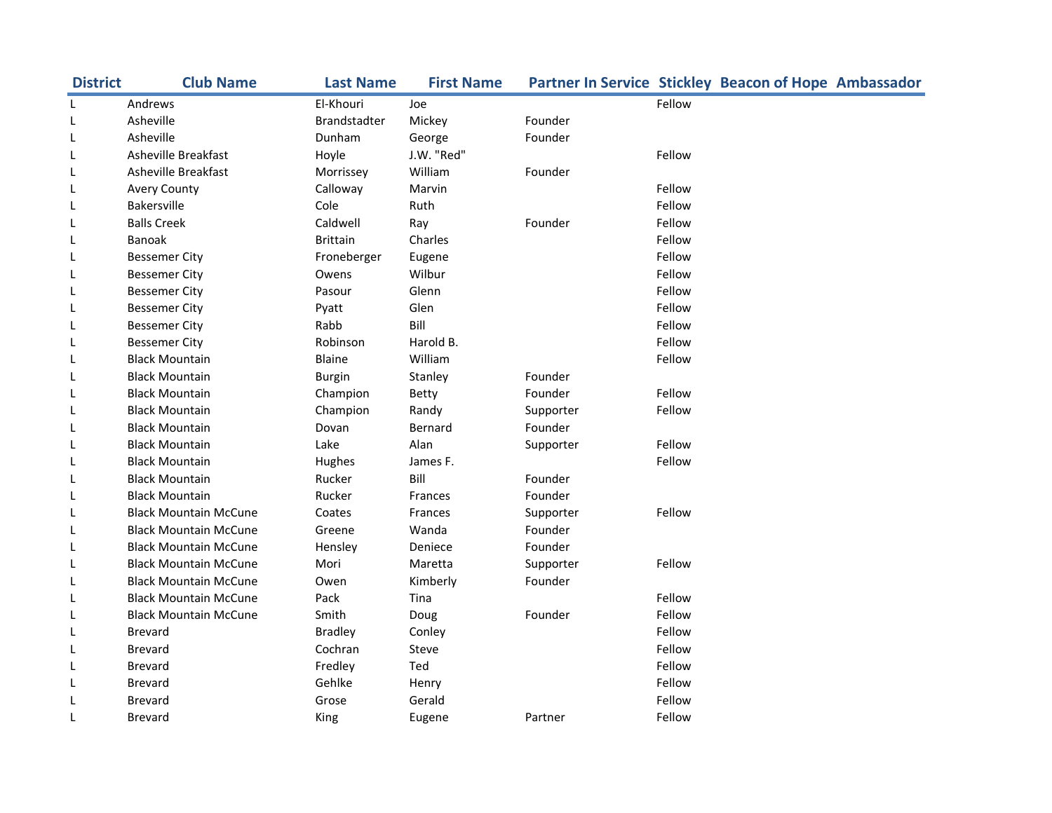| District | Club Name | Last Name | First Name | Partner In Service | Stickley | Beacon of Hope | Ambassador |
|---|---|---|---|---|---|---|---|
| L | Andrews | El-Khouri | Joe | | Fellow | | |
| L | Asheville | Brandstadter | Mickey | Founder | | | |
| L | Asheville | Dunham | George | Founder | | | |
| L | Asheville Breakfast | Hoyle | J.W. "Red" | | Fellow | | |
| L | Asheville Breakfast | Morrissey | William | Founder | | | |
| L | Avery County | Calloway | Marvin | | Fellow | | |
| L | Bakersville | Cole | Ruth | | Fellow | | |
| L | Balls Creek | Caldwell | Ray | Founder | Fellow | | |
| L | Banoak | Brittain | Charles | | Fellow | | |
| L | Bessemer City | Froneberger | Eugene | | Fellow | | |
| L | Bessemer City | Owens | Wilbur | | Fellow | | |
| L | Bessemer City | Pasour | Glenn | | Fellow | | |
| L | Bessemer City | Pyatt | Glen | | Fellow | | |
| L | Bessemer City | Rabb | Bill | | Fellow | | |
| L | Bessemer City | Robinson | Harold B. | | Fellow | | |
| L | Black Mountain | Blaine | William | | Fellow | | |
| L | Black Mountain | Burgin | Stanley | Founder | | | |
| L | Black Mountain | Champion | Betty | Founder | Fellow | | |
| L | Black Mountain | Champion | Randy | Supporter | Fellow | | |
| L | Black Mountain | Dovan | Bernard | Founder | | | |
| L | Black Mountain | Lake | Alan | Supporter | Fellow | | |
| L | Black Mountain | Hughes | James F. | | Fellow | | |
| L | Black Mountain | Rucker | Bill | Founder | | | |
| L | Black Mountain | Rucker | Frances | Founder | | | |
| L | Black Mountain McCune | Coates | Frances | Supporter | Fellow | | |
| L | Black Mountain McCune | Greene | Wanda | Founder | | | |
| L | Black Mountain McCune | Hensley | Deniece | Founder | | | |
| L | Black Mountain McCune | Mori | Maretta | Supporter | Fellow | | |
| L | Black Mountain McCune | Owen | Kimberly | Founder | | | |
| L | Black Mountain McCune | Pack | Tina | | Fellow | | |
| L | Black Mountain McCune | Smith | Doug | Founder | Fellow | | |
| L | Brevard | Bradley | Conley | | Fellow | | |
| L | Brevard | Cochran | Steve | | Fellow | | |
| L | Brevard | Fredley | Ted | | Fellow | | |
| L | Brevard | Gehlke | Henry | | Fellow | | |
| L | Brevard | Grose | Gerald | | Fellow | | |
| L | Brevard | King | Eugene | Partner | Fellow | | |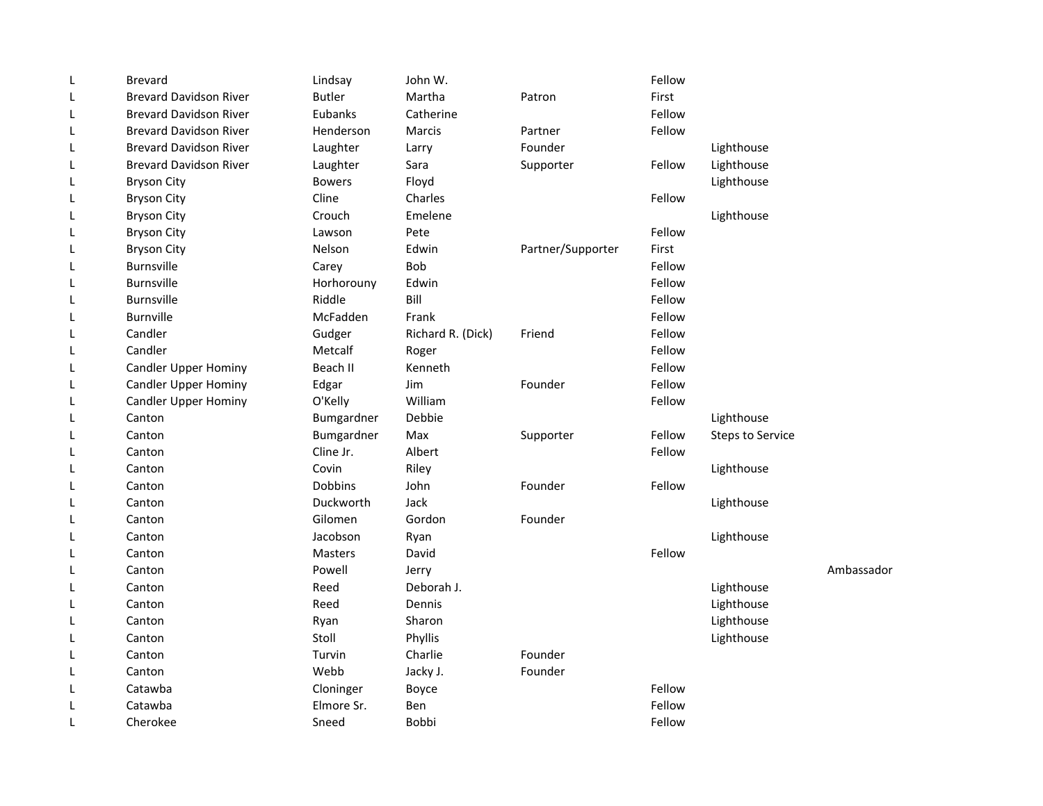| | | | | | | | |
|---|---|---|---|---|---|---|---|
| L | Brevard | Lindsay | John W. | | Fellow | | |
| L | Brevard Davidson River | Butler | Martha | Patron | First | | |
| L | Brevard Davidson River | Eubanks | Catherine | | Fellow | | |
| L | Brevard Davidson River | Henderson | Marcis | Partner | Fellow | | |
| L | Brevard Davidson River | Laughter | Larry | Founder | | Lighthouse | |
| L | Brevard Davidson River | Laughter | Sara | Supporter | Fellow | Lighthouse | |
| L | Bryson City | Bowers | Floyd | | | Lighthouse | |
| L | Bryson City | Cline | Charles | | Fellow | | |
| L | Bryson City | Crouch | Emelene | | | Lighthouse | |
| L | Bryson City | Lawson | Pete | | Fellow | | |
| L | Bryson City | Nelson | Edwin | Partner/Supporter | First | | |
| L | Burnsville | Carey | Bob | | Fellow | | |
| L | Burnsville | Horhorouny | Edwin | | Fellow | | |
| L | Burnsville | Riddle | Bill | | Fellow | | |
| L | Burnville | McFadden | Frank | | Fellow | | |
| L | Candler | Gudger | Richard R. (Dick) | Friend | Fellow | | |
| L | Candler | Metcalf | Roger | | Fellow | | |
| L | Candler Upper Hominy | Beach II | Kenneth | | Fellow | | |
| L | Candler Upper Hominy | Edgar | Jim | Founder | Fellow | | |
| L | Candler Upper Hominy | O'Kelly | William | | Fellow | | |
| L | Canton | Bumgardner | Debbie | | | Lighthouse | |
| L | Canton | Bumgardner | Max | Supporter | Fellow | Steps to Service | |
| L | Canton | Cline Jr. | Albert | | Fellow | | |
| L | Canton | Covin | Riley | | | Lighthouse | |
| L | Canton | Dobbins | John | Founder | Fellow | | |
| L | Canton | Duckworth | Jack | | | Lighthouse | |
| L | Canton | Gilomen | Gordon | Founder | | | |
| L | Canton | Jacobson | Ryan | | | Lighthouse | |
| L | Canton | Masters | David | | Fellow | | |
| L | Canton | Powell | Jerry | | | | Ambassador |
| L | Canton | Reed | Deborah J. | | | Lighthouse | |
| L | Canton | Reed | Dennis | | | Lighthouse | |
| L | Canton | Ryan | Sharon | | | Lighthouse | |
| L | Canton | Stoll | Phyllis | | | Lighthouse | |
| L | Canton | Turvin | Charlie | Founder | | | |
| L | Canton | Webb | Jacky J. | Founder | | | |
| L | Catawba | Cloninger | Boyce | | Fellow | | |
| L | Catawba | Elmore Sr. | Ben | | Fellow | | |
| L | Cherokee | Sneed | Bobbi | | Fellow | | |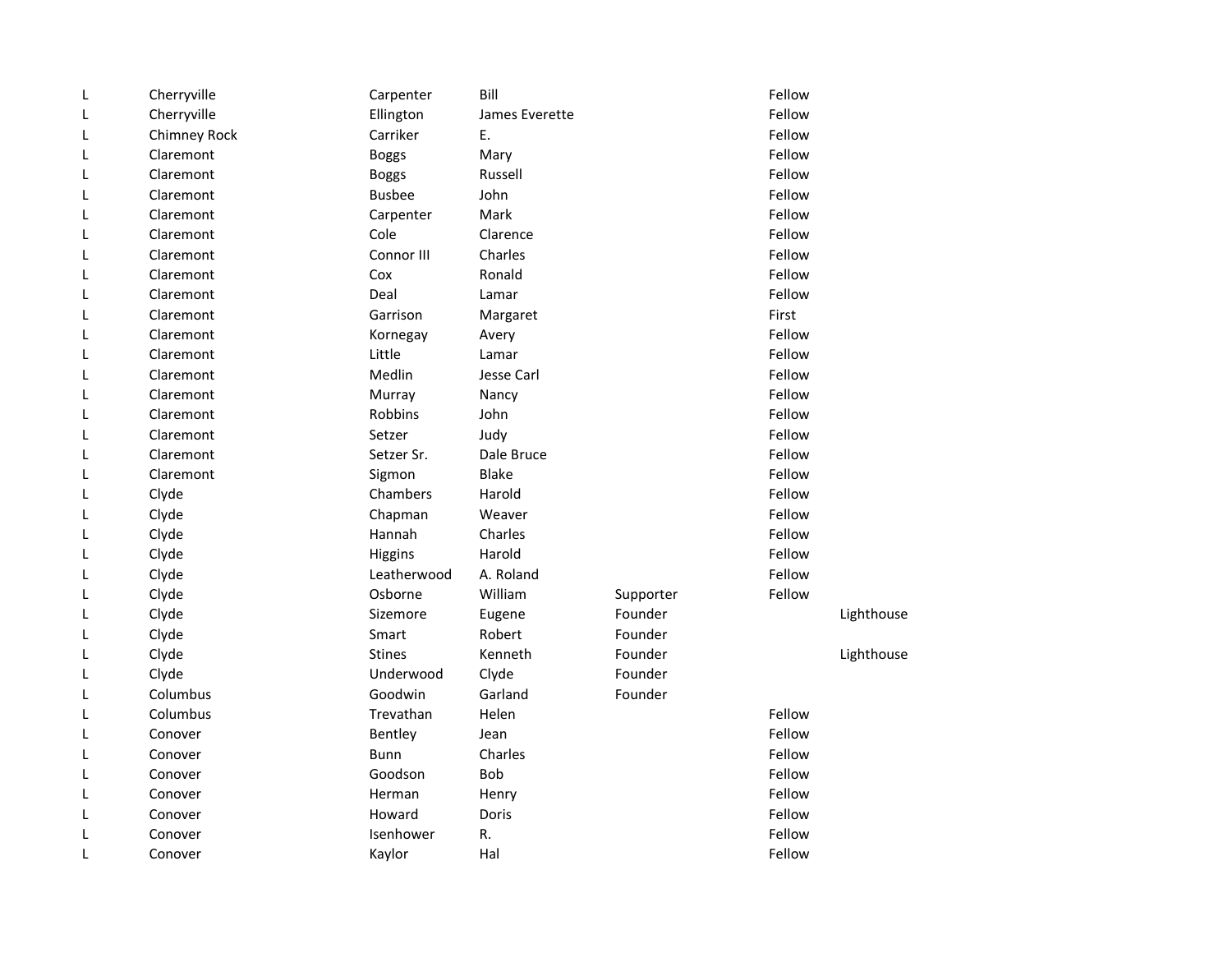| | | | | | | |
|---|---|---|---|---|---|---|
| L | Cherryville | Carpenter | Bill | | Fellow | |
| L | Cherryville | Ellington | James Everette | | Fellow | |
| L | Chimney Rock | Carriker | E. | | Fellow | |
| L | Claremont | Boggs | Mary | | Fellow | |
| L | Claremont | Boggs | Russell | | Fellow | |
| L | Claremont | Busbee | John | | Fellow | |
| L | Claremont | Carpenter | Mark | | Fellow | |
| L | Claremont | Cole | Clarence | | Fellow | |
| L | Claremont | Connor III | Charles | | Fellow | |
| L | Claremont | Cox | Ronald | | Fellow | |
| L | Claremont | Deal | Lamar | | Fellow | |
| L | Claremont | Garrison | Margaret | | First | |
| L | Claremont | Kornegay | Avery | | Fellow | |
| L | Claremont | Little | Lamar | | Fellow | |
| L | Claremont | Medlin | Jesse Carl | | Fellow | |
| L | Claremont | Murray | Nancy | | Fellow | |
| L | Claremont | Robbins | John | | Fellow | |
| L | Claremont | Setzer | Judy | | Fellow | |
| L | Claremont | Setzer Sr. | Dale Bruce | | Fellow | |
| L | Claremont | Sigmon | Blake | | Fellow | |
| L | Clyde | Chambers | Harold | | Fellow | |
| L | Clyde | Chapman | Weaver | | Fellow | |
| L | Clyde | Hannah | Charles | | Fellow | |
| L | Clyde | Higgins | Harold | | Fellow | |
| L | Clyde | Leatherwood | A. Roland | | Fellow | |
| L | Clyde | Osborne | William | Supporter | Fellow | |
| L | Clyde | Sizemore | Eugene | Founder | | Lighthouse |
| L | Clyde | Smart | Robert | Founder | | |
| L | Clyde | Stines | Kenneth | Founder | | Lighthouse |
| L | Clyde | Underwood | Clyde | Founder | | |
| L | Columbus | Goodwin | Garland | Founder | | |
| L | Columbus | Trevathan | Helen | | Fellow | |
| L | Conover | Bentley | Jean | | Fellow | |
| L | Conover | Bunn | Charles | | Fellow | |
| L | Conover | Goodson | Bob | | Fellow | |
| L | Conover | Herman | Henry | | Fellow | |
| L | Conover | Howard | Doris | | Fellow | |
| L | Conover | Isenhower | R. | | Fellow | |
| L | Conover | Kaylor | Hal | | Fellow | |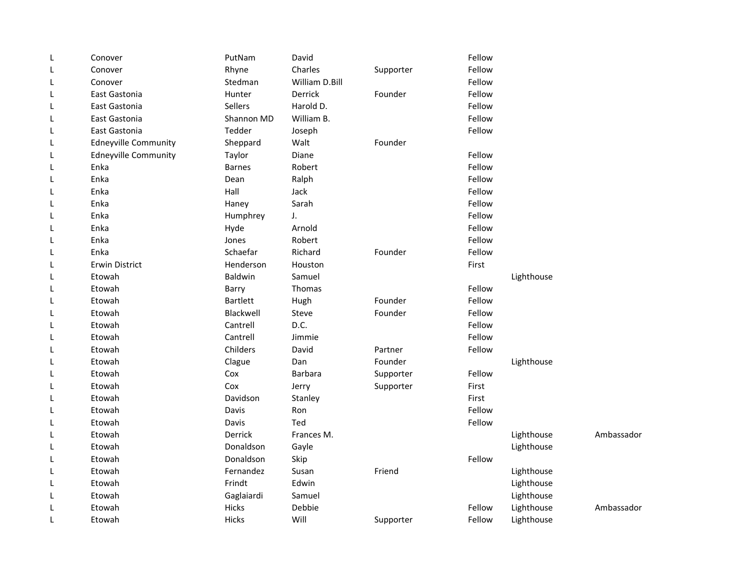| | | | | | | | |
|---|---|---|---|---|---|---|---|
| L | Conover | PutNam | David | | Fellow | | |
| L | Conover | Rhyne | Charles | Supporter | Fellow | | |
| L | Conover | Stedman | William D.Bill | | Fellow | | |
| L | East Gastonia | Hunter | Derrick | Founder | Fellow | | |
| L | East Gastonia | Sellers | Harold D. | | Fellow | | |
| L | East Gastonia | Shannon MD | William B. | | Fellow | | |
| L | East Gastonia | Tedder | Joseph | | Fellow | | |
| L | Edneyville Community | Sheppard | Walt | Founder | | | |
| L | Edneyville Community | Taylor | Diane | | Fellow | | |
| L | Enka | Barnes | Robert | | Fellow | | |
| L | Enka | Dean | Ralph | | Fellow | | |
| L | Enka | Hall | Jack | | Fellow | | |
| L | Enka | Haney | Sarah | | Fellow | | |
| L | Enka | Humphrey | J. | | Fellow | | |
| L | Enka | Hyde | Arnold | | Fellow | | |
| L | Enka | Jones | Robert | | Fellow | | |
| L | Enka | Schaefar | Richard | Founder | Fellow | | |
| L | Erwin District | Henderson | Houston | | First | | |
| L | Etowah | Baldwin | Samuel | | | Lighthouse | |
| L | Etowah | Barry | Thomas | | Fellow | | |
| L | Etowah | Bartlett | Hugh | Founder | Fellow | | |
| L | Etowah | Blackwell | Steve | Founder | Fellow | | |
| L | Etowah | Cantrell | D.C. | | Fellow | | |
| L | Etowah | Cantrell | Jimmie | | Fellow | | |
| L | Etowah | Childers | David | Partner | Fellow | | |
| L | Etowah | Clague | Dan | Founder | | Lighthouse | |
| L | Etowah | Cox | Barbara | Supporter | Fellow | | |
| L | Etowah | Cox | Jerry | Supporter | First | | |
| L | Etowah | Davidson | Stanley | | First | | |
| L | Etowah | Davis | Ron | | Fellow | | |
| L | Etowah | Davis | Ted | | Fellow | | |
| L | Etowah | Derrick | Frances M. | | | Lighthouse | Ambassador |
| L | Etowah | Donaldson | Gayle | | | Lighthouse | |
| L | Etowah | Donaldson | Skip | | Fellow | | |
| L | Etowah | Fernandez | Susan | Friend | | Lighthouse | |
| L | Etowah | Frindt | Edwin | | | Lighthouse | |
| L | Etowah | Gaglaiardi | Samuel | | | Lighthouse | |
| L | Etowah | Hicks | Debbie | | Fellow | Lighthouse | Ambassador |
| L | Etowah | Hicks | Will | Supporter | Fellow | Lighthouse | |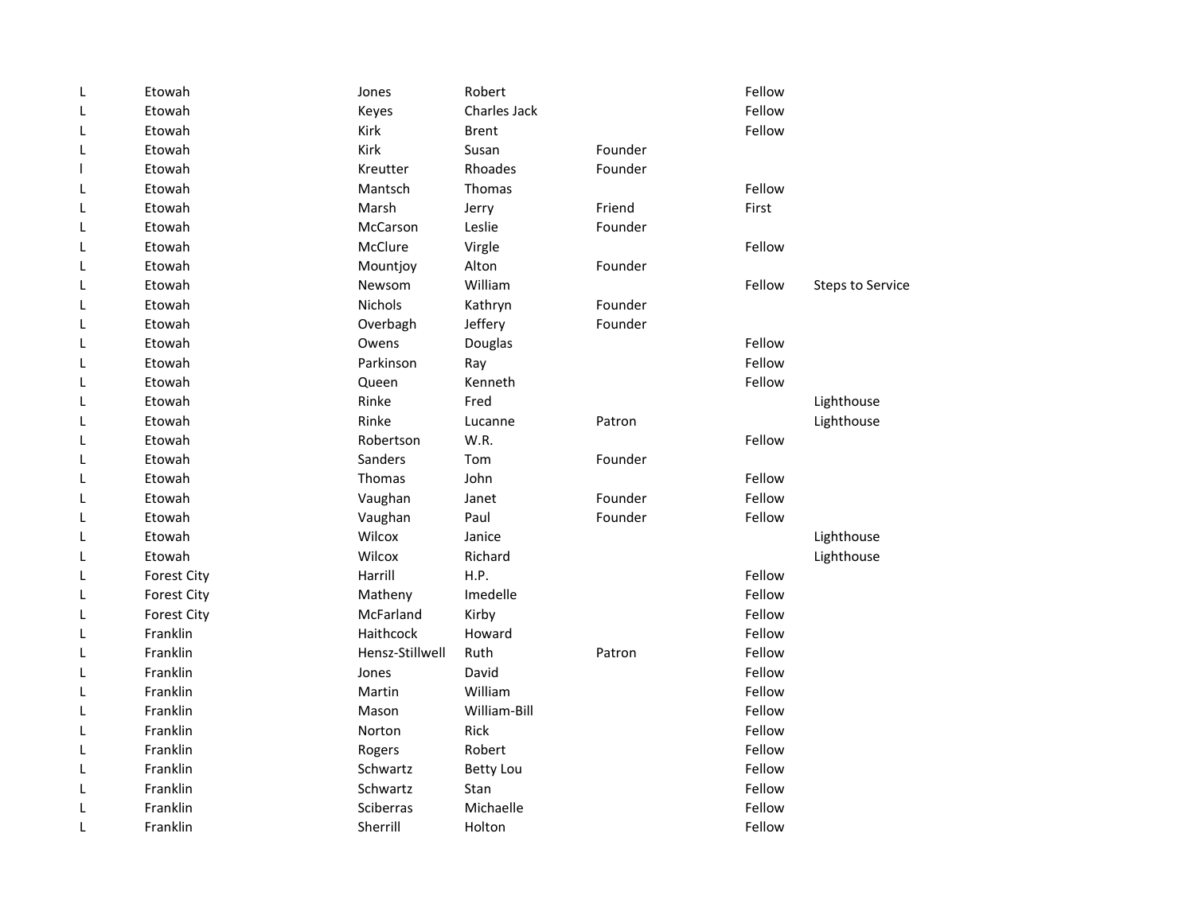| | | | | | | |
|---|---|---|---|---|---|---|
| L | Etowah | Jones | Robert | | Fellow | |
| L | Etowah | Keyes | Charles Jack | | Fellow | |
| L | Etowah | Kirk | Brent | | Fellow | |
| L | Etowah | Kirk | Susan | Founder | | |
| l | Etowah | Kreutter | Rhoades | Founder | | |
| L | Etowah | Mantsch | Thomas | | Fellow | |
| L | Etowah | Marsh | Jerry | Friend | First | |
| L | Etowah | McCarson | Leslie | Founder | | |
| L | Etowah | McClure | Virgle | | Fellow | |
| L | Etowah | Mountjoy | Alton | Founder | | |
| L | Etowah | Newsom | William | | Fellow | Steps to Service |
| L | Etowah | Nichols | Kathryn | Founder | | |
| L | Etowah | Overbagh | Jeffery | Founder | | |
| L | Etowah | Owens | Douglas | | Fellow | |
| L | Etowah | Parkinson | Ray | | Fellow | |
| L | Etowah | Queen | Kenneth | | Fellow | |
| L | Etowah | Rinke | Fred | | | Lighthouse |
| L | Etowah | Rinke | Lucanne | Patron | | Lighthouse |
| L | Etowah | Robertson | W.R. | | Fellow | |
| L | Etowah | Sanders | Tom | Founder | | |
| L | Etowah | Thomas | John | | Fellow | |
| L | Etowah | Vaughan | Janet | Founder | Fellow | |
| L | Etowah | Vaughan | Paul | Founder | Fellow | |
| L | Etowah | Wilcox | Janice | | | Lighthouse |
| L | Etowah | Wilcox | Richard | | | Lighthouse |
| L | Forest City | Harrill | H.P. | | Fellow | |
| L | Forest City | Matheny | Imedelle | | Fellow | |
| L | Forest City | McFarland | Kirby | | Fellow | |
| L | Franklin | Haithcock | Howard | | Fellow | |
| L | Franklin | Hensz-Stillwell | Ruth | Patron | Fellow | |
| L | Franklin | Jones | David | | Fellow | |
| L | Franklin | Martin | William | | Fellow | |
| L | Franklin | Mason | William-Bill | | Fellow | |
| L | Franklin | Norton | Rick | | Fellow | |
| L | Franklin | Rogers | Robert | | Fellow | |
| L | Franklin | Schwartz | Betty Lou | | Fellow | |
| L | Franklin | Schwartz | Stan | | Fellow | |
| L | Franklin | Sciberras | Michaelle | | Fellow | |
| L | Franklin | Sherrill | Holton | | Fellow | |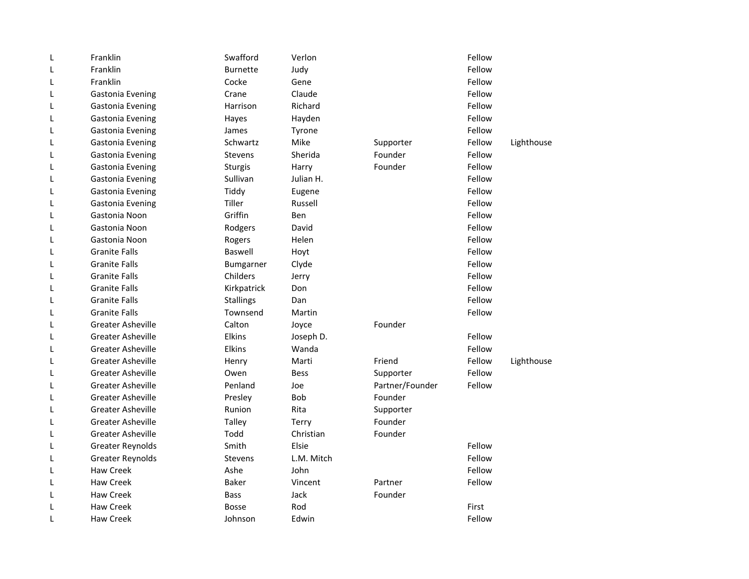| | | | | | | |
|---|---|---|---|---|---|---|
| L | Franklin | Swafford | Verlon | | Fellow | |
| L | Franklin | Burnette | Judy | | Fellow | |
| L | Franklin | Cocke | Gene | | Fellow | |
| L | Gastonia Evening | Crane | Claude | | Fellow | |
| L | Gastonia Evening | Harrison | Richard | | Fellow | |
| L | Gastonia Evening | Hayes | Hayden | | Fellow | |
| L | Gastonia Evening | James | Tyrone | | Fellow | |
| L | Gastonia Evening | Schwartz | Mike | Supporter | Fellow | Lighthouse |
| L | Gastonia Evening | Stevens | Sherida | Founder | Fellow | |
| L | Gastonia Evening | Sturgis | Harry | Founder | Fellow | |
| L | Gastonia Evening | Sullivan | Julian H. | | Fellow | |
| L | Gastonia Evening | Tiddy | Eugene | | Fellow | |
| L | Gastonia Evening | Tiller | Russell | | Fellow | |
| L | Gastonia Noon | Griffin | Ben | | Fellow | |
| L | Gastonia Noon | Rodgers | David | | Fellow | |
| L | Gastonia Noon | Rogers | Helen | | Fellow | |
| L | Granite Falls | Baswell | Hoyt | | Fellow | |
| L | Granite Falls | Bumgarner | Clyde | | Fellow | |
| L | Granite Falls | Childers | Jerry | | Fellow | |
| L | Granite Falls | Kirkpatrick | Don | | Fellow | |
| L | Granite Falls | Stallings | Dan | | Fellow | |
| L | Granite Falls | Townsend | Martin | | Fellow | |
| L | Greater Asheville | Calton | Joyce | Founder | | |
| L | Greater Asheville | Elkins | Joseph D. | | Fellow | |
| L | Greater Asheville | Elkins | Wanda | | Fellow | |
| L | Greater Asheville | Henry | Marti | Friend | Fellow | Lighthouse |
| L | Greater Asheville | Owen | Bess | Supporter | Fellow | |
| L | Greater Asheville | Penland | Joe | Partner/Founder | Fellow | |
| L | Greater Asheville | Presley | Bob | Founder | | |
| L | Greater Asheville | Runion | Rita | Supporter | | |
| L | Greater Asheville | Talley | Terry | Founder | | |
| L | Greater Asheville | Todd | Christian | Founder | | |
| L | Greater Reynolds | Smith | Elsie | | Fellow | |
| L | Greater Reynolds | Stevens | L.M. Mitch | | Fellow | |
| L | Haw Creek | Ashe | John | | Fellow | |
| L | Haw Creek | Baker | Vincent | Partner | Fellow | |
| L | Haw Creek | Bass | Jack | Founder | | |
| L | Haw Creek | Bosse | Rod | | First | |
| L | Haw Creek | Johnson | Edwin | | Fellow | |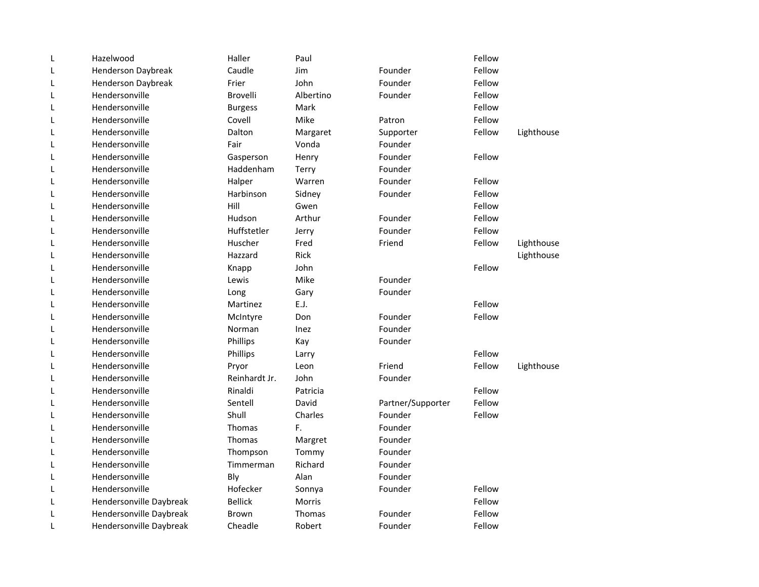| | | | | | | |
|---|---|---|---|---|---|---|
| L | Hazelwood | Haller | Paul | | Fellow | |
| L | Henderson Daybreak | Caudle | Jim | Founder | Fellow | |
| L | Henderson Daybreak | Frier | John | Founder | Fellow | |
| L | Hendersonville | Brovelli | Albertino | Founder | Fellow | |
| L | Hendersonville | Burgess | Mark | | Fellow | |
| L | Hendersonville | Covell | Mike | Patron | Fellow | |
| L | Hendersonville | Dalton | Margaret | Supporter | Fellow | Lighthouse |
| L | Hendersonville | Fair | Vonda | Founder | | |
| L | Hendersonville | Gasperson | Henry | Founder | Fellow | |
| L | Hendersonville | Haddenham | Terry | Founder | | |
| L | Hendersonville | Halper | Warren | Founder | Fellow | |
| L | Hendersonville | Harbinson | Sidney | Founder | Fellow | |
| L | Hendersonville | Hill | Gwen | | Fellow | |
| L | Hendersonville | Hudson | Arthur | Founder | Fellow | |
| L | Hendersonville | Huffstetler | Jerry | Founder | Fellow | |
| L | Hendersonville | Huscher | Fred | Friend | Fellow | Lighthouse |
| L | Hendersonville | Hazzard | Rick | | | Lighthouse |
| L | Hendersonville | Knapp | John | | Fellow | |
| L | Hendersonville | Lewis | Mike | Founder | | |
| L | Hendersonville | Long | Gary | Founder | | |
| L | Hendersonville | Martinez | E.J. | | Fellow | |
| L | Hendersonville | McIntyre | Don | Founder | Fellow | |
| L | Hendersonville | Norman | Inez | Founder | | |
| L | Hendersonville | Phillips | Kay | Founder | | |
| L | Hendersonville | Phillips | Larry | | Fellow | |
| L | Hendersonville | Pryor | Leon | Friend | Fellow | Lighthouse |
| L | Hendersonville | Reinhardt Jr. | John | Founder | | |
| L | Hendersonville | Rinaldi | Patricia | | Fellow | |
| L | Hendersonville | Sentell | David | Partner/Supporter | Fellow | |
| L | Hendersonville | Shull | Charles | Founder | Fellow | |
| L | Hendersonville | Thomas | F. | Founder | | |
| L | Hendersonville | Thomas | Margret | Founder | | |
| L | Hendersonville | Thompson | Tommy | Founder | | |
| L | Hendersonville | Timmerman | Richard | Founder | | |
| L | Hendersonville | Bly | Alan | Founder | | |
| L | Hendersonville | Hofecker | Sonnya | Founder | Fellow | |
| L | Hendersonville Daybreak | Bellick | Morris | | Fellow | |
| L | Hendersonville Daybreak | Brown | Thomas | Founder | Fellow | |
| L | Hendersonville Daybreak | Cheadle | Robert | Founder | Fellow | |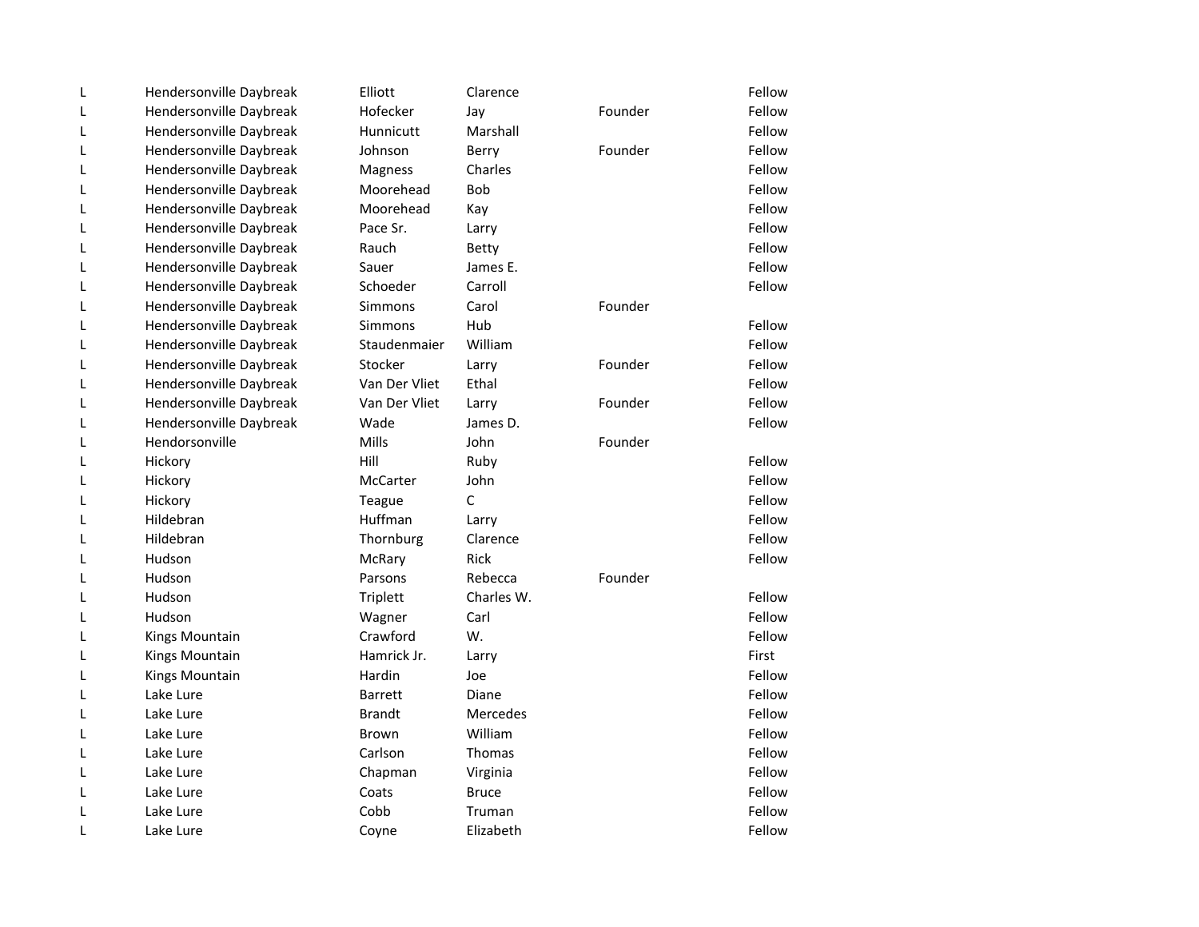| | | | | | |
|---|---|---|---|---|---|
| L | Hendersonville Daybreak | Elliott | Clarence | | Fellow |
| L | Hendersonville Daybreak | Hofecker | Jay | Founder | Fellow |
| L | Hendersonville Daybreak | Hunnicutt | Marshall | | Fellow |
| L | Hendersonville Daybreak | Johnson | Berry | Founder | Fellow |
| L | Hendersonville Daybreak | Magness | Charles | | Fellow |
| L | Hendersonville Daybreak | Moorehead | Bob | | Fellow |
| L | Hendersonville Daybreak | Moorehead | Kay | | Fellow |
| L | Hendersonville Daybreak | Pace Sr. | Larry | | Fellow |
| L | Hendersonville Daybreak | Rauch | Betty | | Fellow |
| L | Hendersonville Daybreak | Sauer | James E. | | Fellow |
| L | Hendersonville Daybreak | Schoeder | Carroll | | Fellow |
| L | Hendersonville Daybreak | Simmons | Carol | Founder | |
| L | Hendersonville Daybreak | Simmons | Hub | | Fellow |
| L | Hendersonville Daybreak | Staudenmaier | William | | Fellow |
| L | Hendersonville Daybreak | Stocker | Larry | Founder | Fellow |
| L | Hendersonville Daybreak | Van Der Vliet | Ethal | | Fellow |
| L | Hendersonville Daybreak | Van Der Vliet | Larry | Founder | Fellow |
| L | Hendersonville Daybreak | Wade | James D. | | Fellow |
| L | Hendorsonville | Mills | John | Founder | |
| L | Hickory | Hill | Ruby | | Fellow |
| L | Hickory | McCarter | John | | Fellow |
| L | Hickory | Teague | C | | Fellow |
| L | Hildebran | Huffman | Larry | | Fellow |
| L | Hildebran | Thornburg | Clarence | | Fellow |
| L | Hudson | McRary | Rick | | Fellow |
| L | Hudson | Parsons | Rebecca | Founder | |
| L | Hudson | Triplett | Charles W. | | Fellow |
| L | Hudson | Wagner | Carl | | Fellow |
| L | Kings Mountain | Crawford | W. | | Fellow |
| L | Kings Mountain | Hamrick Jr. | Larry | | First |
| L | Kings Mountain | Hardin | Joe | | Fellow |
| L | Lake Lure | Barrett | Diane | | Fellow |
| L | Lake Lure | Brandt | Mercedes | | Fellow |
| L | Lake Lure | Brown | William | | Fellow |
| L | Lake Lure | Carlson | Thomas | | Fellow |
| L | Lake Lure | Chapman | Virginia | | Fellow |
| L | Lake Lure | Coats | Bruce | | Fellow |
| L | Lake Lure | Cobb | Truman | | Fellow |
| L | Lake Lure | Coyne | Elizabeth | | Fellow |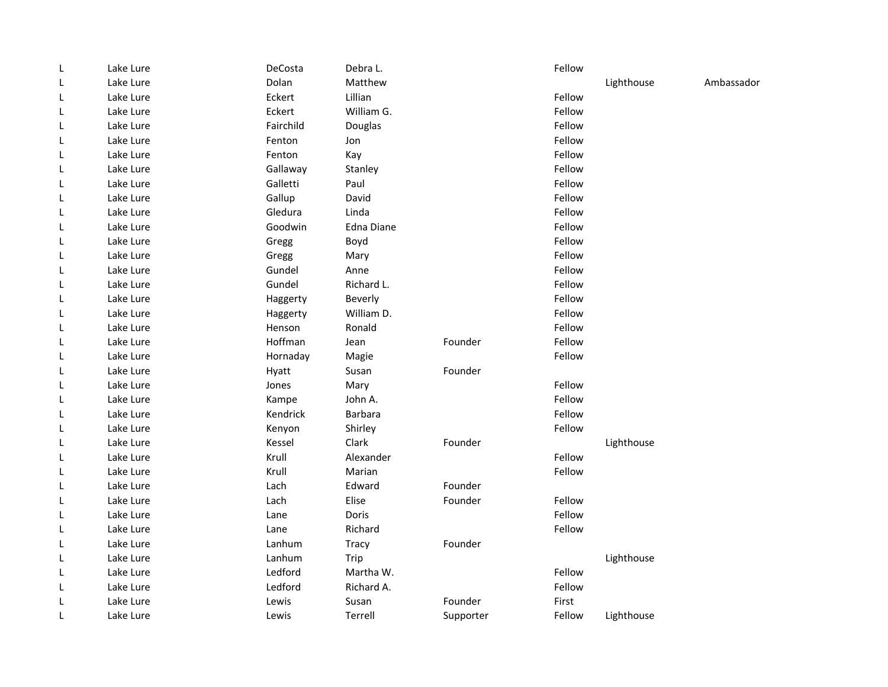| | | | | | | | |
|---|---|---|---|---|---|---|---|
| L | Lake Lure | DeCosta | Debra L. | | Fellow | | |
| L | Lake Lure | Dolan | Matthew | | | Lighthouse | Ambassador |
| L | Lake Lure | Eckert | Lillian | | Fellow | | |
| L | Lake Lure | Eckert | William G. | | Fellow | | |
| L | Lake Lure | Fairchild | Douglas | | Fellow | | |
| L | Lake Lure | Fenton | Jon | | Fellow | | |
| L | Lake Lure | Fenton | Kay | | Fellow | | |
| L | Lake Lure | Gallaway | Stanley | | Fellow | | |
| L | Lake Lure | Galletti | Paul | | Fellow | | |
| L | Lake Lure | Gallup | David | | Fellow | | |
| L | Lake Lure | Gledura | Linda | | Fellow | | |
| L | Lake Lure | Goodwin | Edna Diane | | Fellow | | |
| L | Lake Lure | Gregg | Boyd | | Fellow | | |
| L | Lake Lure | Gregg | Mary | | Fellow | | |
| L | Lake Lure | Gundel | Anne | | Fellow | | |
| L | Lake Lure | Gundel | Richard L. | | Fellow | | |
| L | Lake Lure | Haggerty | Beverly | | Fellow | | |
| L | Lake Lure | Haggerty | William D. | | Fellow | | |
| L | Lake Lure | Henson | Ronald | | Fellow | | |
| L | Lake Lure | Hoffman | Jean | Founder | Fellow | | |
| L | Lake Lure | Hornaday | Magie | | Fellow | | |
| L | Lake Lure | Hyatt | Susan | Founder | | | |
| L | Lake Lure | Jones | Mary | | Fellow | | |
| L | Lake Lure | Kampe | John A. | | Fellow | | |
| L | Lake Lure | Kendrick | Barbara | | Fellow | | |
| L | Lake Lure | Kenyon | Shirley | | Fellow | | |
| L | Lake Lure | Kessel | Clark | Founder | | Lighthouse | |
| L | Lake Lure | Krull | Alexander | | Fellow | | |
| L | Lake Lure | Krull | Marian | | Fellow | | |
| L | Lake Lure | Lach | Edward | Founder | | | |
| L | Lake Lure | Lach | Elise | Founder | Fellow | | |
| L | Lake Lure | Lane | Doris | | Fellow | | |
| L | Lake Lure | Lane | Richard | | Fellow | | |
| L | Lake Lure | Lanhum | Tracy | Founder | | | |
| L | Lake Lure | Lanhum | Trip | | | Lighthouse | |
| L | Lake Lure | Ledford | Martha W. | | Fellow | | |
| L | Lake Lure | Ledford | Richard A. | | Fellow | | |
| L | Lake Lure | Lewis | Susan | Founder | First | | |
| L | Lake Lure | Lewis | Terrell | Supporter | Fellow | Lighthouse | |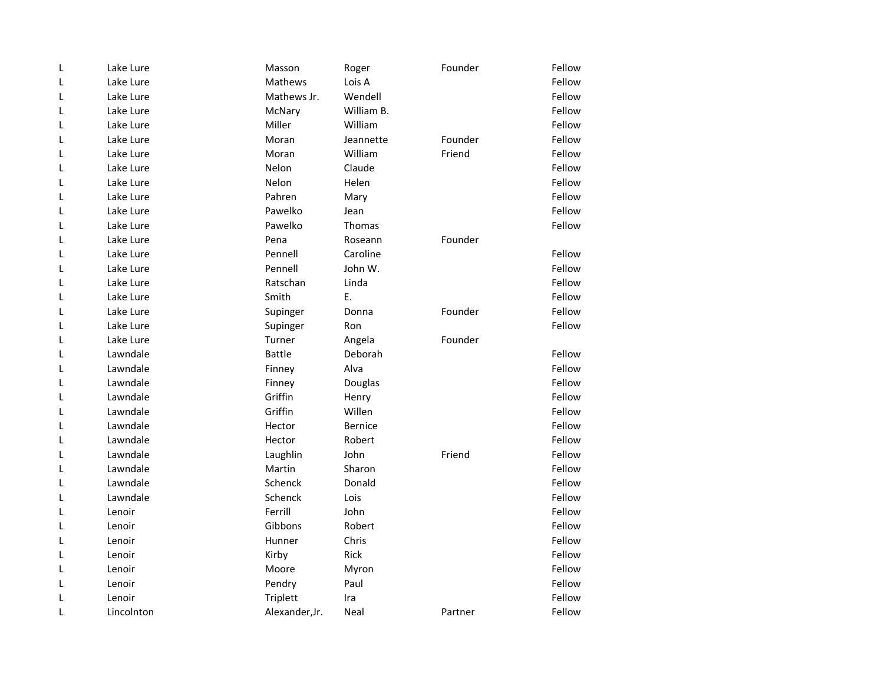| | | | | | |
|---|---|---|---|---|---|
| L | Lake Lure | Masson | Roger | Founder | Fellow |
| L | Lake Lure | Mathews | Lois A | | Fellow |
| L | Lake Lure | Mathews Jr. | Wendell | | Fellow |
| L | Lake Lure | McNary | William B. | | Fellow |
| L | Lake Lure | Miller | William | | Fellow |
| L | Lake Lure | Moran | Jeannette | Founder | Fellow |
| L | Lake Lure | Moran | William | Friend | Fellow |
| L | Lake Lure | Nelon | Claude | | Fellow |
| L | Lake Lure | Nelon | Helen | | Fellow |
| L | Lake Lure | Pahren | Mary | | Fellow |
| L | Lake Lure | Pawelko | Jean | | Fellow |
| L | Lake Lure | Pawelko | Thomas | | Fellow |
| L | Lake Lure | Pena | Roseann | Founder | |
| L | Lake Lure | Pennell | Caroline | | Fellow |
| L | Lake Lure | Pennell | John W. | | Fellow |
| L | Lake Lure | Ratschan | Linda | | Fellow |
| L | Lake Lure | Smith | E. | | Fellow |
| L | Lake Lure | Supinger | Donna | Founder | Fellow |
| L | Lake Lure | Supinger | Ron | | Fellow |
| L | Lake Lure | Turner | Angela | Founder | |
| L | Lawndale | Battle | Deborah | | Fellow |
| L | Lawndale | Finney | Alva | | Fellow |
| L | Lawndale | Finney | Douglas | | Fellow |
| L | Lawndale | Griffin | Henry | | Fellow |
| L | Lawndale | Griffin | Willen | | Fellow |
| L | Lawndale | Hector | Bernice | | Fellow |
| L | Lawndale | Hector | Robert | | Fellow |
| L | Lawndale | Laughlin | John | Friend | Fellow |
| L | Lawndale | Martin | Sharon | | Fellow |
| L | Lawndale | Schenck | Donald | | Fellow |
| L | Lawndale | Schenck | Lois | | Fellow |
| L | Lenoir | Ferrill | John | | Fellow |
| L | Lenoir | Gibbons | Robert | | Fellow |
| L | Lenoir | Hunner | Chris | | Fellow |
| L | Lenoir | Kirby | Rick | | Fellow |
| L | Lenoir | Moore | Myron | | Fellow |
| L | Lenoir | Pendry | Paul | | Fellow |
| L | Lenoir | Triplett | Ira | | Fellow |
| L | Lincolnton | Alexander,Jr. | Neal | Partner | Fellow |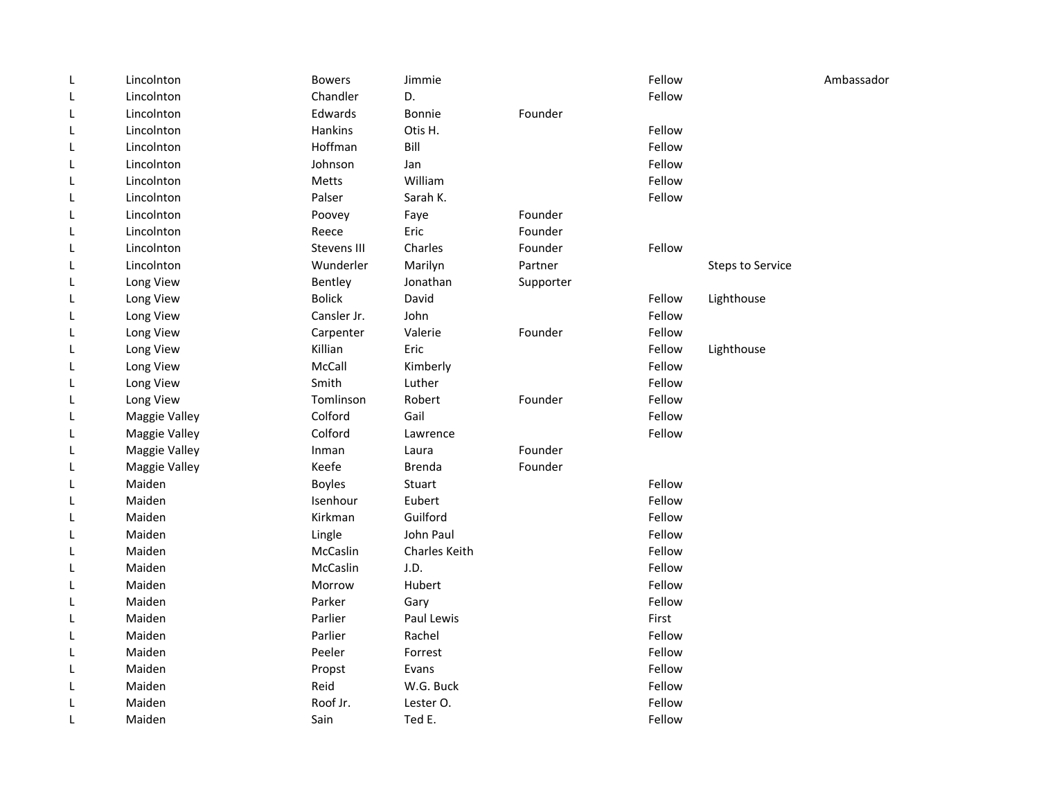| | | | | | | | |
|---|---|---|---|---|---|---|---|
| L | Lincolnton | Bowers | Jimmie | | Fellow | | Ambassador |
| L | Lincolnton | Chandler | D. | | Fellow | | |
| L | Lincolnton | Edwards | Bonnie | Founder | | | |
| L | Lincolnton | Hankins | Otis H. | | Fellow | | |
| L | Lincolnton | Hoffman | Bill | | Fellow | | |
| L | Lincolnton | Johnson | Jan | | Fellow | | |
| L | Lincolnton | Metts | William | | Fellow | | |
| L | Lincolnton | Palser | Sarah K. | | Fellow | | |
| L | Lincolnton | Poovey | Faye | Founder | | | |
| L | Lincolnton | Reece | Eric | Founder | | | |
| L | Lincolnton | Stevens III | Charles | Founder | Fellow | | |
| L | Lincolnton | Wunderler | Marilyn | Partner | | Steps to Service | |
| L | Long View | Bentley | Jonathan | Supporter | | | |
| L | Long View | Bolick | David | | Fellow | Lighthouse | |
| L | Long View | Cansler Jr. | John | | Fellow | | |
| L | Long View | Carpenter | Valerie | Founder | Fellow | | |
| L | Long View | Killian | Eric | | Fellow | Lighthouse | |
| L | Long View | McCall | Kimberly | | Fellow | | |
| L | Long View | Smith | Luther | | Fellow | | |
| L | Long View | Tomlinson | Robert | Founder | Fellow | | |
| L | Maggie Valley | Colford | Gail | | Fellow | | |
| L | Maggie Valley | Colford | Lawrence | | Fellow | | |
| L | Maggie Valley | Inman | Laura | Founder | | | |
| L | Maggie Valley | Keefe | Brenda | Founder | | | |
| L | Maiden | Boyles | Stuart | | Fellow | | |
| L | Maiden | Isenhour | Eubert | | Fellow | | |
| L | Maiden | Kirkman | Guilford | | Fellow | | |
| L | Maiden | Lingle | John Paul | | Fellow | | |
| L | Maiden | McCaslin | Charles Keith | | Fellow | | |
| L | Maiden | McCaslin | J.D. | | Fellow | | |
| L | Maiden | Morrow | Hubert | | Fellow | | |
| L | Maiden | Parker | Gary | | Fellow | | |
| L | Maiden | Parlier | Paul Lewis | | First | | |
| L | Maiden | Parlier | Rachel | | Fellow | | |
| L | Maiden | Peeler | Forrest | | Fellow | | |
| L | Maiden | Propst | Evans | | Fellow | | |
| L | Maiden | Reid | W.G. Buck | | Fellow | | |
| L | Maiden | Roof Jr. | Lester O. | | Fellow | | |
| L | Maiden | Sain | Ted E. | | Fellow | | |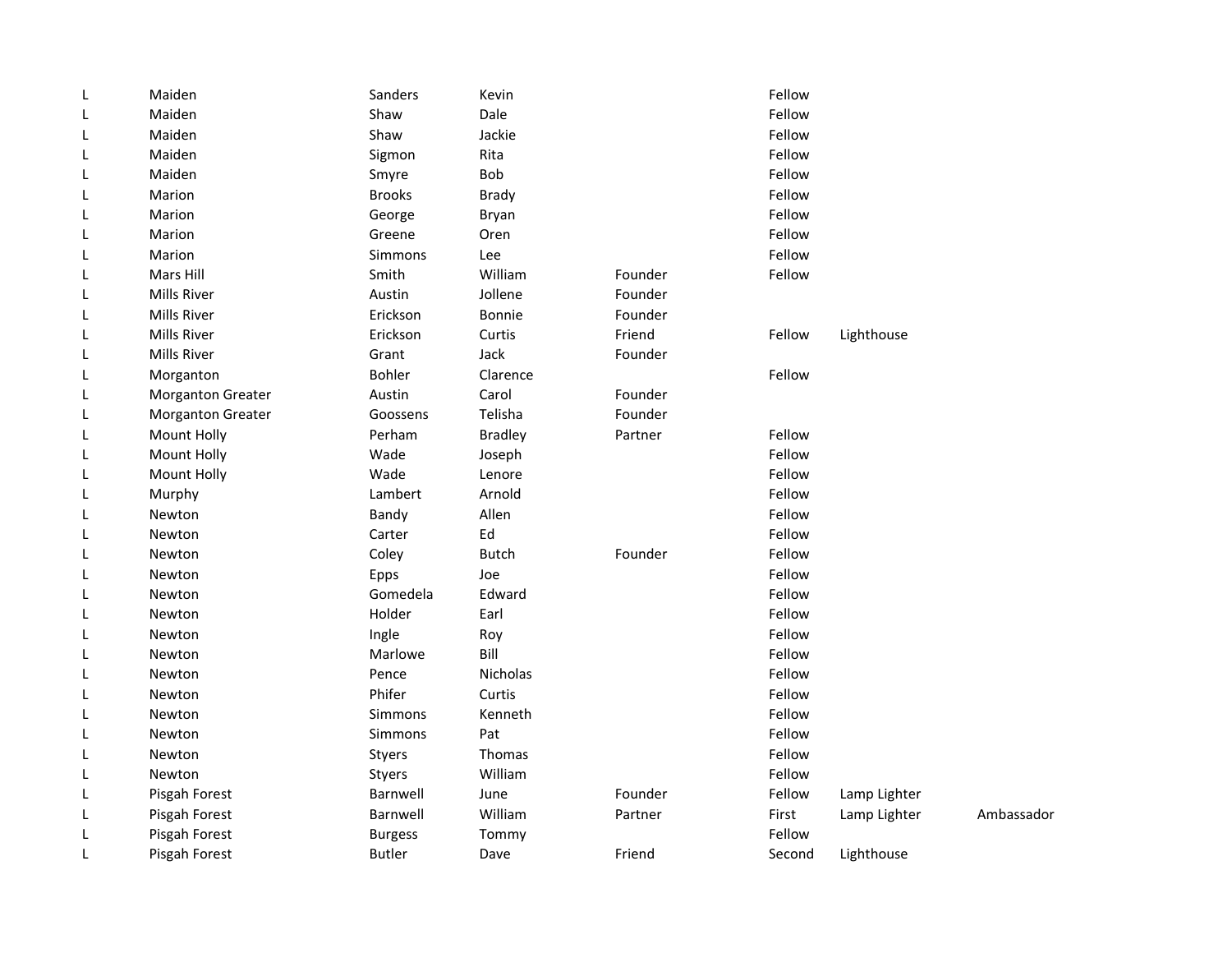| | | | | | | | |
|---|---|---|---|---|---|---|---|
| L | Maiden | Sanders | Kevin | | Fellow | | |
| L | Maiden | Shaw | Dale | | Fellow | | |
| L | Maiden | Shaw | Jackie | | Fellow | | |
| L | Maiden | Sigmon | Rita | | Fellow | | |
| L | Maiden | Smyre | Bob | | Fellow | | |
| L | Marion | Brooks | Brady | | Fellow | | |
| L | Marion | George | Bryan | | Fellow | | |
| L | Marion | Greene | Oren | | Fellow | | |
| L | Marion | Simmons | Lee | | Fellow | | |
| L | Mars Hill | Smith | William | Founder | Fellow | | |
| L | Mills River | Austin | Jollene | Founder | | | |
| L | Mills River | Erickson | Bonnie | Founder | | | |
| L | Mills River | Erickson | Curtis | Friend | Fellow | Lighthouse | |
| L | Mills River | Grant | Jack | Founder | | | |
| L | Morganton | Bohler | Clarence | | Fellow | | |
| L | Morganton Greater | Austin | Carol | Founder | | | |
| L | Morganton Greater | Goossens | Telisha | Founder | | | |
| L | Mount Holly | Perham | Bradley | Partner | Fellow | | |
| L | Mount Holly | Wade | Joseph | | Fellow | | |
| L | Mount Holly | Wade | Lenore | | Fellow | | |
| L | Murphy | Lambert | Arnold | | Fellow | | |
| L | Newton | Bandy | Allen | | Fellow | | |
| L | Newton | Carter | Ed | | Fellow | | |
| L | Newton | Coley | Butch | Founder | Fellow | | |
| L | Newton | Epps | Joe | | Fellow | | |
| L | Newton | Gomedela | Edward | | Fellow | | |
| L | Newton | Holder | Earl | | Fellow | | |
| L | Newton | Ingle | Roy | | Fellow | | |
| L | Newton | Marlowe | Bill | | Fellow | | |
| L | Newton | Pence | Nicholas | | Fellow | | |
| L | Newton | Phifer | Curtis | | Fellow | | |
| L | Newton | Simmons | Kenneth | | Fellow | | |
| L | Newton | Simmons | Pat | | Fellow | | |
| L | Newton | Styers | Thomas | | Fellow | | |
| L | Newton | Styers | William | | Fellow | | |
| L | Pisgah Forest | Barnwell | June | Founder | Fellow | Lamp Lighter | |
| L | Pisgah Forest | Barnwell | William | Partner | First | Lamp Lighter | Ambassador |
| L | Pisgah Forest | Burgess | Tommy | | Fellow | | |
| L | Pisgah Forest | Butler | Dave | Friend | Second | Lighthouse | |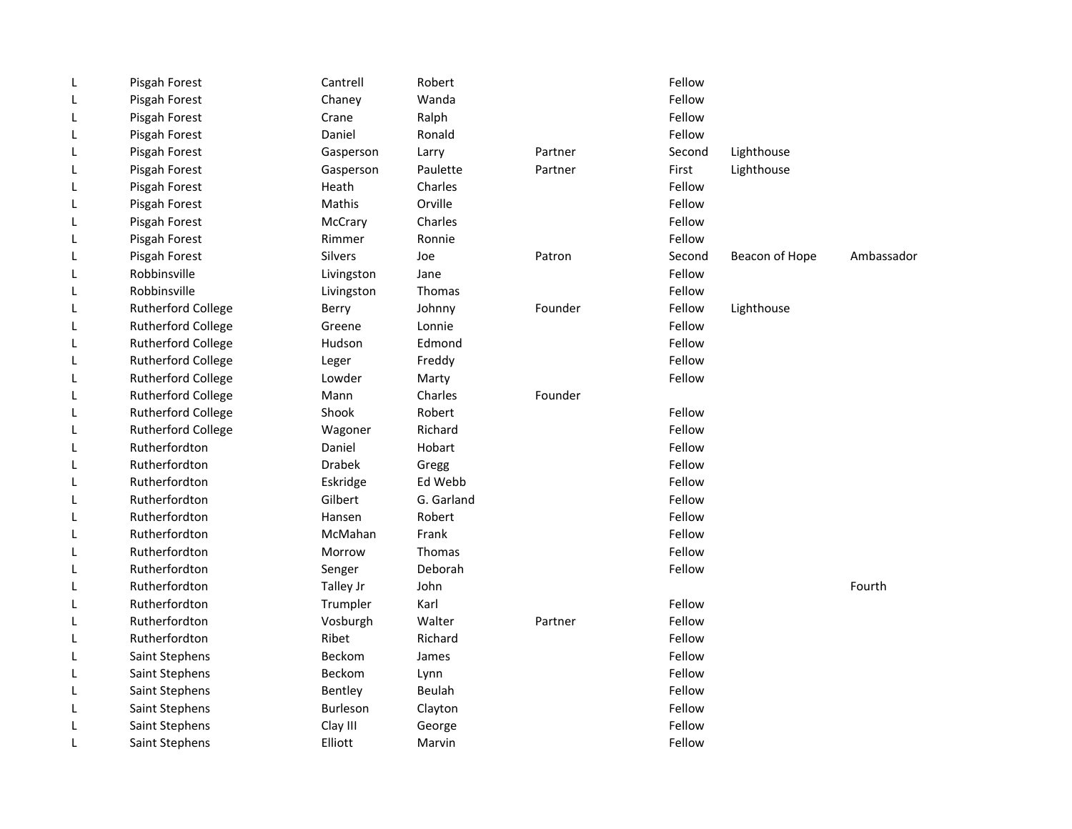| | | | | | | | |
|---|---|---|---|---|---|---|---|
| L | Pisgah Forest | Cantrell | Robert | | Fellow | | |
| L | Pisgah Forest | Chaney | Wanda | | Fellow | | |
| L | Pisgah Forest | Crane | Ralph | | Fellow | | |
| L | Pisgah Forest | Daniel | Ronald | | Fellow | | |
| L | Pisgah Forest | Gasperson | Larry | Partner | Second | Lighthouse | |
| L | Pisgah Forest | Gasperson | Paulette | Partner | First | Lighthouse | |
| L | Pisgah Forest | Heath | Charles | | Fellow | | |
| L | Pisgah Forest | Mathis | Orville | | Fellow | | |
| L | Pisgah Forest | McCrary | Charles | | Fellow | | |
| L | Pisgah Forest | Rimmer | Ronnie | | Fellow | | |
| L | Pisgah Forest | Silvers | Joe | Patron | Second | Beacon of Hope | Ambassador |
| L | Robbinsville | Livingston | Jane | | Fellow | | |
| L | Robbinsville | Livingston | Thomas | | Fellow | | |
| L | Rutherford College | Berry | Johnny | Founder | Fellow | Lighthouse | |
| L | Rutherford College | Greene | Lonnie | | Fellow | | |
| L | Rutherford College | Hudson | Edmond | | Fellow | | |
| L | Rutherford College | Leger | Freddy | | Fellow | | |
| L | Rutherford College | Lowder | Marty | | Fellow | | |
| L | Rutherford College | Mann | Charles | Founder | | | |
| L | Rutherford College | Shook | Robert | | Fellow | | |
| L | Rutherford College | Wagoner | Richard | | Fellow | | |
| L | Rutherfordton | Daniel | Hobart | | Fellow | | |
| L | Rutherfordton | Drabek | Gregg | | Fellow | | |
| L | Rutherfordton | Eskridge | Ed Webb | | Fellow | | |
| L | Rutherfordton | Gilbert | G. Garland | | Fellow | | |
| L | Rutherfordton | Hansen | Robert | | Fellow | | |
| L | Rutherfordton | McMahan | Frank | | Fellow | | |
| L | Rutherfordton | Morrow | Thomas | | Fellow | | |
| L | Rutherfordton | Senger | Deborah | | Fellow | | |
| L | Rutherfordton | Talley Jr | John | | | | Fourth |
| L | Rutherfordton | Trumpler | Karl | | Fellow | | |
| L | Rutherfordton | Vosburgh | Walter | Partner | Fellow | | |
| L | Rutherfordton | Ribet | Richard | | Fellow | | |
| L | Saint Stephens | Beckom | James | | Fellow | | |
| L | Saint Stephens | Beckom | Lynn | | Fellow | | |
| L | Saint Stephens | Bentley | Beulah | | Fellow | | |
| L | Saint Stephens | Burleson | Clayton | | Fellow | | |
| L | Saint Stephens | Clay III | George | | Fellow | | |
| L | Saint Stephens | Elliott | Marvin | | Fellow | | |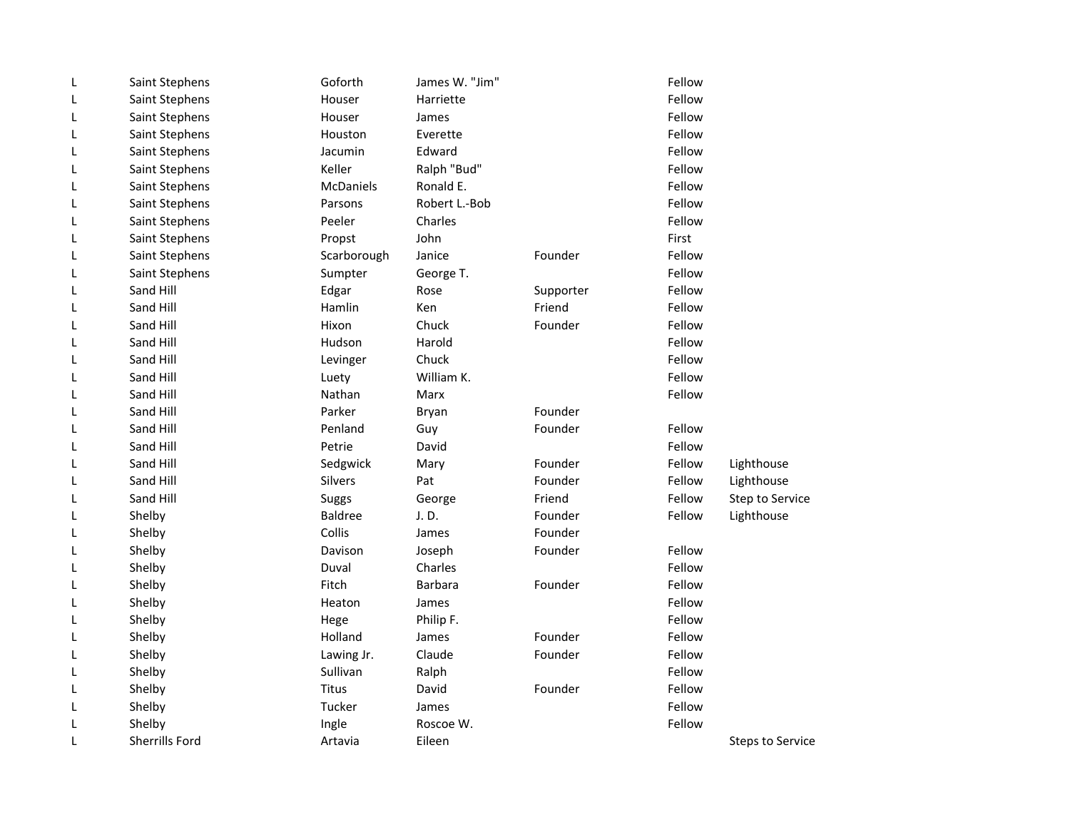| | | | | | | |
|---|---|---|---|---|---|---|
| L | Saint Stephens | Goforth | James W. "Jim" | | Fellow | |
| L | Saint Stephens | Houser | Harriette | | Fellow | |
| L | Saint Stephens | Houser | James | | Fellow | |
| L | Saint Stephens | Houston | Everette | | Fellow | |
| L | Saint Stephens | Jacumin | Edward | | Fellow | |
| L | Saint Stephens | Keller | Ralph "Bud" | | Fellow | |
| L | Saint Stephens | McDaniels | Ronald E. | | Fellow | |
| L | Saint Stephens | Parsons | Robert L.-Bob | | Fellow | |
| L | Saint Stephens | Peeler | Charles | | Fellow | |
| L | Saint Stephens | Propst | John | | First | |
| L | Saint Stephens | Scarborough | Janice | Founder | Fellow | |
| L | Saint Stephens | Sumpter | George T. | | Fellow | |
| L | Sand Hill | Edgar | Rose | Supporter | Fellow | |
| L | Sand Hill | Hamlin | Ken | Friend | Fellow | |
| L | Sand Hill | Hixon | Chuck | Founder | Fellow | |
| L | Sand Hill | Hudson | Harold | | Fellow | |
| L | Sand Hill | Levinger | Chuck | | Fellow | |
| L | Sand Hill | Luety | William K. | | Fellow | |
| L | Sand Hill | Nathan | Marx | | Fellow | |
| L | Sand Hill | Parker | Bryan | Founder | | |
| L | Sand Hill | Penland | Guy | Founder | Fellow | |
| L | Sand Hill | Petrie | David | | Fellow | |
| L | Sand Hill | Sedgwick | Mary | Founder | Fellow | Lighthouse |
| L | Sand Hill | Silvers | Pat | Founder | Fellow | Lighthouse |
| L | Sand Hill | Suggs | George | Friend | Fellow | Step to Service |
| L | Shelby | Baldree | J. D. | Founder | Fellow | Lighthouse |
| L | Shelby | Collis | James | Founder | | |
| L | Shelby | Davison | Joseph | Founder | Fellow | |
| L | Shelby | Duval | Charles | | Fellow | |
| L | Shelby | Fitch | Barbara | Founder | Fellow | |
| L | Shelby | Heaton | James | | Fellow | |
| L | Shelby | Hege | Philip F. | | Fellow | |
| L | Shelby | Holland | James | Founder | Fellow | |
| L | Shelby | Lawing Jr. | Claude | Founder | Fellow | |
| L | Shelby | Sullivan | Ralph | | Fellow | |
| L | Shelby | Titus | David | Founder | Fellow | |
| L | Shelby | Tucker | James | | Fellow | |
| L | Shelby | Ingle | Roscoe W. | | Fellow | |
| L | Sherrills Ford | Artavia | Eileen | | | Steps to Service |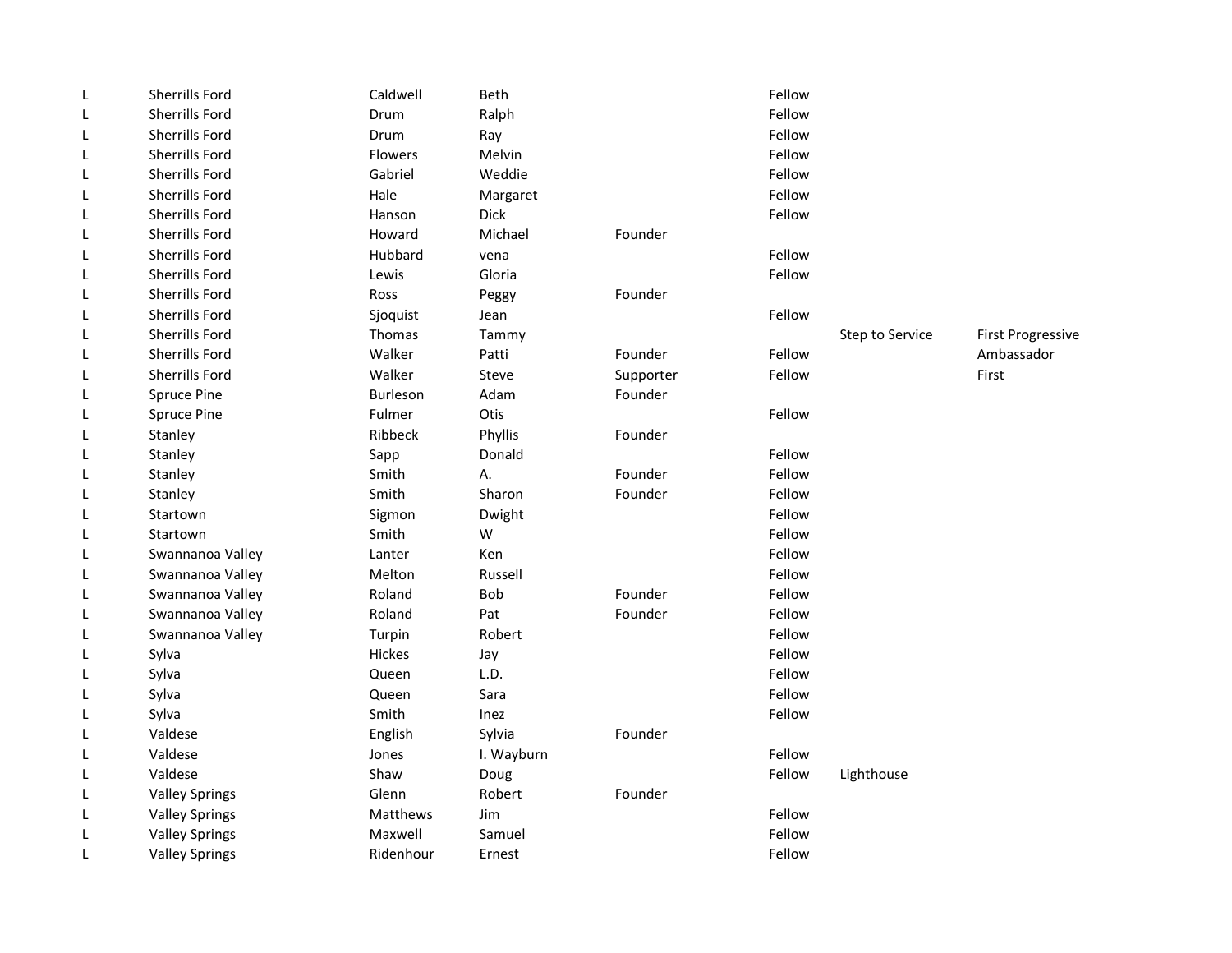| | | | | | | | |
|---|---|---|---|---|---|---|---|
| L | Sherrills Ford | Caldwell | Beth | | Fellow | | |
| L | Sherrills Ford | Drum | Ralph | | Fellow | | |
| L | Sherrills Ford | Drum | Ray | | Fellow | | |
| L | Sherrills Ford | Flowers | Melvin | | Fellow | | |
| L | Sherrills Ford | Gabriel | Weddie | | Fellow | | |
| L | Sherrills Ford | Hale | Margaret | | Fellow | | |
| L | Sherrills Ford | Hanson | Dick | | Fellow | | |
| L | Sherrills Ford | Howard | Michael | Founder | | | |
| L | Sherrills Ford | Hubbard | vena | | Fellow | | |
| L | Sherrills Ford | Lewis | Gloria | | Fellow | | |
| L | Sherrills Ford | Ross | Peggy | Founder | | | |
| L | Sherrills Ford | Sjoquist | Jean | | Fellow | | |
| L | Sherrills Ford | Thomas | Tammy | | | Step to Service | First Progressive |
| L | Sherrills Ford | Walker | Patti | Founder | Fellow | | Ambassador |
| L | Sherrills Ford | Walker | Steve | Supporter | Fellow | | First |
| L | Spruce Pine | Burleson | Adam | Founder | | | |
| L | Spruce Pine | Fulmer | Otis | | Fellow | | |
| L | Stanley | Ribbeck | Phyllis | Founder | | | |
| L | Stanley | Sapp | Donald | | Fellow | | |
| L | Stanley | Smith | A. | Founder | Fellow | | |
| L | Stanley | Smith | Sharon | Founder | Fellow | | |
| L | Startown | Sigmon | Dwight | | Fellow | | |
| L | Startown | Smith | W | | Fellow | | |
| L | Swannanoa Valley | Lanter | Ken | | Fellow | | |
| L | Swannanoa Valley | Melton | Russell | | Fellow | | |
| L | Swannanoa Valley | Roland | Bob | Founder | Fellow | | |
| L | Swannanoa Valley | Roland | Pat | Founder | Fellow | | |
| L | Swannanoa Valley | Turpin | Robert | | Fellow | | |
| L | Sylva | Hickes | Jay | | Fellow | | |
| L | Sylva | Queen | L.D. | | Fellow | | |
| L | Sylva | Queen | Sara | | Fellow | | |
| L | Sylva | Smith | Inez | | Fellow | | |
| L | Valdese | English | Sylvia | Founder | | | |
| L | Valdese | Jones | I. Wayburn | | Fellow | | |
| L | Valdese | Shaw | Doug | | Fellow | Lighthouse | |
| L | Valley Springs | Glenn | Robert | Founder | | | |
| L | Valley Springs | Matthews | Jim | | Fellow | | |
| L | Valley Springs | Maxwell | Samuel | | Fellow | | |
| L | Valley Springs | Ridenhour | Ernest | | Fellow | | |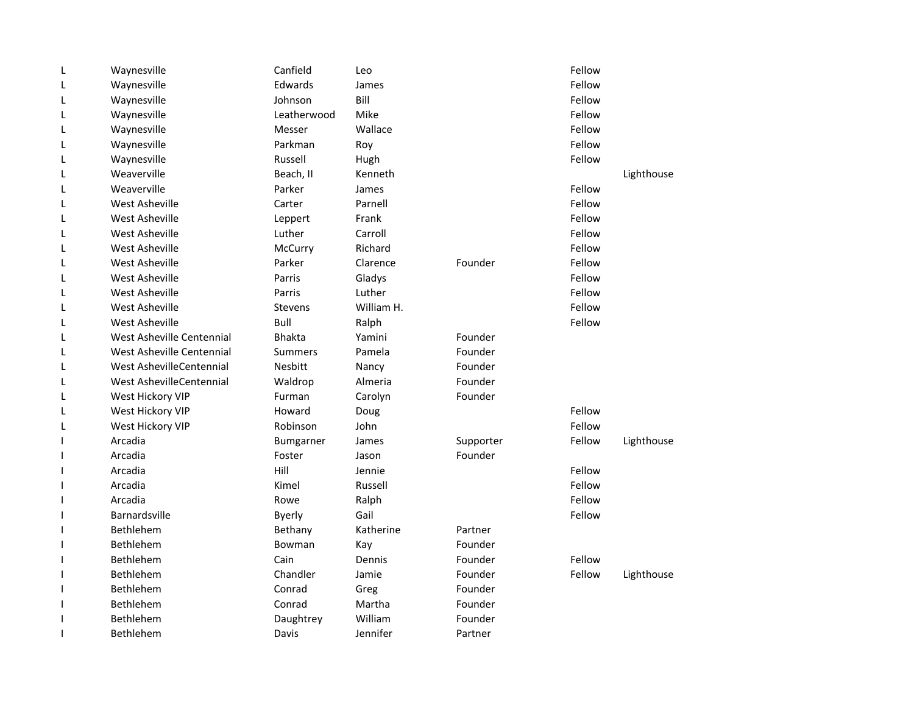| | | | | | | |
|---|---|---|---|---|---|---|
| L | Waynesville | Canfield | Leo | | Fellow | |
| L | Waynesville | Edwards | James | | Fellow | |
| L | Waynesville | Johnson | Bill | | Fellow | |
| L | Waynesville | Leatherwood | Mike | | Fellow | |
| L | Waynesville | Messer | Wallace | | Fellow | |
| L | Waynesville | Parkman | Roy | | Fellow | |
| L | Waynesville | Russell | Hugh | | Fellow | |
| L | Weaverville | Beach, II | Kenneth | | | Lighthouse |
| L | Weaverville | Parker | James | | Fellow | |
| L | West Asheville | Carter | Parnell | | Fellow | |
| L | West Asheville | Leppert | Frank | | Fellow | |
| L | West Asheville | Luther | Carroll | | Fellow | |
| L | West Asheville | McCurry | Richard | | Fellow | |
| L | West Asheville | Parker | Clarence | Founder | Fellow | |
| L | West Asheville | Parris | Gladys | | Fellow | |
| L | West Asheville | Parris | Luther | | Fellow | |
| L | West Asheville | Stevens | William H. | | Fellow | |
| L | West Asheville | Bull | Ralph | | Fellow | |
| L | West Asheville Centennial | Bhakta | Yamini | Founder | | |
| L | West Asheville Centennial | Summers | Pamela | Founder | | |
| L | West AshevilleCentennial | Nesbitt | Nancy | Founder | | |
| L | West AshevilleCentennial | Waldrop | Almeria | Founder | | |
| L | West Hickory VIP | Furman | Carolyn | Founder | | |
| L | West Hickory VIP | Howard | Doug | | Fellow | |
| L | West Hickory VIP | Robinson | John | | Fellow | |
| I | Arcadia | Bumgarner | James | Supporter | Fellow | Lighthouse |
| I | Arcadia | Foster | Jason | Founder | | |
| I | Arcadia | Hill | Jennie | | Fellow | |
| I | Arcadia | Kimel | Russell | | Fellow | |
| I | Arcadia | Rowe | Ralph | | Fellow | |
| I | Barnardsville | Byerly | Gail | | Fellow | |
| I | Bethlehem | Bethany | Katherine | Partner | | |
| I | Bethlehem | Bowman | Kay | Founder | | |
| I | Bethlehem | Cain | Dennis | Founder | Fellow | |
| I | Bethlehem | Chandler | Jamie | Founder | Fellow | Lighthouse |
| I | Bethlehem | Conrad | Greg | Founder | | |
| I | Bethlehem | Conrad | Martha | Founder | | |
| I | Bethlehem | Daughtrey | William | Founder | | |
| I | Bethlehem | Davis | Jennifer | Partner | | |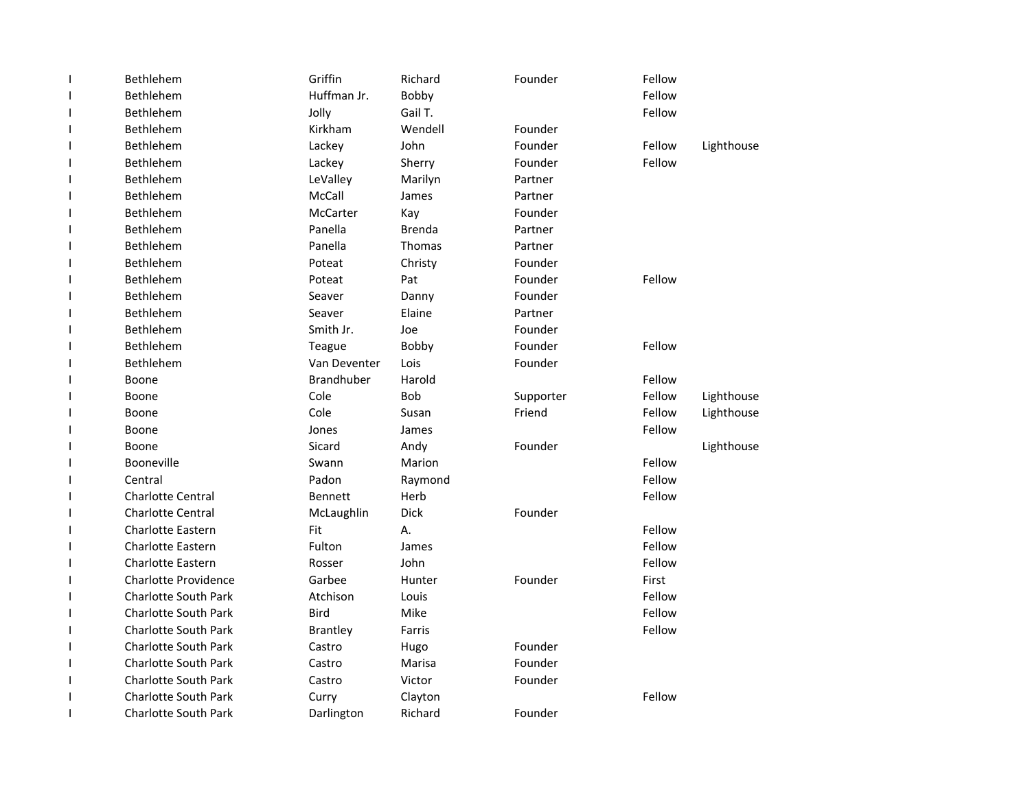| | | | | | | |
|---|---|---|---|---|---|---|
| I | Bethlehem | Griffin | Richard | Founder | Fellow | |
| I | Bethlehem | Huffman Jr. | Bobby | | Fellow | |
| I | Bethlehem | Jolly | Gail T. | | Fellow | |
| I | Bethlehem | Kirkham | Wendell | Founder | | |
| I | Bethlehem | Lackey | John | Founder | Fellow | Lighthouse |
| I | Bethlehem | Lackey | Sherry | Founder | Fellow | |
| I | Bethlehem | LeValley | Marilyn | Partner | | |
| I | Bethlehem | McCall | James | Partner | | |
| I | Bethlehem | McCarter | Kay | Founder | | |
| I | Bethlehem | Panella | Brenda | Partner | | |
| I | Bethlehem | Panella | Thomas | Partner | | |
| I | Bethlehem | Poteat | Christy | Founder | | |
| I | Bethlehem | Poteat | Pat | Founder | Fellow | |
| I | Bethlehem | Seaver | Danny | Founder | | |
| I | Bethlehem | Seaver | Elaine | Partner | | |
| I | Bethlehem | Smith Jr. | Joe | Founder | | |
| I | Bethlehem | Teague | Bobby | Founder | Fellow | |
| I | Bethlehem | Van Deventer | Lois | Founder | | |
| I | Boone | Brandhuber | Harold | | Fellow | |
| I | Boone | Cole | Bob | Supporter | Fellow | Lighthouse |
| I | Boone | Cole | Susan | Friend | Fellow | Lighthouse |
| I | Boone | Jones | James | | Fellow | |
| I | Boone | Sicard | Andy | Founder | | Lighthouse |
| I | Booneville | Swann | Marion | | Fellow | |
| I | Central | Padon | Raymond | | Fellow | |
| I | Charlotte Central | Bennett | Herb | | Fellow | |
| I | Charlotte Central | McLaughlin | Dick | Founder | | |
| I | Charlotte Eastern | Fit | A. | | Fellow | |
| I | Charlotte Eastern | Fulton | James | | Fellow | |
| I | Charlotte Eastern | Rosser | John | | Fellow | |
| I | Charlotte Providence | Garbee | Hunter | Founder | First | |
| I | Charlotte South Park | Atchison | Louis | | Fellow | |
| I | Charlotte South Park | Bird | Mike | | Fellow | |
| I | Charlotte South Park | Brantley | Farris | | Fellow | |
| I | Charlotte South Park | Castro | Hugo | Founder | | |
| I | Charlotte South Park | Castro | Marisa | Founder | | |
| I | Charlotte South Park | Castro | Victor | Founder | | |
| I | Charlotte South Park | Curry | Clayton | | Fellow | |
| I | Charlotte South Park | Darlington | Richard | Founder | | |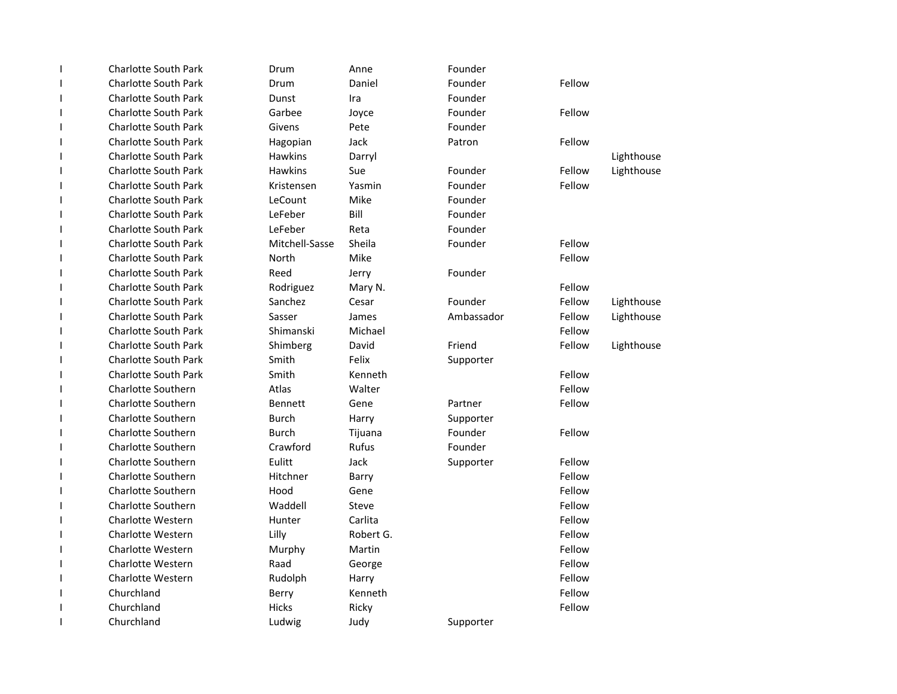| | | | | | | |
|---|---|---|---|---|---|---|
| I | Charlotte South Park | Drum | Anne | Founder | | |
| I | Charlotte South Park | Drum | Daniel | Founder | Fellow | |
| I | Charlotte South Park | Dunst | Ira | Founder | | |
| I | Charlotte South Park | Garbee | Joyce | Founder | Fellow | |
| I | Charlotte South Park | Givens | Pete | Founder | | |
| I | Charlotte South Park | Hagopian | Jack | Patron | Fellow | |
| I | Charlotte South Park | Hawkins | Darryl | | | Lighthouse |
| I | Charlotte South Park | Hawkins | Sue | Founder | Fellow | Lighthouse |
| I | Charlotte South Park | Kristensen | Yasmin | Founder | Fellow | |
| I | Charlotte South Park | LeCount | Mike | Founder | | |
| I | Charlotte South Park | LeFeber | Bill | Founder | | |
| I | Charlotte South Park | LeFeber | Reta | Founder | | |
| I | Charlotte South Park | Mitchell-Sasse | Sheila | Founder | Fellow | |
| I | Charlotte South Park | North | Mike | | Fellow | |
| I | Charlotte South Park | Reed | Jerry | Founder | | |
| I | Charlotte South Park | Rodriguez | Mary N. | | Fellow | |
| I | Charlotte South Park | Sanchez | Cesar | Founder | Fellow | Lighthouse |
| I | Charlotte South Park | Sasser | James | Ambassador | Fellow | Lighthouse |
| I | Charlotte South Park | Shimanski | Michael | | Fellow | |
| I | Charlotte South Park | Shimberg | David | Friend | Fellow | Lighthouse |
| I | Charlotte South Park | Smith | Felix | Supporter | | |
| I | Charlotte South Park | Smith | Kenneth | | Fellow | |
| I | Charlotte Southern | Atlas | Walter | | Fellow | |
| I | Charlotte Southern | Bennett | Gene | Partner | Fellow | |
| I | Charlotte Southern | Burch | Harry | Supporter | | |
| I | Charlotte Southern | Burch | Tijuana | Founder | Fellow | |
| I | Charlotte Southern | Crawford | Rufus | Founder | | |
| I | Charlotte Southern | Eulitt | Jack | Supporter | Fellow | |
| I | Charlotte Southern | Hitchner | Barry | | Fellow | |
| I | Charlotte Southern | Hood | Gene | | Fellow | |
| I | Charlotte Southern | Waddell | Steve | | Fellow | |
| I | Charlotte Western | Hunter | Carlita | | Fellow | |
| I | Charlotte Western | Lilly | Robert G. | | Fellow | |
| I | Charlotte Western | Murphy | Martin | | Fellow | |
| I | Charlotte Western | Raad | George | | Fellow | |
| I | Charlotte Western | Rudolph | Harry | | Fellow | |
| I | Churchland | Berry | Kenneth | | Fellow | |
| I | Churchland | Hicks | Ricky | | Fellow | |
| I | Churchland | Ludwig | Judy | Supporter | | |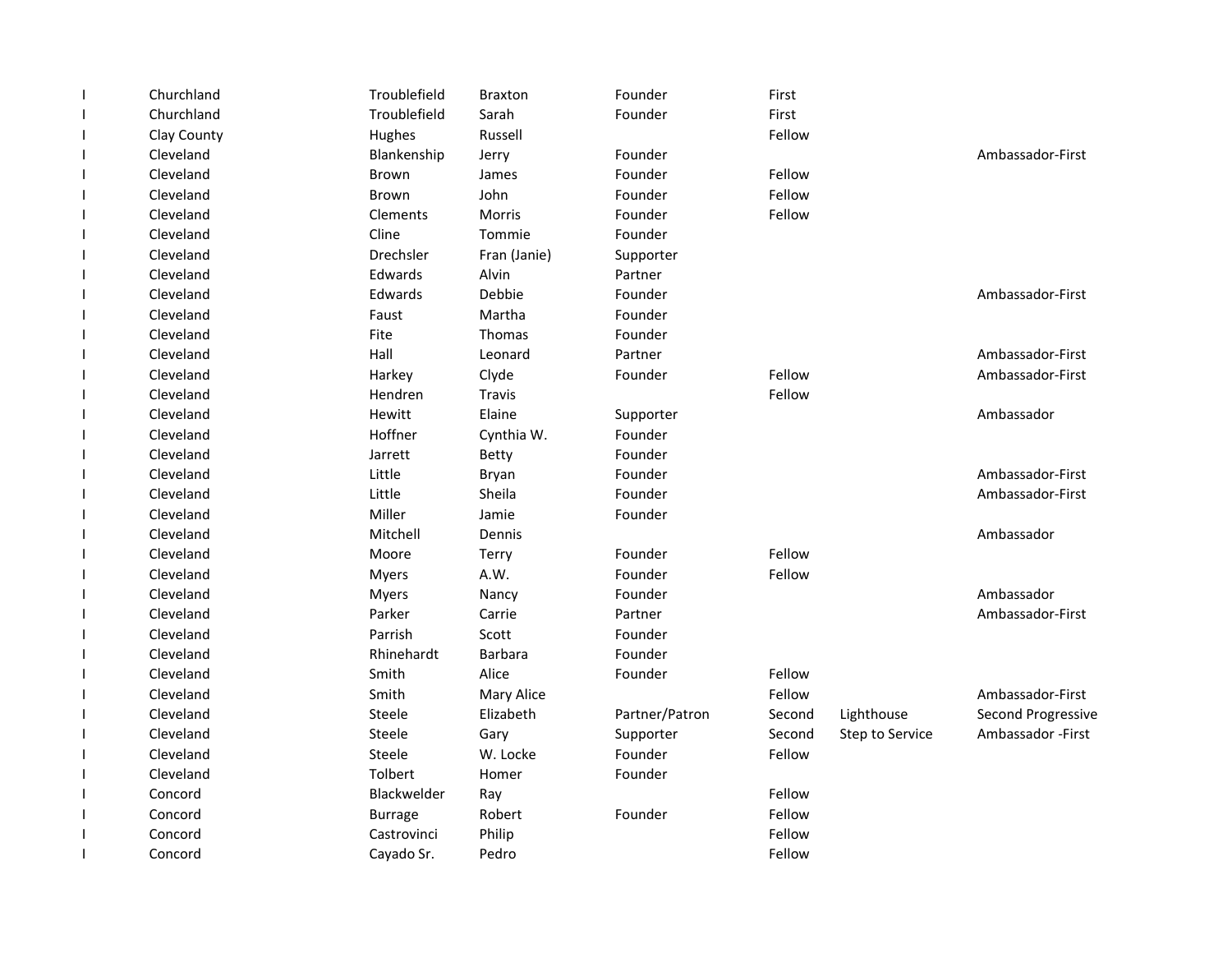| | | | | | | | |
|---|---|---|---|---|---|---|---|
| I | Churchland | Troublefield | Braxton | Founder | First | | |
| I | Churchland | Troublefield | Sarah | Founder | First | | |
| I | Clay County | Hughes | Russell | | Fellow | | |
| I | Cleveland | Blankenship | Jerry | Founder | | | Ambassador-First |
| I | Cleveland | Brown | James | Founder | Fellow | | |
| I | Cleveland | Brown | John | Founder | Fellow | | |
| I | Cleveland | Clements | Morris | Founder | Fellow | | |
| I | Cleveland | Cline | Tommie | Founder | | | |
| I | Cleveland | Drechsler | Fran (Janie) | Supporter | | | |
| I | Cleveland | Edwards | Alvin | Partner | | | |
| I | Cleveland | Edwards | Debbie | Founder | | | Ambassador-First |
| I | Cleveland | Faust | Martha | Founder | | | |
| I | Cleveland | Fite | Thomas | Founder | | | |
| I | Cleveland | Hall | Leonard | Partner | | | Ambassador-First |
| I | Cleveland | Harkey | Clyde | Founder | Fellow | | Ambassador-First |
| I | Cleveland | Hendren | Travis | | Fellow | | |
| I | Cleveland | Hewitt | Elaine | Supporter | | | Ambassador |
| I | Cleveland | Hoffner | Cynthia W. | Founder | | | |
| I | Cleveland | Jarrett | Betty | Founder | | | |
| I | Cleveland | Little | Bryan | Founder | | | Ambassador-First |
| I | Cleveland | Little | Sheila | Founder | | | Ambassador-First |
| I | Cleveland | Miller | Jamie | Founder | | | |
| I | Cleveland | Mitchell | Dennis | | | | Ambassador |
| I | Cleveland | Moore | Terry | Founder | Fellow | | |
| I | Cleveland | Myers | A.W. | Founder | Fellow | | |
| I | Cleveland | Myers | Nancy | Founder | | | Ambassador |
| I | Cleveland | Parker | Carrie | Partner | | | Ambassador-First |
| I | Cleveland | Parrish | Scott | Founder | | | |
| I | Cleveland | Rhinehardt | Barbara | Founder | | | |
| I | Cleveland | Smith | Alice | Founder | Fellow | | |
| I | Cleveland | Smith | Mary Alice | | Fellow | | Ambassador-First |
| I | Cleveland | Steele | Elizabeth | Partner/Patron | Second | Lighthouse | Second Progressive |
| I | Cleveland | Steele | Gary | Supporter | Second | Step to Service | Ambassador -First |
| I | Cleveland | Steele | W. Locke | Founder | Fellow | | |
| I | Cleveland | Tolbert | Homer | Founder | | | |
| I | Concord | Blackwelder | Ray | | Fellow | | |
| I | Concord | Burrage | Robert | Founder | Fellow | | |
| I | Concord | Castrovinci | Philip | | Fellow | | |
| I | Concord | Cayado Sr. | Pedro | | Fellow | | |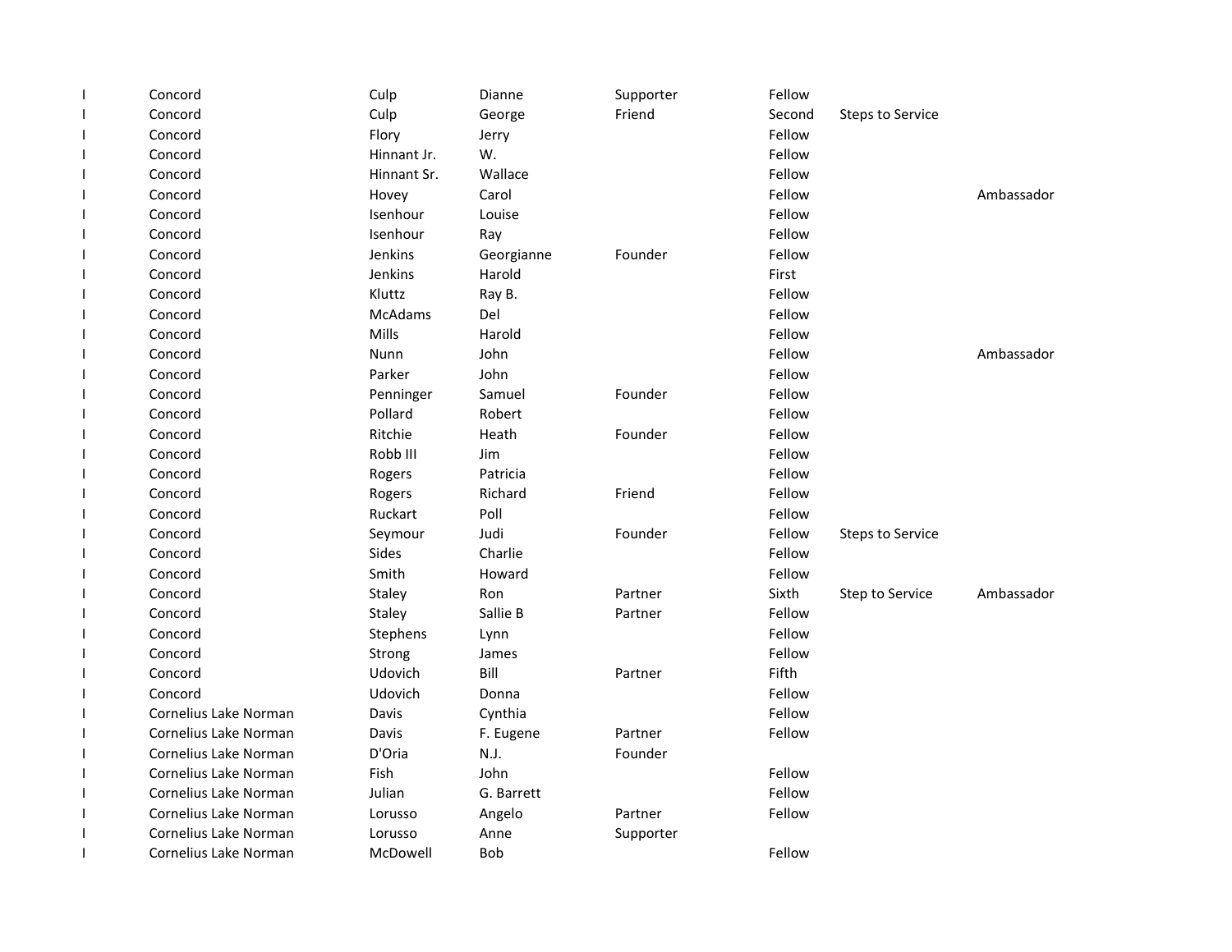| | | | | | | | |
|---|---|---|---|---|---|---|---|
| I | Concord | Culp | Dianne | Supporter | Fellow | | |
| I | Concord | Culp | George | Friend | Second | Steps to Service | |
| I | Concord | Flory | Jerry | | Fellow | | |
| I | Concord | Hinnant Jr. | W. | | Fellow | | |
| I | Concord | Hinnant Sr. | Wallace | | Fellow | | |
| I | Concord | Hovey | Carol | | Fellow | | Ambassador |
| I | Concord | Isenhour | Louise | | Fellow | | |
| I | Concord | Isenhour | Ray | | Fellow | | |
| I | Concord | Jenkins | Georgianne | Founder | Fellow | | |
| I | Concord | Jenkins | Harold | | First | | |
| I | Concord | Kluttz | Ray B. | | Fellow | | |
| I | Concord | McAdams | Del | | Fellow | | |
| I | Concord | Mills | Harold | | Fellow | | |
| I | Concord | Nunn | John | | Fellow | | Ambassador |
| I | Concord | Parker | John | | Fellow | | |
| I | Concord | Penninger | Samuel | Founder | Fellow | | |
| I | Concord | Pollard | Robert | | Fellow | | |
| I | Concord | Ritchie | Heath | Founder | Fellow | | |
| I | Concord | Robb III | Jim | | Fellow | | |
| I | Concord | Rogers | Patricia | | Fellow | | |
| I | Concord | Rogers | Richard | Friend | Fellow | | |
| I | Concord | Ruckart | Poll | | Fellow | | |
| I | Concord | Seymour | Judi | Founder | Fellow | Steps to Service | |
| I | Concord | Sides | Charlie | | Fellow | | |
| I | Concord | Smith | Howard | | Fellow | | |
| I | Concord | Staley | Ron | Partner | Sixth | Step to Service | Ambassador |
| I | Concord | Staley | Sallie B | Partner | Fellow | | |
| I | Concord | Stephens | Lynn | | Fellow | | |
| I | Concord | Strong | James | | Fellow | | |
| I | Concord | Udovich | Bill | Partner | Fifth | | |
| I | Concord | Udovich | Donna | | Fellow | | |
| I | Cornelius Lake Norman | Davis | Cynthia | | Fellow | | |
| I | Cornelius Lake Norman | Davis | F. Eugene | Partner | Fellow | | |
| I | Cornelius Lake Norman | D'Oria | N.J. | Founder | | | |
| I | Cornelius Lake Norman | Fish | John | | Fellow | | |
| I | Cornelius Lake Norman | Julian | G. Barrett | | Fellow | | |
| I | Cornelius Lake Norman | Lorusso | Angelo | Partner | Fellow | | |
| I | Cornelius Lake Norman | Lorusso | Anne | Supporter | | | |
| I | Cornelius Lake Norman | McDowell | Bob | | Fellow | | |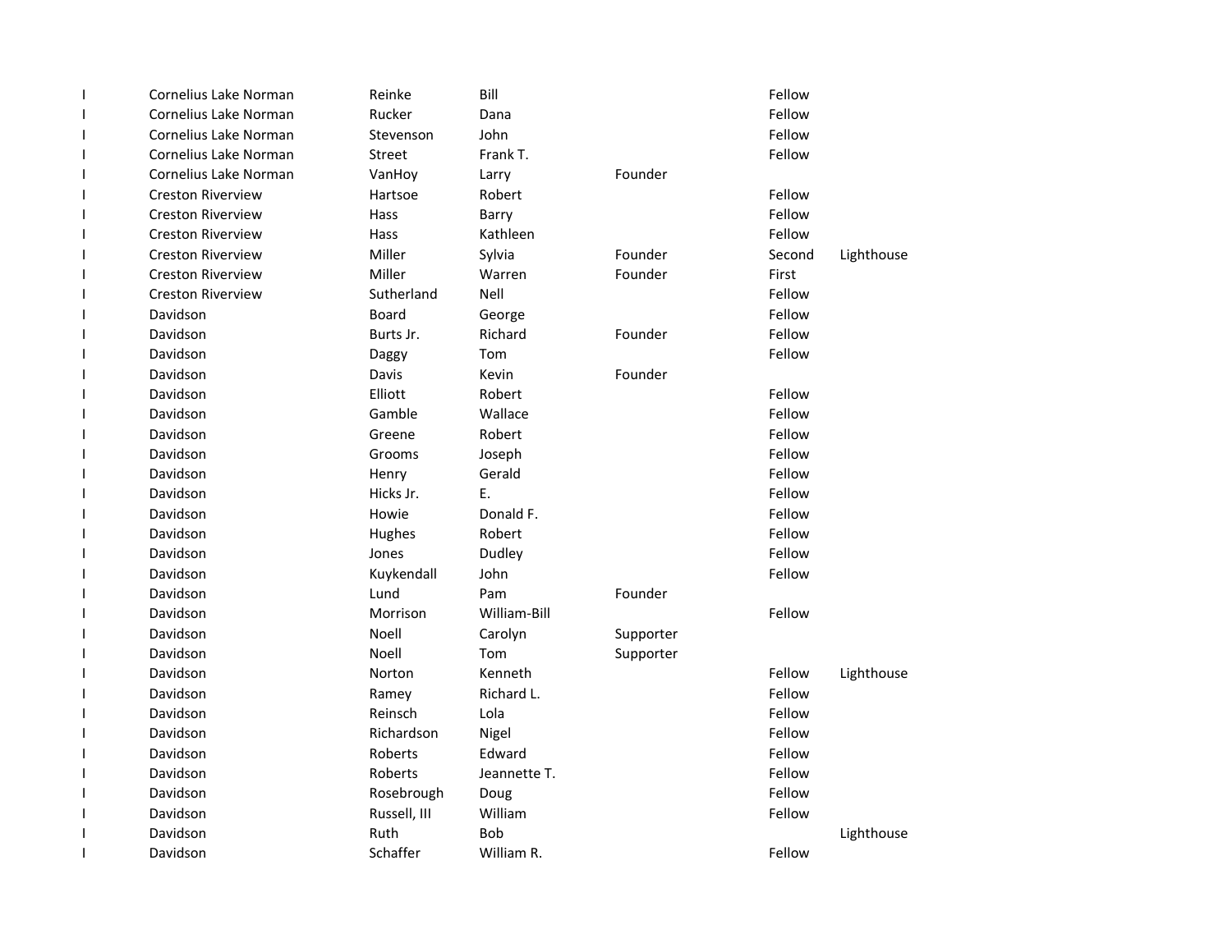| | | | | | | |
|---|---|---|---|---|---|---|
| I | Cornelius Lake Norman | Reinke | Bill | | Fellow | |
| I | Cornelius Lake Norman | Rucker | Dana | | Fellow | |
| I | Cornelius Lake Norman | Stevenson | John | | Fellow | |
| I | Cornelius Lake Norman | Street | Frank T. | | Fellow | |
| I | Cornelius Lake Norman | VanHoy | Larry | Founder | | |
| I | Creston Riverview | Hartsoe | Robert | | Fellow | |
| I | Creston Riverview | Hass | Barry | | Fellow | |
| I | Creston Riverview | Hass | Kathleen | | Fellow | |
| I | Creston Riverview | Miller | Sylvia | Founder | Second | Lighthouse |
| I | Creston Riverview | Miller | Warren | Founder | First | |
| I | Creston Riverview | Sutherland | Nell | | Fellow | |
| I | Davidson | Board | George | | Fellow | |
| I | Davidson | Burts Jr. | Richard | Founder | Fellow | |
| I | Davidson | Daggy | Tom | | Fellow | |
| I | Davidson | Davis | Kevin | Founder | | |
| I | Davidson | Elliott | Robert | | Fellow | |
| I | Davidson | Gamble | Wallace | | Fellow | |
| I | Davidson | Greene | Robert | | Fellow | |
| I | Davidson | Grooms | Joseph | | Fellow | |
| I | Davidson | Henry | Gerald | | Fellow | |
| I | Davidson | Hicks Jr. | E. | | Fellow | |
| I | Davidson | Howie | Donald F. | | Fellow | |
| I | Davidson | Hughes | Robert | | Fellow | |
| I | Davidson | Jones | Dudley | | Fellow | |
| I | Davidson | Kuykendall | John | | Fellow | |
| I | Davidson | Lund | Pam | Founder | | |
| I | Davidson | Morrison | William-Bill | | Fellow | |
| I | Davidson | Noell | Carolyn | Supporter | | |
| I | Davidson | Noell | Tom | Supporter | | |
| I | Davidson | Norton | Kenneth | | Fellow | Lighthouse |
| I | Davidson | Ramey | Richard L. | | Fellow | |
| I | Davidson | Reinsch | Lola | | Fellow | |
| I | Davidson | Richardson | Nigel | | Fellow | |
| I | Davidson | Roberts | Edward | | Fellow | |
| I | Davidson | Roberts | Jeannette T. | | Fellow | |
| I | Davidson | Rosebrough | Doug | | Fellow | |
| I | Davidson | Russell, III | William | | Fellow | |
| I | Davidson | Ruth | Bob | | | Lighthouse |
| I | Davidson | Schaffer | William R. | | Fellow | |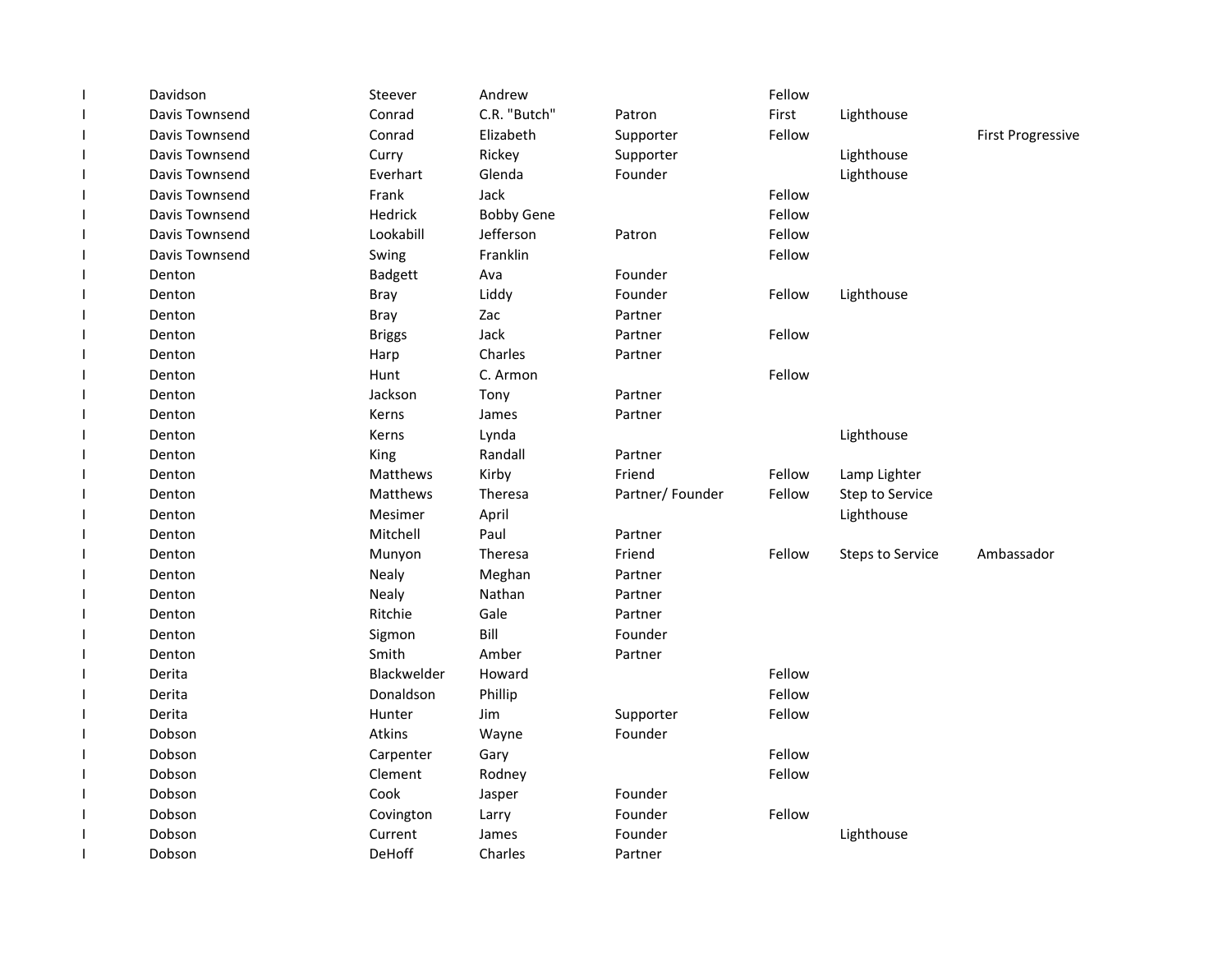| | | | | | | | |
|---|---|---|---|---|---|---|---|
| I | Davidson | Steever | Andrew | | Fellow | | |
| I | Davis Townsend | Conrad | C.R. "Butch" | Patron | First | Lighthouse | |
| I | Davis Townsend | Conrad | Elizabeth | Supporter | Fellow | | First Progressive |
| I | Davis Townsend | Curry | Rickey | Supporter | | Lighthouse | |
| I | Davis Townsend | Everhart | Glenda | Founder | | Lighthouse | |
| I | Davis Townsend | Frank | Jack | | Fellow | | |
| I | Davis Townsend | Hedrick | Bobby Gene | | Fellow | | |
| I | Davis Townsend | Lookabill | Jefferson | Patron | Fellow | | |
| I | Davis Townsend | Swing | Franklin | | Fellow | | |
| I | Denton | Badgett | Ava | Founder | | | |
| I | Denton | Bray | Liddy | Founder | Fellow | Lighthouse | |
| I | Denton | Bray | Zac | Partner | | | |
| I | Denton | Briggs | Jack | Partner | Fellow | | |
| I | Denton | Harp | Charles | Partner | | | |
| I | Denton | Hunt | C. Armon | | Fellow | | |
| I | Denton | Jackson | Tony | Partner | | | |
| I | Denton | Kerns | James | Partner | | | |
| I | Denton | Kerns | Lynda | | | Lighthouse | |
| I | Denton | King | Randall | Partner | | | |
| I | Denton | Matthews | Kirby | Friend | Fellow | Lamp Lighter | |
| I | Denton | Matthews | Theresa | Partner/ Founder | Fellow | Step to Service | |
| I | Denton | Mesimer | April | | | Lighthouse | |
| I | Denton | Mitchell | Paul | Partner | | | |
| I | Denton | Munyon | Theresa | Friend | Fellow | Steps to Service | Ambassador |
| I | Denton | Nealy | Meghan | Partner | | | |
| I | Denton | Nealy | Nathan | Partner | | | |
| I | Denton | Ritchie | Gale | Partner | | | |
| I | Denton | Sigmon | Bill | Founder | | | |
| I | Denton | Smith | Amber | Partner | | | |
| I | Derita | Blackwelder | Howard | | Fellow | | |
| I | Derita | Donaldson | Phillip | | Fellow | | |
| I | Derita | Hunter | Jim | Supporter | Fellow | | |
| I | Dobson | Atkins | Wayne | Founder | | | |
| I | Dobson | Carpenter | Gary | | Fellow | | |
| I | Dobson | Clement | Rodney | | Fellow | | |
| I | Dobson | Cook | Jasper | Founder | | | |
| I | Dobson | Covington | Larry | Founder | Fellow | | |
| I | Dobson | Current | James | Founder | | Lighthouse | |
| I | Dobson | DeHoff | Charles | Partner | | | |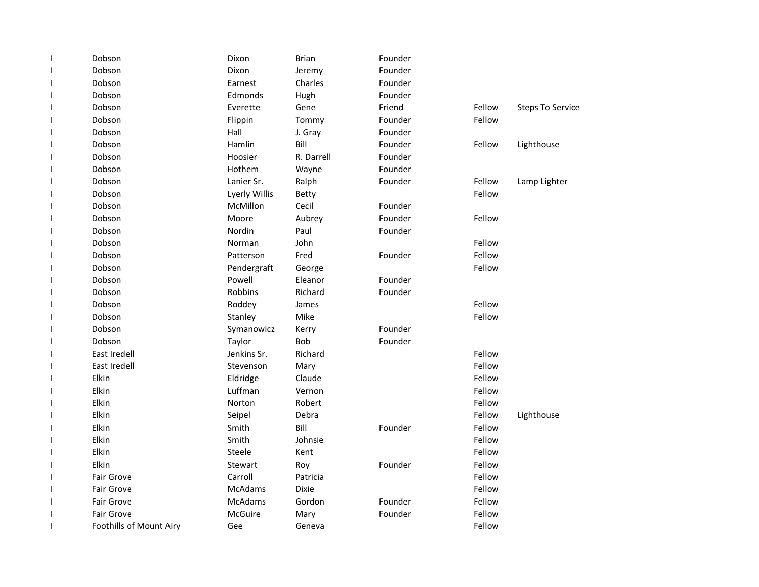| | | | | | | |
|---|---|---|---|---|---|---|
| I | Dobson | Dixon | Brian | Founder | | |
| I | Dobson | Dixon | Jeremy | Founder | | |
| I | Dobson | Earnest | Charles | Founder | | |
| I | Dobson | Edmonds | Hugh | Founder | | |
| I | Dobson | Everette | Gene | Friend | Fellow | Steps To Service |
| I | Dobson | Flippin | Tommy | Founder | Fellow | |
| I | Dobson | Hall | J. Gray | Founder | | |
| I | Dobson | Hamlin | Bill | Founder | Fellow | Lighthouse |
| I | Dobson | Hoosier | R. Darrell | Founder | | |
| I | Dobson | Hothem | Wayne | Founder | | |
| I | Dobson | Lanier Sr. | Ralph | Founder | Fellow | Lamp Lighter |
| I | Dobson | Lyerly Willis | Betty | | Fellow | |
| I | Dobson | McMillon | Cecil | Founder | | |
| I | Dobson | Moore | Aubrey | Founder | Fellow | |
| I | Dobson | Nordin | Paul | Founder | | |
| I | Dobson | Norman | John | | Fellow | |
| I | Dobson | Patterson | Fred | Founder | Fellow | |
| I | Dobson | Pendergraft | George | | Fellow | |
| I | Dobson | Powell | Eleanor | Founder | | |
| I | Dobson | Robbins | Richard | Founder | | |
| I | Dobson | Roddey | James | | Fellow | |
| I | Dobson | Stanley | Mike | | Fellow | |
| I | Dobson | Symanowicz | Kerry | Founder | | |
| I | Dobson | Taylor | Bob | Founder | | |
| I | East Iredell | Jenkins Sr. | Richard | | Fellow | |
| I | East Iredell | Stevenson | Mary | | Fellow | |
| I | Elkin | Eldridge | Claude | | Fellow | |
| I | Elkin | Luffman | Vernon | | Fellow | |
| I | Elkin | Norton | Robert | | Fellow | |
| I | Elkin | Seipel | Debra | | Fellow | Lighthouse |
| I | Elkin | Smith | Bill | Founder | Fellow | |
| I | Elkin | Smith | Johnsie | | Fellow | |
| I | Elkin | Steele | Kent | | Fellow | |
| I | Elkin | Stewart | Roy | Founder | Fellow | |
| I | Fair Grove | Carroll | Patricia | | Fellow | |
| I | Fair Grove | McAdams | Dixie | | Fellow | |
| I | Fair Grove | McAdams | Gordon | Founder | Fellow | |
| I | Fair Grove | McGuire | Mary | Founder | Fellow | |
| I | Foothills of Mount Airy | Gee | Geneva | | Fellow | |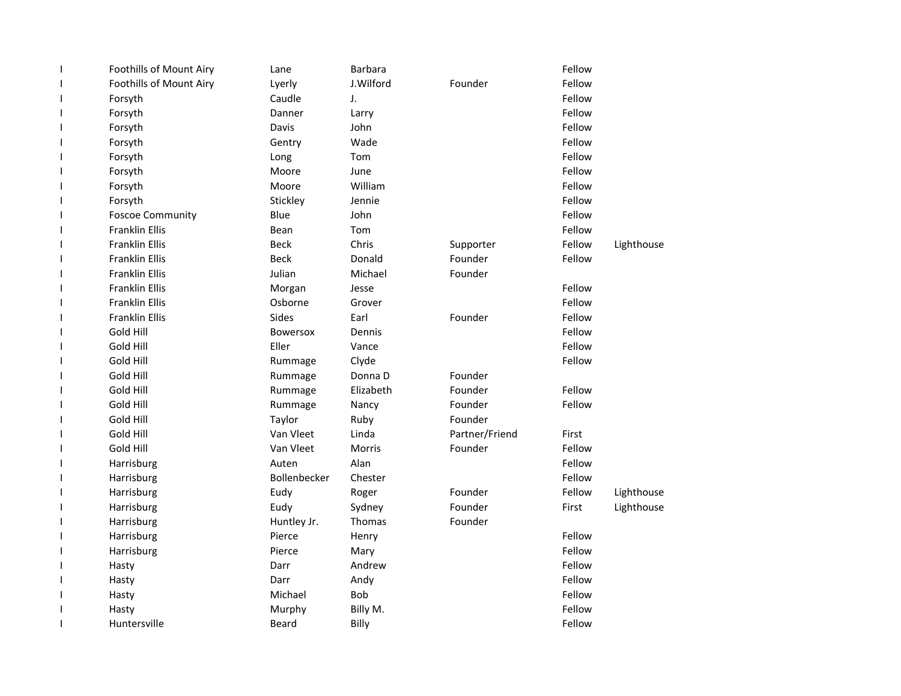| | | | | | | |
|---|---|---|---|---|---|---|
| I | Foothills of Mount Airy | Lane | Barbara | | Fellow | |
| I | Foothills of Mount Airy | Lyerly | J.Wilford | Founder | Fellow | |
| I | Forsyth | Caudle | J. | | Fellow | |
| I | Forsyth | Danner | Larry | | Fellow | |
| I | Forsyth | Davis | John | | Fellow | |
| I | Forsyth | Gentry | Wade | | Fellow | |
| I | Forsyth | Long | Tom | | Fellow | |
| I | Forsyth | Moore | June | | Fellow | |
| I | Forsyth | Moore | William | | Fellow | |
| I | Forsyth | Stickley | Jennie | | Fellow | |
| I | Foscoe Community | Blue | John | | Fellow | |
| I | Franklin Ellis | Bean | Tom | | Fellow | |
| I | Franklin Ellis | Beck | Chris | Supporter | Fellow | Lighthouse |
| I | Franklin Ellis | Beck | Donald | Founder | Fellow | |
| I | Franklin Ellis | Julian | Michael | Founder | | |
| I | Franklin Ellis | Morgan | Jesse | | Fellow | |
| I | Franklin Ellis | Osborne | Grover | | Fellow | |
| I | Franklin Ellis | Sides | Earl | Founder | Fellow | |
| I | Gold Hill | Bowersox | Dennis | | Fellow | |
| I | Gold Hill | Eller | Vance | | Fellow | |
| I | Gold Hill | Rummage | Clyde | | Fellow | |
| I | Gold Hill | Rummage | Donna D | Founder | | |
| I | Gold Hill | Rummage | Elizabeth | Founder | Fellow | |
| I | Gold Hill | Rummage | Nancy | Founder | Fellow | |
| I | Gold Hill | Taylor | Ruby | Founder | | |
| I | Gold Hill | Van Vleet | Linda | Partner/Friend | First | |
| I | Gold Hill | Van Vleet | Morris | Founder | Fellow | |
| I | Harrisburg | Auten | Alan | | Fellow | |
| I | Harrisburg | Bollenbecker | Chester | | Fellow | |
| I | Harrisburg | Eudy | Roger | Founder | Fellow | Lighthouse |
| I | Harrisburg | Eudy | Sydney | Founder | First | Lighthouse |
| I | Harrisburg | Huntley Jr. | Thomas | Founder | | |
| I | Harrisburg | Pierce | Henry | | Fellow | |
| I | Harrisburg | Pierce | Mary | | Fellow | |
| I | Hasty | Darr | Andrew | | Fellow | |
| I | Hasty | Darr | Andy | | Fellow | |
| I | Hasty | Michael | Bob | | Fellow | |
| I | Hasty | Murphy | Billy M. | | Fellow | |
| I | Huntersville | Beard | Billy | | Fellow | |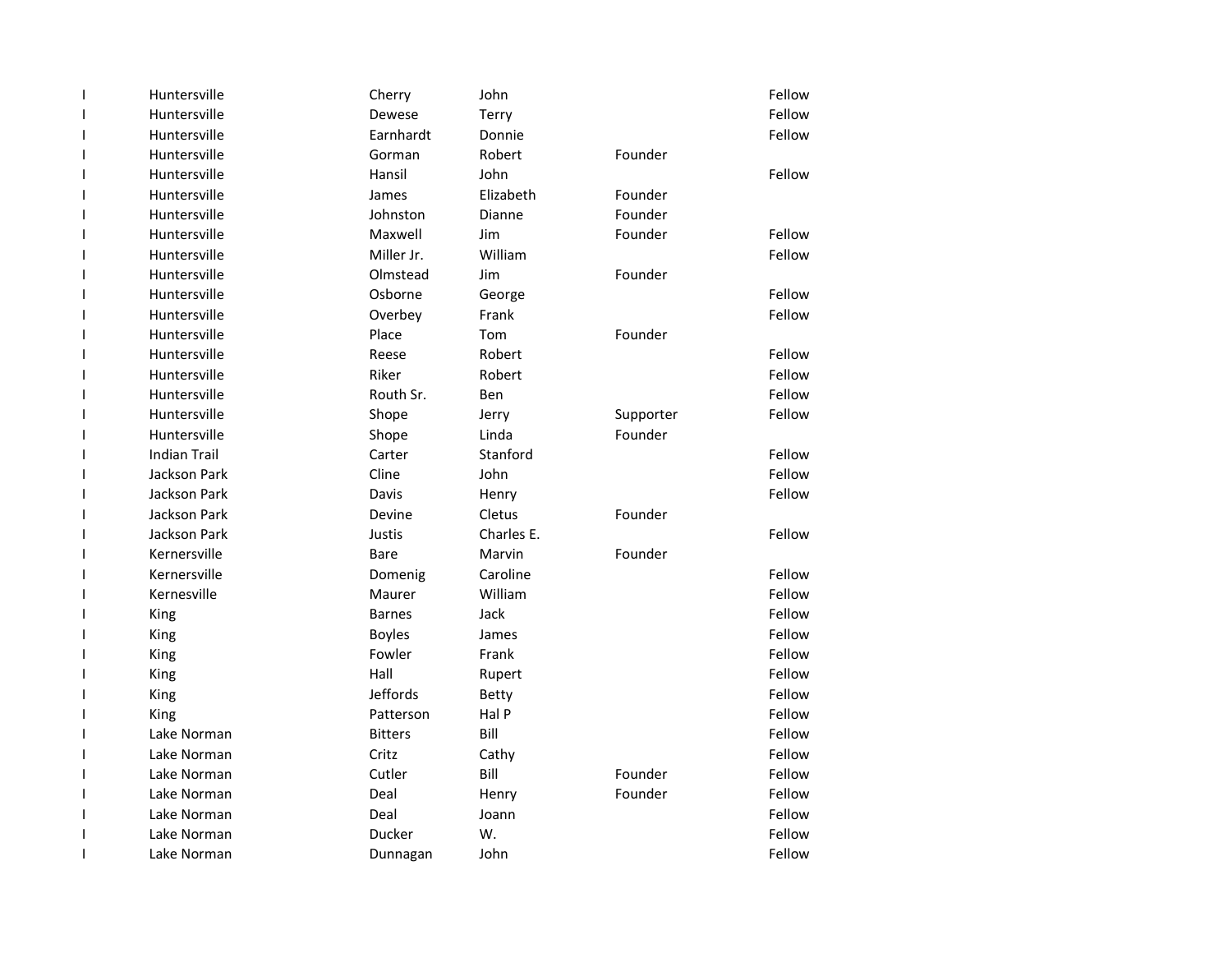| | | | | | |
|---|---|---|---|---|---|
| I | Huntersville | Cherry | John | | Fellow |
| I | Huntersville | Dewese | Terry | | Fellow |
| I | Huntersville | Earnhardt | Donnie | | Fellow |
| I | Huntersville | Gorman | Robert | Founder | |
| I | Huntersville | Hansil | John | | Fellow |
| I | Huntersville | James | Elizabeth | Founder | |
| I | Huntersville | Johnston | Dianne | Founder | |
| I | Huntersville | Maxwell | Jim | Founder | Fellow |
| I | Huntersville | Miller Jr. | William | | Fellow |
| I | Huntersville | Olmstead | Jim | Founder | |
| I | Huntersville | Osborne | George | | Fellow |
| I | Huntersville | Overbey | Frank | | Fellow |
| I | Huntersville | Place | Tom | Founder | |
| I | Huntersville | Reese | Robert | | Fellow |
| I | Huntersville | Riker | Robert | | Fellow |
| I | Huntersville | Routh Sr. | Ben | | Fellow |
| I | Huntersville | Shope | Jerry | Supporter | Fellow |
| I | Huntersville | Shope | Linda | Founder | |
| I | Indian Trail | Carter | Stanford | | Fellow |
| I | Jackson Park | Cline | John | | Fellow |
| I | Jackson Park | Davis | Henry | | Fellow |
| I | Jackson Park | Devine | Cletus | Founder | |
| I | Jackson Park | Justis | Charles E. | | Fellow |
| I | Kernersville | Bare | Marvin | Founder | |
| I | Kernersville | Domenig | Caroline | | Fellow |
| I | Kernesville | Maurer | William | | Fellow |
| I | King | Barnes | Jack | | Fellow |
| I | King | Boyles | James | | Fellow |
| I | King | Fowler | Frank | | Fellow |
| I | King | Hall | Rupert | | Fellow |
| I | King | Jeffords | Betty | | Fellow |
| I | King | Patterson | Hal P | | Fellow |
| I | Lake Norman | Bitters | Bill | | Fellow |
| I | Lake Norman | Critz | Cathy | | Fellow |
| I | Lake Norman | Cutler | Bill | Founder | Fellow |
| I | Lake Norman | Deal | Henry | Founder | Fellow |
| I | Lake Norman | Deal | Joann | | Fellow |
| I | Lake Norman | Ducker | W. | | Fellow |
| I | Lake Norman | Dunnagan | John | | Fellow |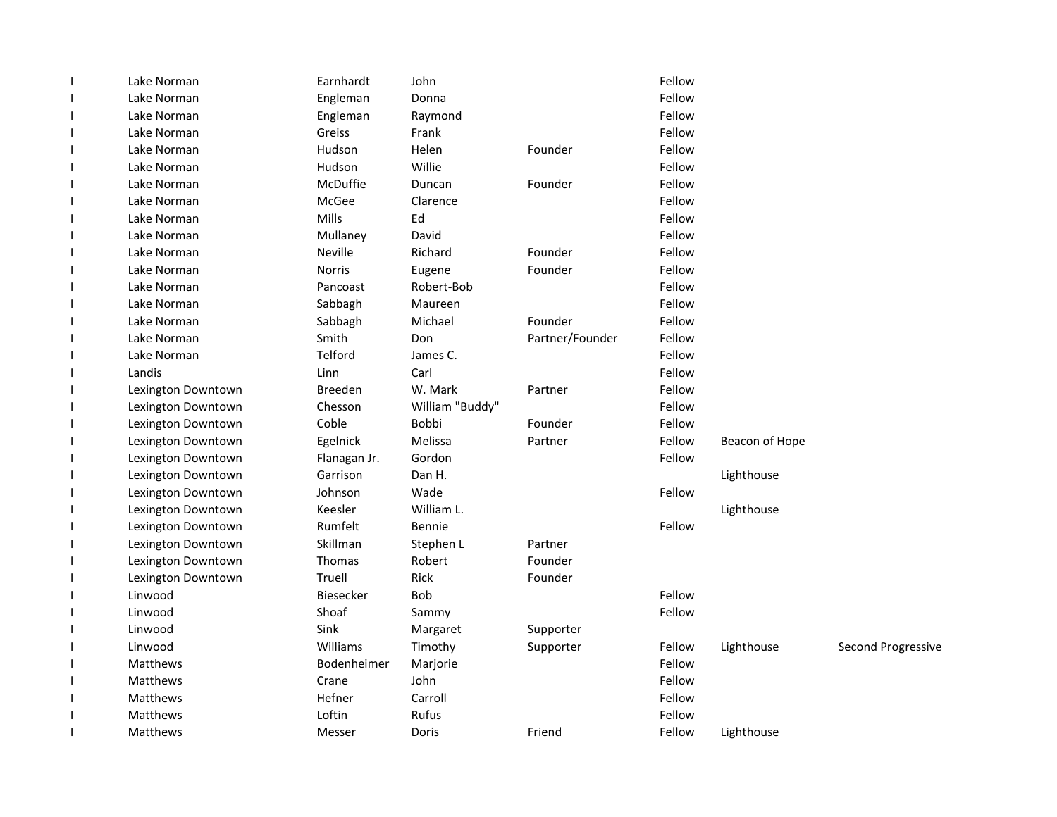| | | | | | | | |
|---|---|---|---|---|---|---|---|
| I | Lake Norman | Earnhardt | John | | Fellow | | |
| I | Lake Norman | Engleman | Donna | | Fellow | | |
| I | Lake Norman | Engleman | Raymond | | Fellow | | |
| I | Lake Norman | Greiss | Frank | | Fellow | | |
| I | Lake Norman | Hudson | Helen | Founder | Fellow | | |
| I | Lake Norman | Hudson | Willie | | Fellow | | |
| I | Lake Norman | McDuffie | Duncan | Founder | Fellow | | |
| I | Lake Norman | McGee | Clarence | | Fellow | | |
| I | Lake Norman | Mills | Ed | | Fellow | | |
| I | Lake Norman | Mullaney | David | | Fellow | | |
| I | Lake Norman | Neville | Richard | Founder | Fellow | | |
| I | Lake Norman | Norris | Eugene | Founder | Fellow | | |
| I | Lake Norman | Pancoast | Robert-Bob | | Fellow | | |
| I | Lake Norman | Sabbagh | Maureen | | Fellow | | |
| I | Lake Norman | Sabbagh | Michael | Founder | Fellow | | |
| I | Lake Norman | Smith | Don | Partner/Founder | Fellow | | |
| I | Lake Norman | Telford | James C. | | Fellow | | |
| I | Landis | Linn | Carl | | Fellow | | |
| I | Lexington Downtown | Breeden | W. Mark | Partner | Fellow | | |
| I | Lexington Downtown | Chesson | William "Buddy" | | Fellow | | |
| I | Lexington Downtown | Coble | Bobbi | Founder | Fellow | | |
| I | Lexington Downtown | Egelnick | Melissa | Partner | Fellow | Beacon of Hope | |
| I | Lexington Downtown | Flanagan Jr. | Gordon | | Fellow | | |
| I | Lexington Downtown | Garrison | Dan H. | | | Lighthouse | |
| I | Lexington Downtown | Johnson | Wade | | Fellow | | |
| I | Lexington Downtown | Keesler | William L. | | | Lighthouse | |
| I | Lexington Downtown | Rumfelt | Bennie | | Fellow | | |
| I | Lexington Downtown | Skillman | Stephen L | Partner | | | |
| I | Lexington Downtown | Thomas | Robert | Founder | | | |
| I | Lexington Downtown | Truell | Rick | Founder | | | |
| I | Linwood | Biesecker | Bob | | Fellow | | |
| I | Linwood | Shoaf | Sammy | | Fellow | | |
| I | Linwood | Sink | Margaret | Supporter | | | |
| I | Linwood | Williams | Timothy | Supporter | Fellow | Lighthouse | Second Progressive |
| I | Matthews | Bodenheimer | Marjorie | | Fellow | | |
| I | Matthews | Crane | John | | Fellow | | |
| I | Matthews | Hefner | Carroll | | Fellow | | |
| I | Matthews | Loftin | Rufus | | Fellow | | |
| I | Matthews | Messer | Doris | Friend | Fellow | Lighthouse | |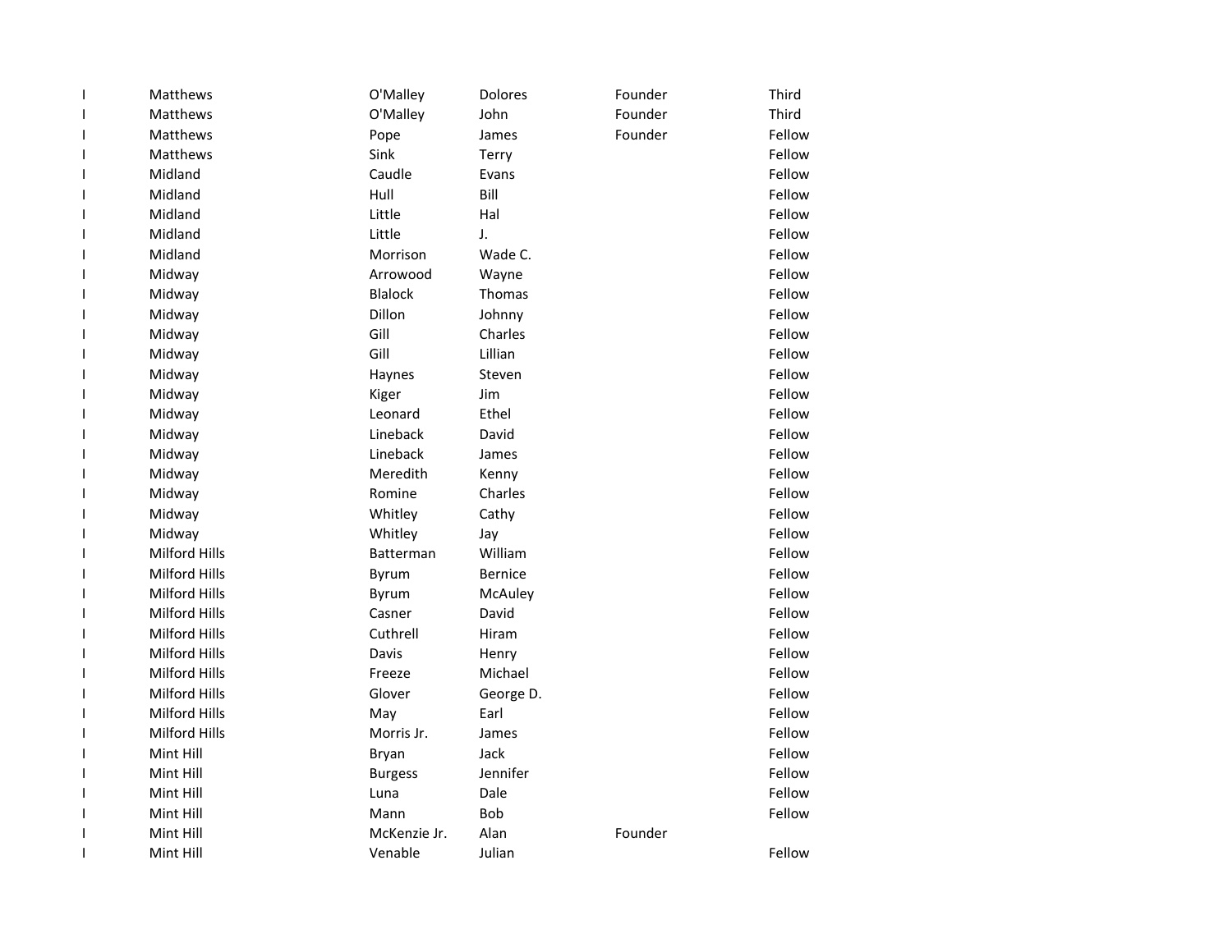| | | | | | |
|---|---|---|---|---|---|
| I | Matthews | O'Malley | Dolores | Founder | Third |
| I | Matthews | O'Malley | John | Founder | Third |
| I | Matthews | Pope | James | Founder | Fellow |
| I | Matthews | Sink | Terry | | Fellow |
| I | Midland | Caudle | Evans | | Fellow |
| I | Midland | Hull | Bill | | Fellow |
| I | Midland | Little | Hal | | Fellow |
| I | Midland | Little | J. | | Fellow |
| I | Midland | Morrison | Wade C. | | Fellow |
| I | Midway | Arrowood | Wayne | | Fellow |
| I | Midway | Blalock | Thomas | | Fellow |
| I | Midway | Dillon | Johnny | | Fellow |
| I | Midway | Gill | Charles | | Fellow |
| I | Midway | Gill | Lillian | | Fellow |
| I | Midway | Haynes | Steven | | Fellow |
| I | Midway | Kiger | Jim | | Fellow |
| I | Midway | Leonard | Ethel | | Fellow |
| I | Midway | Lineback | David | | Fellow |
| I | Midway | Lineback | James | | Fellow |
| I | Midway | Meredith | Kenny | | Fellow |
| I | Midway | Romine | Charles | | Fellow |
| I | Midway | Whitley | Cathy | | Fellow |
| I | Midway | Whitley | Jay | | Fellow |
| I | Milford Hills | Batterman | William | | Fellow |
| I | Milford Hills | Byrum | Bernice | | Fellow |
| I | Milford Hills | Byrum | McAuley | | Fellow |
| I | Milford Hills | Casner | David | | Fellow |
| I | Milford Hills | Cuthrell | Hiram | | Fellow |
| I | Milford Hills | Davis | Henry | | Fellow |
| I | Milford Hills | Freeze | Michael | | Fellow |
| I | Milford Hills | Glover | George D. | | Fellow |
| I | Milford Hills | May | Earl | | Fellow |
| I | Milford Hills | Morris Jr. | James | | Fellow |
| I | Mint Hill | Bryan | Jack | | Fellow |
| I | Mint Hill | Burgess | Jennifer | | Fellow |
| I | Mint Hill | Luna | Dale | | Fellow |
| I | Mint Hill | Mann | Bob | | Fellow |
| I | Mint Hill | McKenzie Jr. | Alan | Founder | |
| I | Mint Hill | Venable | Julian | | Fellow |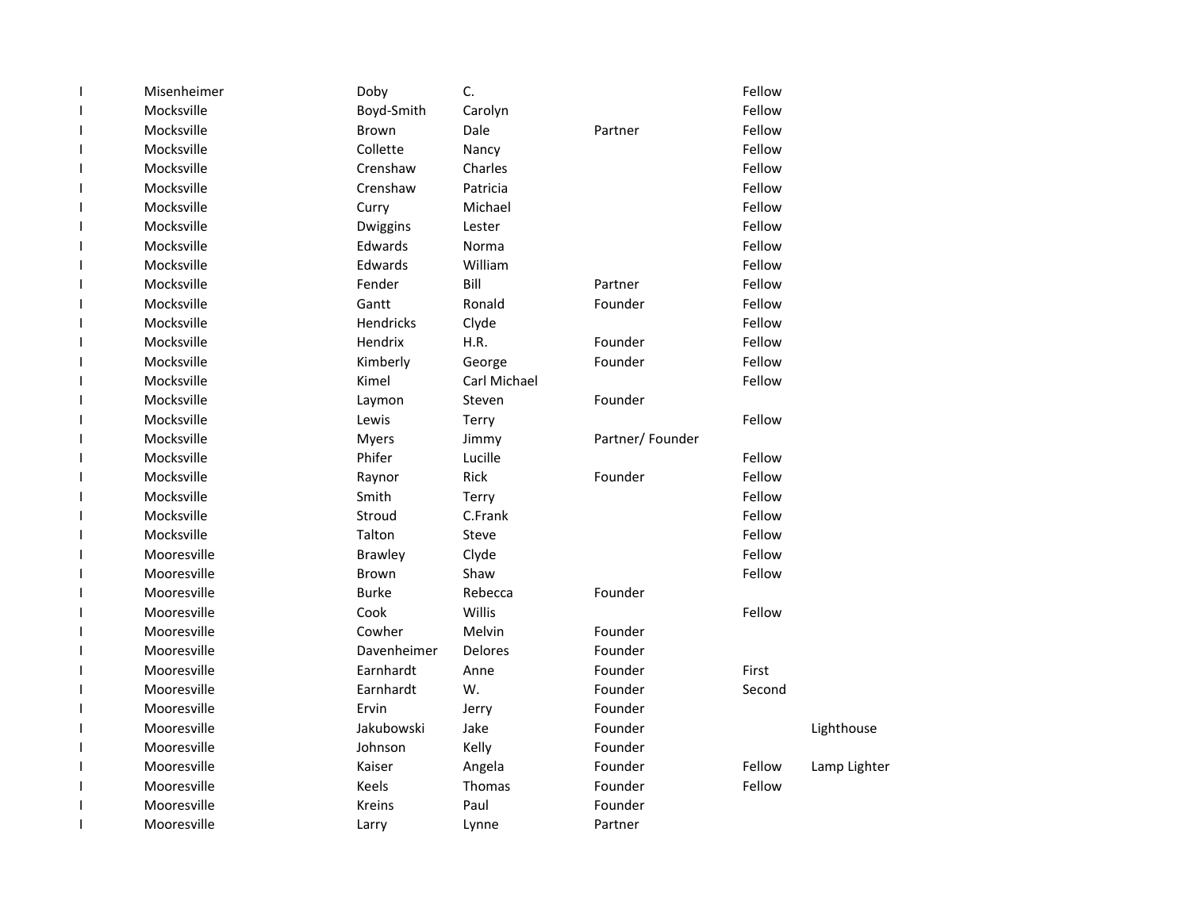| | | | | | | |
|---|---|---|---|---|---|---|
| I | Misenheimer | Doby | C. | | Fellow | |
| I | Mocksville | Boyd-Smith | Carolyn | | Fellow | |
| I | Mocksville | Brown | Dale | Partner | Fellow | |
| I | Mocksville | Collette | Nancy | | Fellow | |
| I | Mocksville | Crenshaw | Charles | | Fellow | |
| I | Mocksville | Crenshaw | Patricia | | Fellow | |
| I | Mocksville | Curry | Michael | | Fellow | |
| I | Mocksville | Dwiggins | Lester | | Fellow | |
| I | Mocksville | Edwards | Norma | | Fellow | |
| I | Mocksville | Edwards | William | | Fellow | |
| I | Mocksville | Fender | Bill | Partner | Fellow | |
| I | Mocksville | Gantt | Ronald | Founder | Fellow | |
| I | Mocksville | Hendricks | Clyde | | Fellow | |
| I | Mocksville | Hendrix | H.R. | Founder | Fellow | |
| I | Mocksville | Kimberly | George | Founder | Fellow | |
| I | Mocksville | Kimel | Carl Michael | | Fellow | |
| I | Mocksville | Laymon | Steven | Founder | | |
| I | Mocksville | Lewis | Terry | | Fellow | |
| I | Mocksville | Myers | Jimmy | Partner/ Founder | | |
| I | Mocksville | Phifer | Lucille | | Fellow | |
| I | Mocksville | Raynor | Rick | Founder | Fellow | |
| I | Mocksville | Smith | Terry | | Fellow | |
| I | Mocksville | Stroud | C.Frank | | Fellow | |
| I | Mocksville | Talton | Steve | | Fellow | |
| I | Mooresville | Brawley | Clyde | | Fellow | |
| I | Mooresville | Brown | Shaw | | Fellow | |
| I | Mooresville | Burke | Rebecca | Founder | | |
| I | Mooresville | Cook | Willis | | Fellow | |
| I | Mooresville | Cowher | Melvin | Founder | | |
| I | Mooresville | Davenheimer | Delores | Founder | | |
| I | Mooresville | Earnhardt | Anne | Founder | First | |
| I | Mooresville | Earnhardt | W. | Founder | Second | |
| I | Mooresville | Ervin | Jerry | Founder | | |
| I | Mooresville | Jakubowski | Jake | Founder | | Lighthouse |
| I | Mooresville | Johnson | Kelly | Founder | | |
| I | Mooresville | Kaiser | Angela | Founder | Fellow | Lamp Lighter |
| I | Mooresville | Keels | Thomas | Founder | Fellow | |
| I | Mooresville | Kreins | Paul | Founder | | |
| I | Mooresville | Larry | Lynne | Partner | | |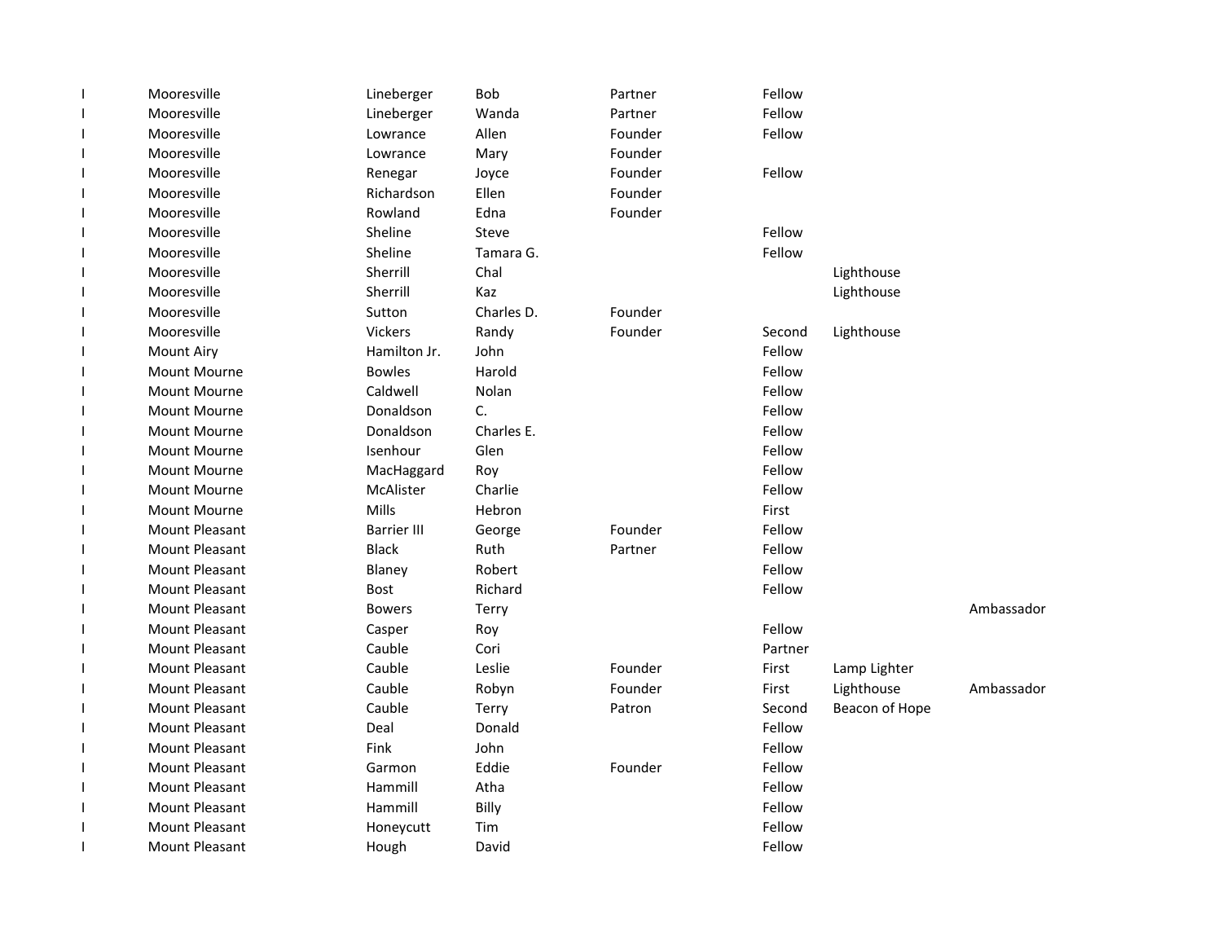| | | | | | | | |
|---|---|---|---|---|---|---|---|
| I | Mooresville | Lineberger | Bob | Partner | Fellow | | |
| I | Mooresville | Lineberger | Wanda | Partner | Fellow | | |
| I | Mooresville | Lowrance | Allen | Founder | Fellow | | |
| I | Mooresville | Lowrance | Mary | Founder | | | |
| I | Mooresville | Renegar | Joyce | Founder | Fellow | | |
| I | Mooresville | Richardson | Ellen | Founder | | | |
| I | Mooresville | Rowland | Edna | Founder | | | |
| I | Mooresville | Sheline | Steve | | Fellow | | |
| I | Mooresville | Sheline | Tamara G. | | Fellow | | |
| I | Mooresville | Sherrill | Chal | | | Lighthouse | |
| I | Mooresville | Sherrill | Kaz | | | Lighthouse | |
| I | Mooresville | Sutton | Charles D. | Founder | | | |
| I | Mooresville | Vickers | Randy | Founder | Second | Lighthouse | |
| I | Mount Airy | Hamilton Jr. | John | | Fellow | | |
| I | Mount Mourne | Bowles | Harold | | Fellow | | |
| I | Mount Mourne | Caldwell | Nolan | | Fellow | | |
| I | Mount Mourne | Donaldson | C. | | Fellow | | |
| I | Mount Mourne | Donaldson | Charles E. | | Fellow | | |
| I | Mount Mourne | Isenhour | Glen | | Fellow | | |
| I | Mount Mourne | MacHaggard | Roy | | Fellow | | |
| I | Mount Mourne | McAlister | Charlie | | Fellow | | |
| I | Mount Mourne | Mills | Hebron | | First | | |
| I | Mount Pleasant | Barrier III | George | Founder | Fellow | | |
| I | Mount Pleasant | Black | Ruth | Partner | Fellow | | |
| I | Mount Pleasant | Blaney | Robert | | Fellow | | |
| I | Mount Pleasant | Bost | Richard | | Fellow | | |
| I | Mount Pleasant | Bowers | Terry | | | | Ambassador |
| I | Mount Pleasant | Casper | Roy | | Fellow | | |
| I | Mount Pleasant | Cauble | Cori | | Partner | | |
| I | Mount Pleasant | Cauble | Leslie | Founder | First | Lamp Lighter | |
| I | Mount Pleasant | Cauble | Robyn | Founder | First | Lighthouse | Ambassador |
| I | Mount Pleasant | Cauble | Terry | Patron | Second | Beacon of Hope | |
| I | Mount Pleasant | Deal | Donald | | Fellow | | |
| I | Mount Pleasant | Fink | John | | Fellow | | |
| I | Mount Pleasant | Garmon | Eddie | Founder | Fellow | | |
| I | Mount Pleasant | Hammill | Atha | | Fellow | | |
| I | Mount Pleasant | Hammill | Billy | | Fellow | | |
| I | Mount Pleasant | Honeycutt | Tim | | Fellow | | |
| I | Mount Pleasant | Hough | David | | Fellow | | |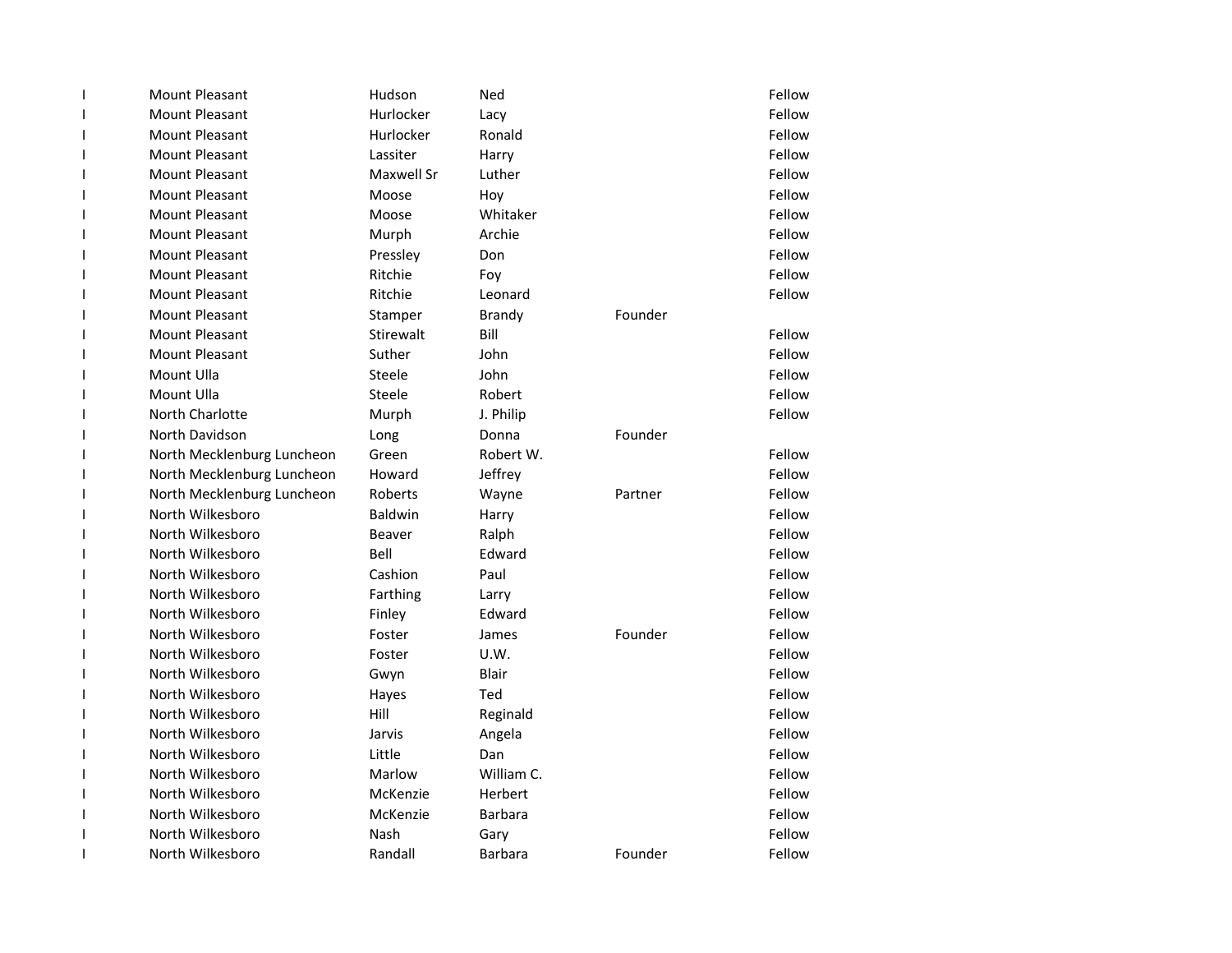| | | | | | |
|---|---|---|---|---|---|
| I | Mount Pleasant | Hudson | Ned | | Fellow |
| I | Mount Pleasant | Hurlocker | Lacy | | Fellow |
| I | Mount Pleasant | Hurlocker | Ronald | | Fellow |
| I | Mount Pleasant | Lassiter | Harry | | Fellow |
| I | Mount Pleasant | Maxwell Sr | Luther | | Fellow |
| I | Mount Pleasant | Moose | Hoy | | Fellow |
| I | Mount Pleasant | Moose | Whitaker | | Fellow |
| I | Mount Pleasant | Murph | Archie | | Fellow |
| I | Mount Pleasant | Pressley | Don | | Fellow |
| I | Mount Pleasant | Ritchie | Foy | | Fellow |
| I | Mount Pleasant | Ritchie | Leonard | | Fellow |
| I | Mount Pleasant | Stamper | Brandy | Founder | |
| I | Mount Pleasant | Stirewalt | Bill | | Fellow |
| I | Mount Pleasant | Suther | John | | Fellow |
| I | Mount Ulla | Steele | John | | Fellow |
| I | Mount Ulla | Steele | Robert | | Fellow |
| I | North Charlotte | Murph | J. Philip | | Fellow |
| I | North Davidson | Long | Donna | Founder | |
| I | North Mecklenburg Luncheon | Green | Robert W. | | Fellow |
| I | North Mecklenburg Luncheon | Howard | Jeffrey | | Fellow |
| I | North Mecklenburg Luncheon | Roberts | Wayne | Partner | Fellow |
| I | North Wilkesboro | Baldwin | Harry | | Fellow |
| I | North Wilkesboro | Beaver | Ralph | | Fellow |
| I | North Wilkesboro | Bell | Edward | | Fellow |
| I | North Wilkesboro | Cashion | Paul | | Fellow |
| I | North Wilkesboro | Farthing | Larry | | Fellow |
| I | North Wilkesboro | Finley | Edward | | Fellow |
| I | North Wilkesboro | Foster | James | Founder | Fellow |
| I | North Wilkesboro | Foster | U.W. | | Fellow |
| I | North Wilkesboro | Gwyn | Blair | | Fellow |
| I | North Wilkesboro | Hayes | Ted | | Fellow |
| I | North Wilkesboro | Hill | Reginald | | Fellow |
| I | North Wilkesboro | Jarvis | Angela | | Fellow |
| I | North Wilkesboro | Little | Dan | | Fellow |
| I | North Wilkesboro | Marlow | William C. | | Fellow |
| I | North Wilkesboro | McKenzie | Herbert | | Fellow |
| I | North Wilkesboro | McKenzie | Barbara | | Fellow |
| I | North Wilkesboro | Nash | Gary | | Fellow |
| I | North Wilkesboro | Randall | Barbara | Founder | Fellow |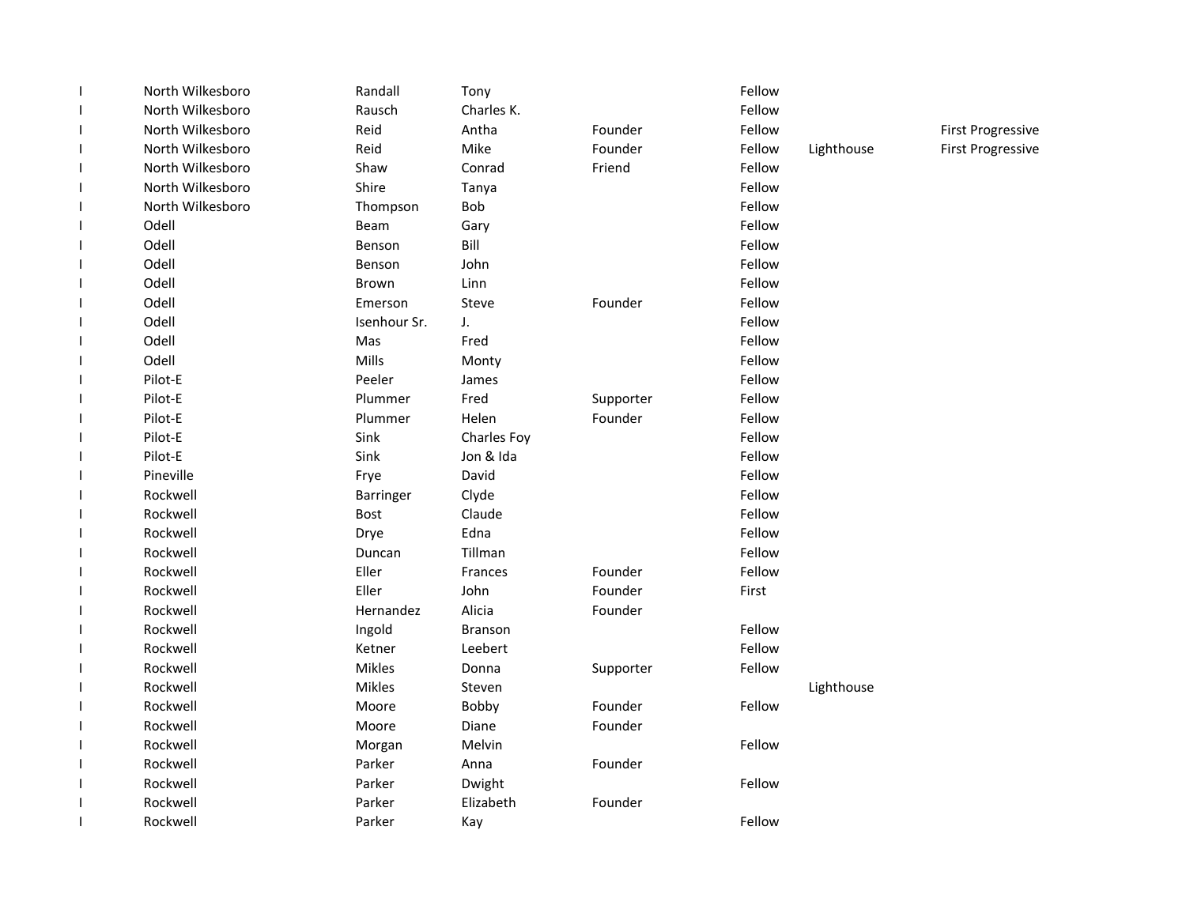| | | | | | | | |
|---|---|---|---|---|---|---|---|
| I | North Wilkesboro | Randall | Tony | | Fellow | | |
| I | North Wilkesboro | Rausch | Charles K. | | Fellow | | |
| I | North Wilkesboro | Reid | Antha | Founder | Fellow | | First Progressive |
| I | North Wilkesboro | Reid | Mike | Founder | Fellow | Lighthouse | First Progressive |
| I | North Wilkesboro | Shaw | Conrad | Friend | Fellow | | |
| I | North Wilkesboro | Shire | Tanya | | Fellow | | |
| I | North Wilkesboro | Thompson | Bob | | Fellow | | |
| I | Odell | Beam | Gary | | Fellow | | |
| I | Odell | Benson | Bill | | Fellow | | |
| I | Odell | Benson | John | | Fellow | | |
| I | Odell | Brown | Linn | | Fellow | | |
| I | Odell | Emerson | Steve | Founder | Fellow | | |
| I | Odell | Isenhour Sr. | J. | | Fellow | | |
| I | Odell | Mas | Fred | | Fellow | | |
| I | Odell | Mills | Monty | | Fellow | | |
| I | Pilot-E | Peeler | James | | Fellow | | |
| I | Pilot-E | Plummer | Fred | Supporter | Fellow | | |
| I | Pilot-E | Plummer | Helen | Founder | Fellow | | |
| I | Pilot-E | Sink | Charles Foy | | Fellow | | |
| I | Pilot-E | Sink | Jon & Ida | | Fellow | | |
| I | Pineville | Frye | David | | Fellow | | |
| I | Rockwell | Barringer | Clyde | | Fellow | | |
| I | Rockwell | Bost | Claude | | Fellow | | |
| I | Rockwell | Drye | Edna | | Fellow | | |
| I | Rockwell | Duncan | Tillman | | Fellow | | |
| I | Rockwell | Eller | Frances | Founder | Fellow | | |
| I | Rockwell | Eller | John | Founder | First | | |
| I | Rockwell | Hernandez | Alicia | Founder | | | |
| I | Rockwell | Ingold | Branson | | Fellow | | |
| I | Rockwell | Ketner | Leebert | | Fellow | | |
| I | Rockwell | Mikles | Donna | Supporter | Fellow | | |
| I | Rockwell | Mikles | Steven | | | Lighthouse | |
| I | Rockwell | Moore | Bobby | Founder | Fellow | | |
| I | Rockwell | Moore | Diane | Founder | | | |
| I | Rockwell | Morgan | Melvin | | Fellow | | |
| I | Rockwell | Parker | Anna | Founder | | | |
| I | Rockwell | Parker | Dwight | | Fellow | | |
| I | Rockwell | Parker | Elizabeth | Founder | | | |
| I | Rockwell | Parker | Kay | | Fellow | | |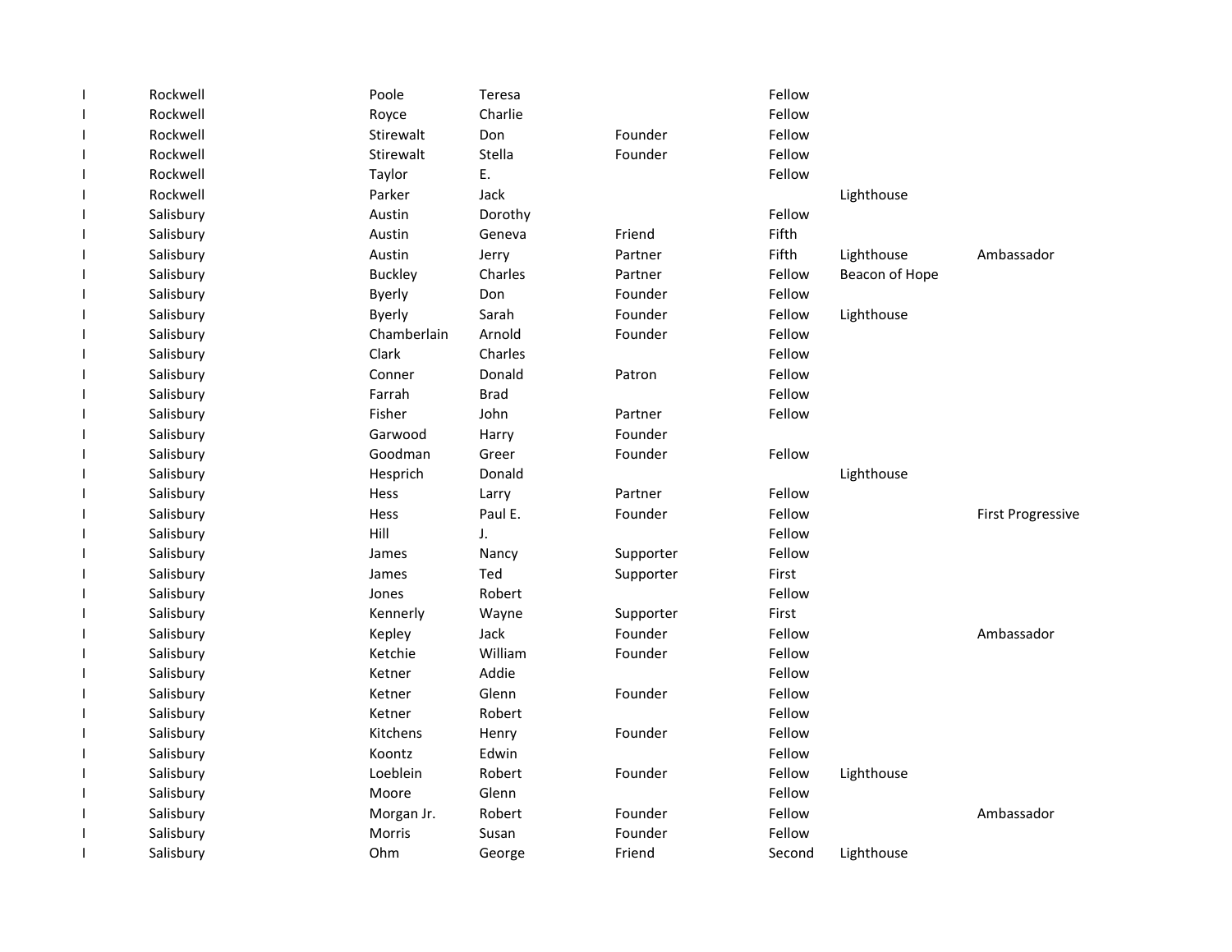| | | | | | | | |
|---|---|---|---|---|---|---|---|
| I | Rockwell | Poole | Teresa | | Fellow | | |
| I | Rockwell | Royce | Charlie | | Fellow | | |
| I | Rockwell | Stirewalt | Don | Founder | Fellow | | |
| I | Rockwell | Stirewalt | Stella | Founder | Fellow | | |
| I | Rockwell | Taylor | E. | | Fellow | | |
| I | Rockwell | Parker | Jack | | | Lighthouse | |
| I | Salisbury | Austin | Dorothy | | Fellow | | |
| I | Salisbury | Austin | Geneva | Friend | Fifth | | |
| I | Salisbury | Austin | Jerry | Partner | Fifth | Lighthouse | Ambassador |
| I | Salisbury | Buckley | Charles | Partner | Fellow | Beacon of Hope | |
| I | Salisbury | Byerly | Don | Founder | Fellow | | |
| I | Salisbury | Byerly | Sarah | Founder | Fellow | Lighthouse | |
| I | Salisbury | Chamberlain | Arnold | Founder | Fellow | | |
| I | Salisbury | Clark | Charles | | Fellow | | |
| I | Salisbury | Conner | Donald | Patron | Fellow | | |
| I | Salisbury | Farrah | Brad | | Fellow | | |
| I | Salisbury | Fisher | John | Partner | Fellow | | |
| I | Salisbury | Garwood | Harry | Founder | | | |
| I | Salisbury | Goodman | Greer | Founder | Fellow | | |
| I | Salisbury | Hesprich | Donald | | | Lighthouse | |
| I | Salisbury | Hess | Larry | Partner | Fellow | | |
| I | Salisbury | Hess | Paul E. | Founder | Fellow | | First Progressive |
| I | Salisbury | Hill | J. | | Fellow | | |
| I | Salisbury | James | Nancy | Supporter | Fellow | | |
| I | Salisbury | James | Ted | Supporter | First | | |
| I | Salisbury | Jones | Robert | | Fellow | | |
| I | Salisbury | Kennerly | Wayne | Supporter | First | | |
| I | Salisbury | Kepley | Jack | Founder | Fellow | | Ambassador |
| I | Salisbury | Ketchie | William | Founder | Fellow | | |
| I | Salisbury | Ketner | Addie | | Fellow | | |
| I | Salisbury | Ketner | Glenn | Founder | Fellow | | |
| I | Salisbury | Ketner | Robert | | Fellow | | |
| I | Salisbury | Kitchens | Henry | Founder | Fellow | | |
| I | Salisbury | Koontz | Edwin | | Fellow | | |
| I | Salisbury | Loeblein | Robert | Founder | Fellow | Lighthouse | |
| I | Salisbury | Moore | Glenn | | Fellow | | |
| I | Salisbury | Morgan Jr. | Robert | Founder | Fellow | | Ambassador |
| I | Salisbury | Morris | Susan | Founder | Fellow | | |
| I | Salisbury | Ohm | George | Friend | Second | Lighthouse | |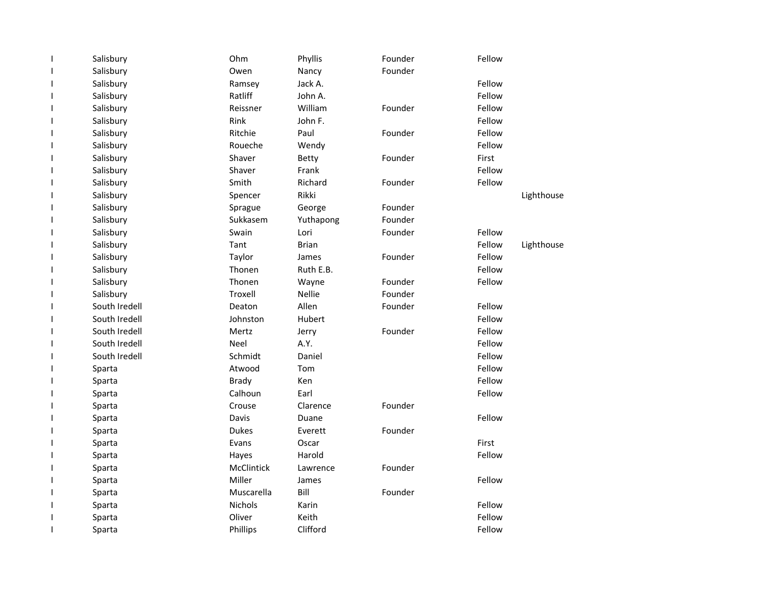| | | | | | | |
|---|---|---|---|---|---|---|
| I | Salisbury | Ohm | Phyllis | Founder | Fellow | |
| I | Salisbury | Owen | Nancy | Founder | | |
| I | Salisbury | Ramsey | Jack A. | | Fellow | |
| I | Salisbury | Ratliff | John A. | | Fellow | |
| I | Salisbury | Reissner | William | Founder | Fellow | |
| I | Salisbury | Rink | John F. | | Fellow | |
| I | Salisbury | Ritchie | Paul | Founder | Fellow | |
| I | Salisbury | Roueche | Wendy | | Fellow | |
| I | Salisbury | Shaver | Betty | Founder | First | |
| I | Salisbury | Shaver | Frank | | Fellow | |
| I | Salisbury | Smith | Richard | Founder | Fellow | |
| I | Salisbury | Spencer | Rikki | | | Lighthouse |
| I | Salisbury | Sprague | George | Founder | | |
| I | Salisbury | Sukkasem | Yuthapong | Founder | | |
| I | Salisbury | Swain | Lori | Founder | Fellow | |
| I | Salisbury | Tant | Brian | | Fellow | Lighthouse |
| I | Salisbury | Taylor | James | Founder | Fellow | |
| I | Salisbury | Thonen | Ruth E.B. | | Fellow | |
| I | Salisbury | Thonen | Wayne | Founder | Fellow | |
| I | Salisbury | Troxell | Nellie | Founder | | |
| I | South Iredell | Deaton | Allen | Founder | Fellow | |
| I | South Iredell | Johnston | Hubert | | Fellow | |
| I | South Iredell | Mertz | Jerry | Founder | Fellow | |
| I | South Iredell | Neel | A.Y. | | Fellow | |
| I | South Iredell | Schmidt | Daniel | | Fellow | |
| I | Sparta | Atwood | Tom | | Fellow | |
| I | Sparta | Brady | Ken | | Fellow | |
| I | Sparta | Calhoun | Earl | | Fellow | |
| I | Sparta | Crouse | Clarence | Founder | | |
| I | Sparta | Davis | Duane | | Fellow | |
| I | Sparta | Dukes | Everett | Founder | | |
| I | Sparta | Evans | Oscar | | First | |
| I | Sparta | Hayes | Harold | | Fellow | |
| I | Sparta | McClintick | Lawrence | Founder | | |
| I | Sparta | Miller | James | | Fellow | |
| I | Sparta | Muscarella | Bill | Founder | | |
| I | Sparta | Nichols | Karin | | Fellow | |
| I | Sparta | Oliver | Keith | | Fellow | |
| I | Sparta | Phillips | Clifford | | Fellow | |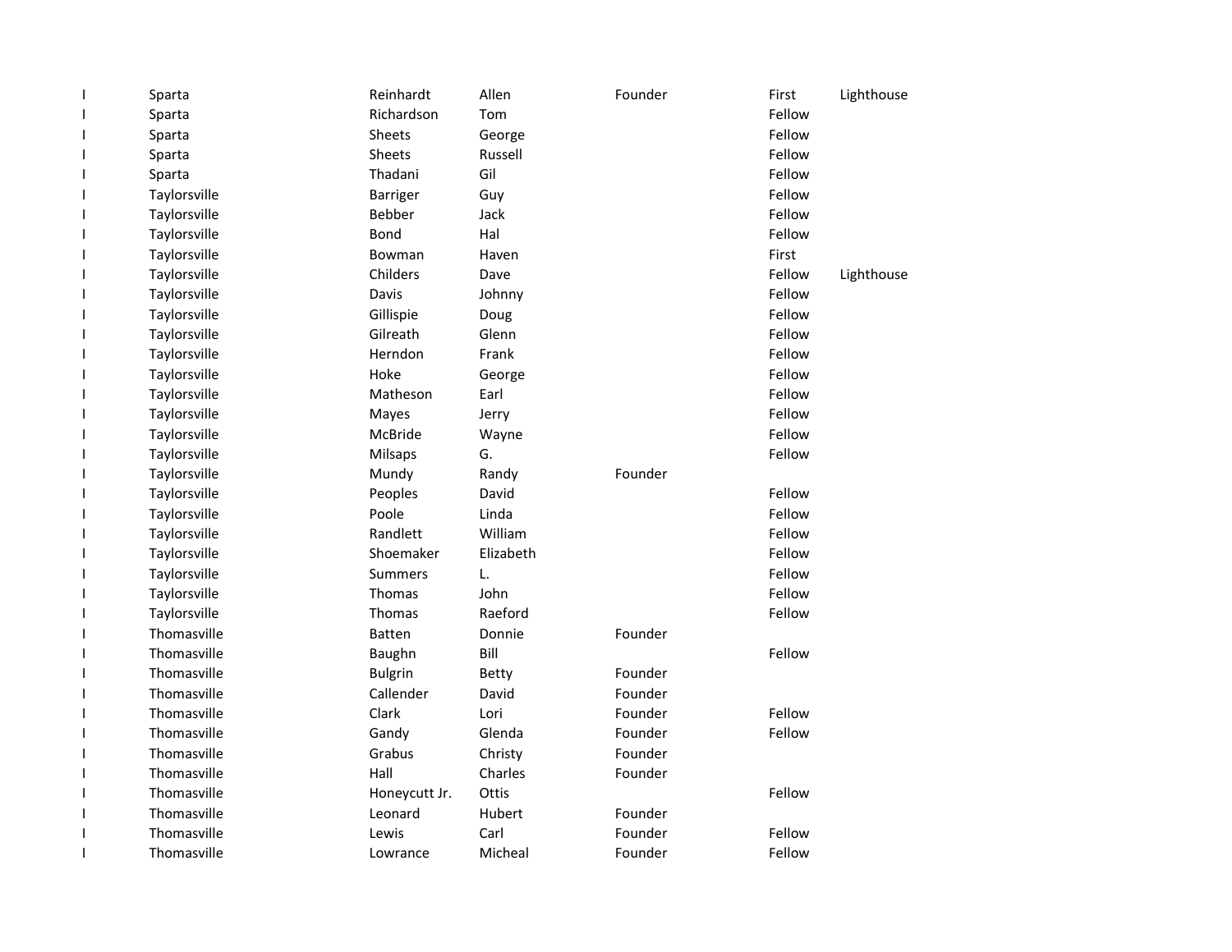| | | | | | | |
|---|---|---|---|---|---|---|
| I | Sparta | Reinhardt | Allen | Founder | First | Lighthouse |
| I | Sparta | Richardson | Tom | | Fellow | |
| I | Sparta | Sheets | George | | Fellow | |
| I | Sparta | Sheets | Russell | | Fellow | |
| I | Sparta | Thadani | Gil | | Fellow | |
| I | Taylorsville | Barriger | Guy | | Fellow | |
| I | Taylorsville | Bebber | Jack | | Fellow | |
| I | Taylorsville | Bond | Hal | | Fellow | |
| I | Taylorsville | Bowman | Haven | | First | |
| I | Taylorsville | Childers | Dave | | Fellow | Lighthouse |
| I | Taylorsville | Davis | Johnny | | Fellow | |
| I | Taylorsville | Gillispie | Doug | | Fellow | |
| I | Taylorsville | Gilreath | Glenn | | Fellow | |
| I | Taylorsville | Herndon | Frank | | Fellow | |
| I | Taylorsville | Hoke | George | | Fellow | |
| I | Taylorsville | Matheson | Earl | | Fellow | |
| I | Taylorsville | Mayes | Jerry | | Fellow | |
| I | Taylorsville | McBride | Wayne | | Fellow | |
| I | Taylorsville | Milsaps | G. | | Fellow | |
| I | Taylorsville | Mundy | Randy | Founder | | |
| I | Taylorsville | Peoples | David | | Fellow | |
| I | Taylorsville | Poole | Linda | | Fellow | |
| I | Taylorsville | Randlett | William | | Fellow | |
| I | Taylorsville | Shoemaker | Elizabeth | | Fellow | |
| I | Taylorsville | Summers | L. | | Fellow | |
| I | Taylorsville | Thomas | John | | Fellow | |
| I | Taylorsville | Thomas | Raeford | | Fellow | |
| I | Thomasville | Batten | Donnie | Founder | | |
| I | Thomasville | Baughn | Bill | | Fellow | |
| I | Thomasville | Bulgrin | Betty | Founder | | |
| I | Thomasville | Callender | David | Founder | | |
| I | Thomasville | Clark | Lori | Founder | Fellow | |
| I | Thomasville | Gandy | Glenda | Founder | Fellow | |
| I | Thomasville | Grabus | Christy | Founder | | |
| I | Thomasville | Hall | Charles | Founder | | |
| I | Thomasville | Honeycutt Jr. | Ottis | | Fellow | |
| I | Thomasville | Leonard | Hubert | Founder | | |
| I | Thomasville | Lewis | Carl | Founder | Fellow | |
| I | Thomasville | Lowrance | Micheal | Founder | Fellow | |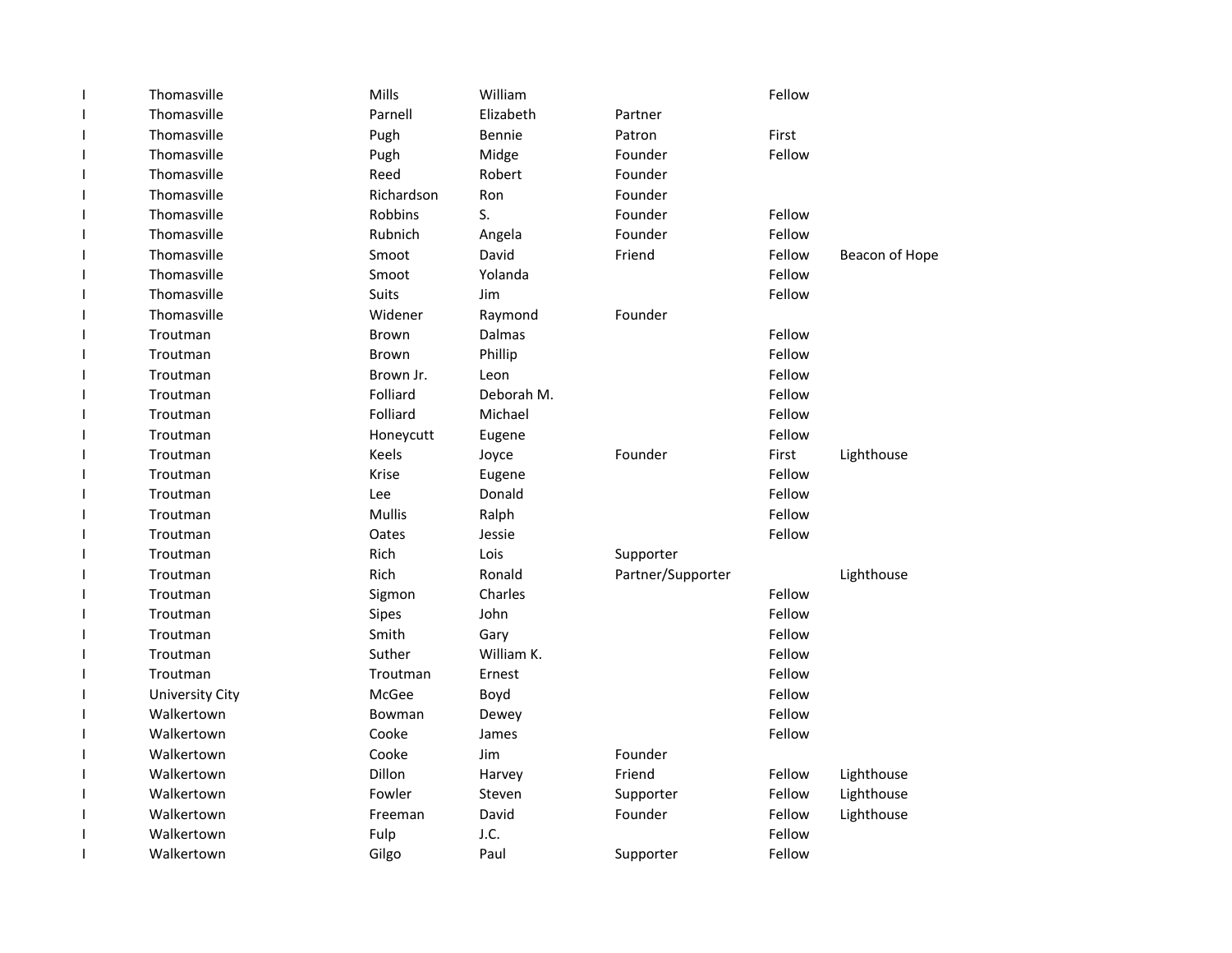| | | | | | | |
|---|---|---|---|---|---|---|
| I | Thomasville | Mills | William | | Fellow | |
| I | Thomasville | Parnell | Elizabeth | Partner | | |
| I | Thomasville | Pugh | Bennie | Patron | First | |
| I | Thomasville | Pugh | Midge | Founder | Fellow | |
| I | Thomasville | Reed | Robert | Founder | | |
| I | Thomasville | Richardson | Ron | Founder | | |
| I | Thomasville | Robbins | S. | Founder | Fellow | |
| I | Thomasville | Rubnich | Angela | Founder | Fellow | |
| I | Thomasville | Smoot | David | Friend | Fellow | Beacon of Hope |
| I | Thomasville | Smoot | Yolanda | | Fellow | |
| I | Thomasville | Suits | Jim | | Fellow | |
| I | Thomasville | Widener | Raymond | Founder | | |
| I | Troutman | Brown | Dalmas | | Fellow | |
| I | Troutman | Brown | Phillip | | Fellow | |
| I | Troutman | Brown Jr. | Leon | | Fellow | |
| I | Troutman | Folliard | Deborah M. | | Fellow | |
| I | Troutman | Folliard | Michael | | Fellow | |
| I | Troutman | Honeycutt | Eugene | | Fellow | |
| I | Troutman | Keels | Joyce | Founder | First | Lighthouse |
| I | Troutman | Krise | Eugene | | Fellow | |
| I | Troutman | Lee | Donald | | Fellow | |
| I | Troutman | Mullis | Ralph | | Fellow | |
| I | Troutman | Oates | Jessie | | Fellow | |
| I | Troutman | Rich | Lois | Supporter | | |
| I | Troutman | Rich | Ronald | Partner/Supporter | | Lighthouse |
| I | Troutman | Sigmon | Charles | | Fellow | |
| I | Troutman | Sipes | John | | Fellow | |
| I | Troutman | Smith | Gary | | Fellow | |
| I | Troutman | Suther | William K. | | Fellow | |
| I | Troutman | Troutman | Ernest | | Fellow | |
| I | University City | McGee | Boyd | | Fellow | |
| I | Walkertown | Bowman | Dewey | | Fellow | |
| I | Walkertown | Cooke | James | | Fellow | |
| I | Walkertown | Cooke | Jim | Founder | | |
| I | Walkertown | Dillon | Harvey | Friend | Fellow | Lighthouse |
| I | Walkertown | Fowler | Steven | Supporter | Fellow | Lighthouse |
| I | Walkertown | Freeman | David | Founder | Fellow | Lighthouse |
| I | Walkertown | Fulp | J.C. | | Fellow | |
| I | Walkertown | Gilgo | Paul | Supporter | Fellow | |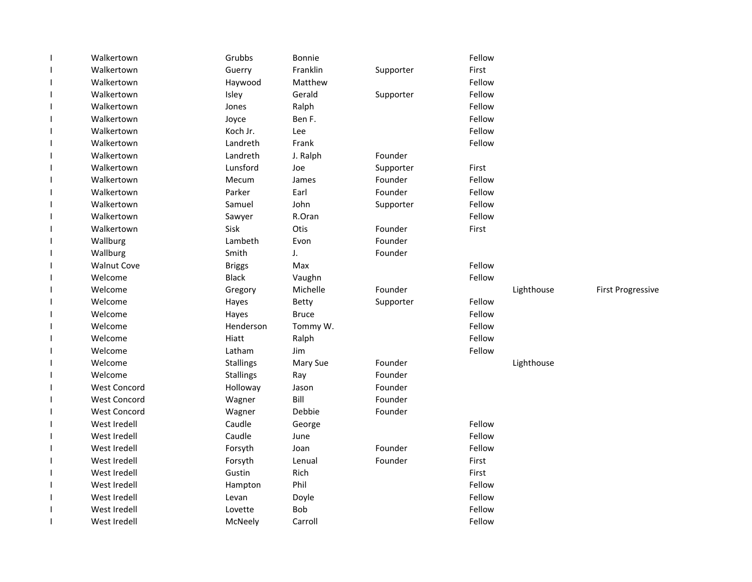| | | | | | | | |
|---|---|---|---|---|---|---|---|
| I | Walkertown | Grubbs | Bonnie | | Fellow | | |
| I | Walkertown | Guerry | Franklin | Supporter | First | | |
| I | Walkertown | Haywood | Matthew | | Fellow | | |
| I | Walkertown | Isley | Gerald | Supporter | Fellow | | |
| I | Walkertown | Jones | Ralph | | Fellow | | |
| I | Walkertown | Joyce | Ben F. | | Fellow | | |
| I | Walkertown | Koch Jr. | Lee | | Fellow | | |
| I | Walkertown | Landreth | Frank | | Fellow | | |
| I | Walkertown | Landreth | J. Ralph | Founder | | | |
| I | Walkertown | Lunsford | Joe | Supporter | First | | |
| I | Walkertown | Mecum | James | Founder | Fellow | | |
| I | Walkertown | Parker | Earl | Founder | Fellow | | |
| I | Walkertown | Samuel | John | Supporter | Fellow | | |
| I | Walkertown | Sawyer | R.Oran | | Fellow | | |
| I | Walkertown | Sisk | Otis | Founder | First | | |
| I | Wallburg | Lambeth | Evon | Founder | | | |
| I | Wallburg | Smith | J. | Founder | | | |
| I | Walnut Cove | Briggs | Max | | Fellow | | |
| I | Welcome | Black | Vaughn | | Fellow | | |
| I | Welcome | Gregory | Michelle | Founder | | Lighthouse | First Progressive |
| I | Welcome | Hayes | Betty | Supporter | Fellow | | |
| I | Welcome | Hayes | Bruce | | Fellow | | |
| I | Welcome | Henderson | Tommy W. | | Fellow | | |
| I | Welcome | Hiatt | Ralph | | Fellow | | |
| I | Welcome | Latham | Jim | | Fellow | | |
| I | Welcome | Stallings | Mary Sue | Founder | | Lighthouse | |
| I | Welcome | Stallings | Ray | Founder | | | |
| I | West Concord | Holloway | Jason | Founder | | | |
| I | West Concord | Wagner | Bill | Founder | | | |
| I | West Concord | Wagner | Debbie | Founder | | | |
| I | West Iredell | Caudle | George | | Fellow | | |
| I | West Iredell | Caudle | June | | Fellow | | |
| I | West Iredell | Forsyth | Joan | Founder | Fellow | | |
| I | West Iredell | Forsyth | Lenual | Founder | First | | |
| I | West Iredell | Gustin | Rich | | First | | |
| I | West Iredell | Hampton | Phil | | Fellow | | |
| I | West Iredell | Levan | Doyle | | Fellow | | |
| I | West Iredell | Lovette | Bob | | Fellow | | |
| I | West Iredell | McNeely | Carroll | | Fellow | | |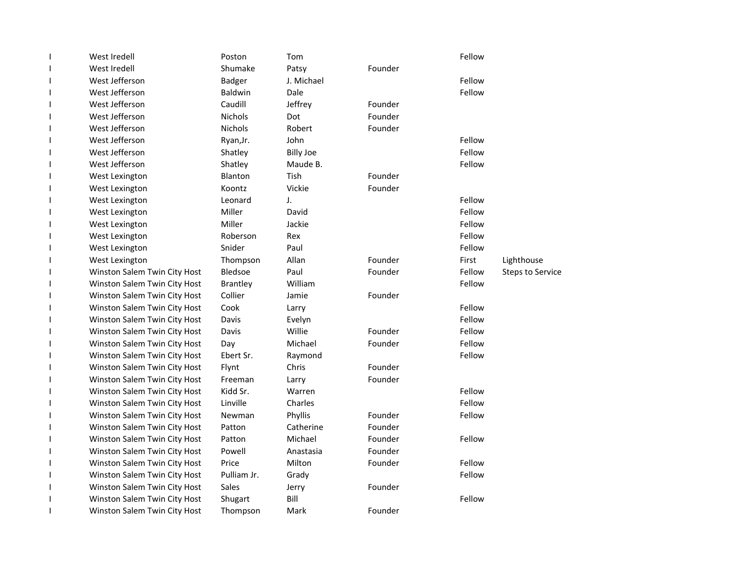| | | | | | | |
|---|---|---|---|---|---|---|
| I | West Iredell | Poston | Tom | | Fellow | |
| I | West Iredell | Shumake | Patsy | Founder | | |
| I | West Jefferson | Badger | J. Michael | | Fellow | |
| I | West Jefferson | Baldwin | Dale | | Fellow | |
| I | West Jefferson | Caudill | Jeffrey | Founder | | |
| I | West Jefferson | Nichols | Dot | Founder | | |
| I | West Jefferson | Nichols | Robert | Founder | | |
| I | West Jefferson | Ryan,Jr. | John | | Fellow | |
| I | West Jefferson | Shatley | Billy Joe | | Fellow | |
| I | West Jefferson | Shatley | Maude B. | | Fellow | |
| I | West Lexington | Blanton | Tish | Founder | | |
| I | West Lexington | Koontz | Vickie | Founder | | |
| I | West Lexington | Leonard | J. | | Fellow | |
| I | West Lexington | Miller | David | | Fellow | |
| I | West Lexington | Miller | Jackie | | Fellow | |
| I | West Lexington | Roberson | Rex | | Fellow | |
| I | West Lexington | Snider | Paul | | Fellow | |
| I | West Lexington | Thompson | Allan | Founder | First | Lighthouse |
| I | Winston Salem Twin City Host | Bledsoe | Paul | Founder | Fellow | Steps to Service |
| I | Winston Salem Twin City Host | Brantley | William | | Fellow | |
| I | Winston Salem Twin City Host | Collier | Jamie | Founder | | |
| I | Winston Salem Twin City Host | Cook | Larry | | Fellow | |
| I | Winston Salem Twin City Host | Davis | Evelyn | | Fellow | |
| I | Winston Salem Twin City Host | Davis | Willie | Founder | Fellow | |
| I | Winston Salem Twin City Host | Day | Michael | Founder | Fellow | |
| I | Winston Salem Twin City Host | Ebert Sr. | Raymond | | Fellow | |
| I | Winston Salem Twin City Host | Flynt | Chris | Founder | | |
| I | Winston Salem Twin City Host | Freeman | Larry | Founder | | |
| I | Winston Salem Twin City Host | Kidd Sr. | Warren | | Fellow | |
| I | Winston Salem Twin City Host | Linville | Charles | | Fellow | |
| I | Winston Salem Twin City Host | Newman | Phyllis | Founder | Fellow | |
| I | Winston Salem Twin City Host | Patton | Catherine | Founder | | |
| I | Winston Salem Twin City Host | Patton | Michael | Founder | Fellow | |
| I | Winston Salem Twin City Host | Powell | Anastasia | Founder | | |
| I | Winston Salem Twin City Host | Price | Milton | Founder | Fellow | |
| I | Winston Salem Twin City Host | Pulliam Jr. | Grady | | Fellow | |
| I | Winston Salem Twin City Host | Sales | Jerry | Founder | | |
| I | Winston Salem Twin City Host | Shugart | Bill | | Fellow | |
| I | Winston Salem Twin City Host | Thompson | Mark | Founder | | |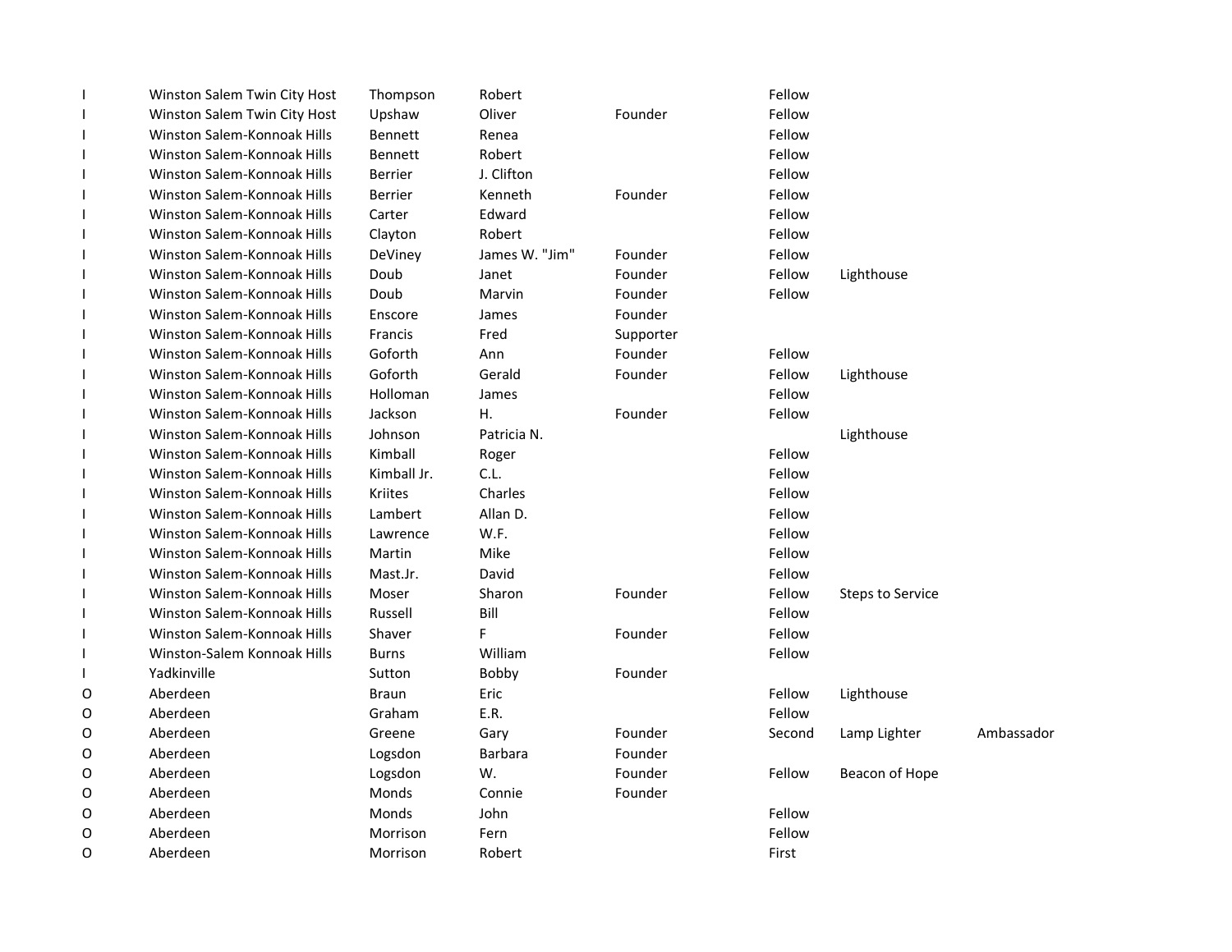| | | | | | | | |
|---|---|---|---|---|---|---|---|
| I | Winston Salem Twin City Host | Thompson | Robert | | Fellow | | |
| I | Winston Salem Twin City Host | Upshaw | Oliver | Founder | Fellow | | |
| I | Winston Salem-Konnoak Hills | Bennett | Renea | | Fellow | | |
| I | Winston Salem-Konnoak Hills | Bennett | Robert | | Fellow | | |
| I | Winston Salem-Konnoak Hills | Berrier | J. Clifton | | Fellow | | |
| I | Winston Salem-Konnoak Hills | Berrier | Kenneth | Founder | Fellow | | |
| I | Winston Salem-Konnoak Hills | Carter | Edward | | Fellow | | |
| I | Winston Salem-Konnoak Hills | Clayton | Robert | | Fellow | | |
| I | Winston Salem-Konnoak Hills | DeViney | James W. "Jim" | Founder | Fellow | | |
| I | Winston Salem-Konnoak Hills | Doub | Janet | Founder | Fellow | Lighthouse | |
| I | Winston Salem-Konnoak Hills | Doub | Marvin | Founder | Fellow | | |
| I | Winston Salem-Konnoak Hills | Enscore | James | Founder | | | |
| I | Winston Salem-Konnoak Hills | Francis | Fred | Supporter | | | |
| I | Winston Salem-Konnoak Hills | Goforth | Ann | Founder | Fellow | | |
| I | Winston Salem-Konnoak Hills | Goforth | Gerald | Founder | Fellow | Lighthouse | |
| I | Winston Salem-Konnoak Hills | Holloman | James | | Fellow | | |
| I | Winston Salem-Konnoak Hills | Jackson | H. | Founder | Fellow | | |
| I | Winston Salem-Konnoak Hills | Johnson | Patricia N. | | | Lighthouse | |
| I | Winston Salem-Konnoak Hills | Kimball | Roger | | Fellow | | |
| I | Winston Salem-Konnoak Hills | Kimball Jr. | C.L. | | Fellow | | |
| I | Winston Salem-Konnoak Hills | Kriites | Charles | | Fellow | | |
| I | Winston Salem-Konnoak Hills | Lambert | Allan D. | | Fellow | | |
| I | Winston Salem-Konnoak Hills | Lawrence | W.F. | | Fellow | | |
| I | Winston Salem-Konnoak Hills | Martin | Mike | | Fellow | | |
| I | Winston Salem-Konnoak Hills | Mast.Jr. | David | | Fellow | | |
| I | Winston Salem-Konnoak Hills | Moser | Sharon | Founder | Fellow | Steps to Service | |
| I | Winston Salem-Konnoak Hills | Russell | Bill | | Fellow | | |
| I | Winston Salem-Konnoak Hills | Shaver | F | Founder | Fellow | | |
| I | Winston-Salem Konnoak Hills | Burns | William | | Fellow | | |
| I | Yadkinville | Sutton | Bobby | Founder | | | |
| O | Aberdeen | Braun | Eric | | Fellow | Lighthouse | |
| O | Aberdeen | Graham | E.R. | | Fellow | | |
| O | Aberdeen | Greene | Gary | Founder | Second | Lamp Lighter | Ambassador |
| O | Aberdeen | Logsdon | Barbara | Founder | | | |
| O | Aberdeen | Logsdon | W. | Founder | Fellow | Beacon of Hope | |
| O | Aberdeen | Monds | Connie | Founder | | | |
| O | Aberdeen | Monds | John | | Fellow | | |
| O | Aberdeen | Morrison | Fern | | Fellow | | |
| O | Aberdeen | Morrison | Robert | | First | | |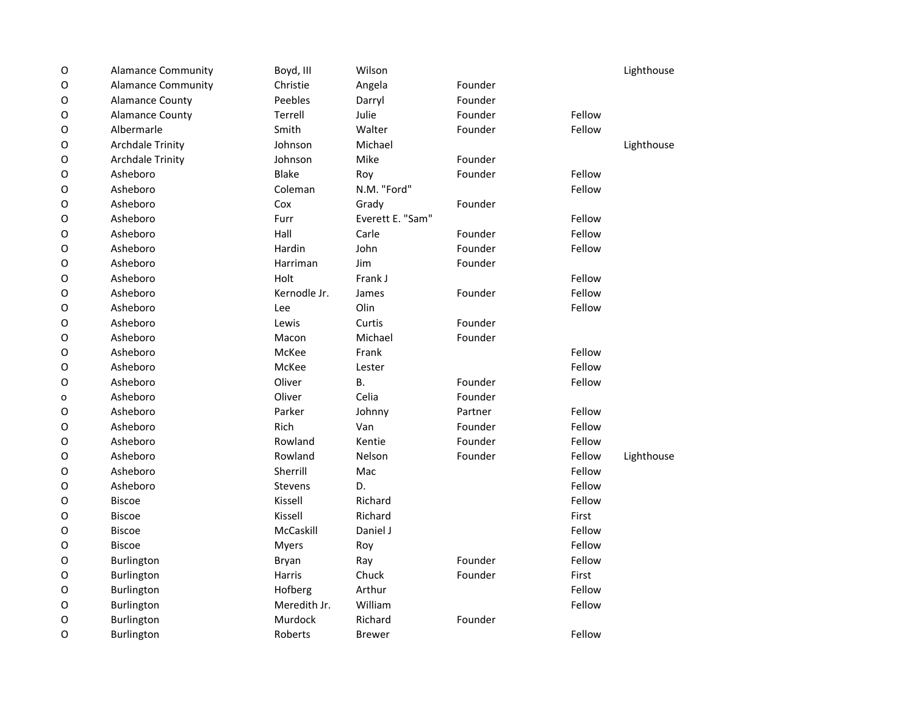| | | | | | | |
|---|---|---|---|---|---|---|
| O | Alamance Community | Boyd, III | Wilson | | | Lighthouse |
| O | Alamance Community | Christie | Angela | Founder | | |
| O | Alamance County | Peebles | Darryl | Founder | | |
| O | Alamance County | Terrell | Julie | Founder | Fellow | |
| O | Albermarle | Smith | Walter | Founder | Fellow | |
| O | Archdale Trinity | Johnson | Michael | | | Lighthouse |
| O | Archdale Trinity | Johnson | Mike | Founder | | |
| O | Asheboro | Blake | Roy | Founder | Fellow | |
| O | Asheboro | Coleman | N.M. "Ford" | | Fellow | |
| O | Asheboro | Cox | Grady | Founder | | |
| O | Asheboro | Furr | Everett E. "Sam" | | Fellow | |
| O | Asheboro | Hall | Carle | Founder | Fellow | |
| O | Asheboro | Hardin | John | Founder | Fellow | |
| O | Asheboro | Harriman | Jim | Founder | | |
| O | Asheboro | Holt | Frank J | | Fellow | |
| O | Asheboro | Kernodle Jr. | James | Founder | Fellow | |
| O | Asheboro | Lee | Olin | | Fellow | |
| O | Asheboro | Lewis | Curtis | Founder | | |
| O | Asheboro | Macon | Michael | Founder | | |
| O | Asheboro | McKee | Frank | | Fellow | |
| O | Asheboro | McKee | Lester | | Fellow | |
| O | Asheboro | Oliver | B. | Founder | Fellow | |
| o | Asheboro | Oliver | Celia | Founder | | |
| O | Asheboro | Parker | Johnny | Partner | Fellow | |
| O | Asheboro | Rich | Van | Founder | Fellow | |
| O | Asheboro | Rowland | Kentie | Founder | Fellow | |
| O | Asheboro | Rowland | Nelson | Founder | Fellow | Lighthouse |
| O | Asheboro | Sherrill | Mac | | Fellow | |
| O | Asheboro | Stevens | D. | | Fellow | |
| O | Biscoe | Kissell | Richard | | Fellow | |
| O | Biscoe | Kissell | Richard | | First | |
| O | Biscoe | McCaskill | Daniel J | | Fellow | |
| O | Biscoe | Myers | Roy | | Fellow | |
| O | Burlington | Bryan | Ray | Founder | Fellow | |
| O | Burlington | Harris | Chuck | Founder | First | |
| O | Burlington | Hofberg | Arthur | | Fellow | |
| O | Burlington | Meredith Jr. | William | | Fellow | |
| O | Burlington | Murdock | Richard | Founder | | |
| O | Burlington | Roberts | Brewer | | Fellow | |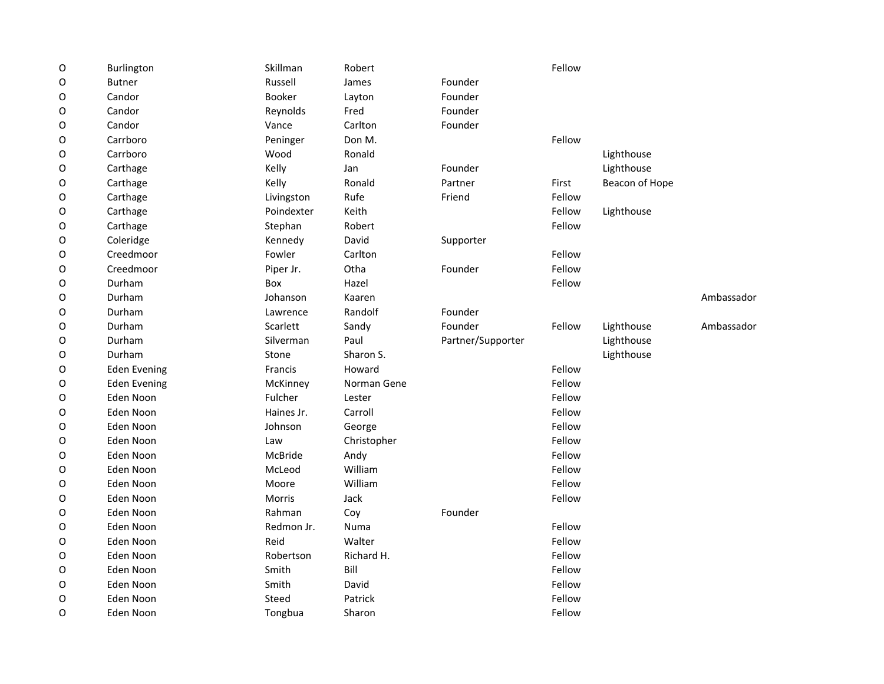| | | | | | | | |
|---|---|---|---|---|---|---|---|
| O | Burlington | Skillman | Robert | | Fellow | | |
| O | Butner | Russell | James | Founder | | | |
| O | Candor | Booker | Layton | Founder | | | |
| O | Candor | Reynolds | Fred | Founder | | | |
| O | Candor | Vance | Carlton | Founder | | | |
| O | Carrboro | Peninger | Don M. | | Fellow | | |
| O | Carrboro | Wood | Ronald | | | Lighthouse | |
| O | Carthage | Kelly | Jan | Founder | | Lighthouse | |
| O | Carthage | Kelly | Ronald | Partner | First | Beacon of Hope | |
| O | Carthage | Livingston | Rufe | Friend | Fellow | | |
| O | Carthage | Poindexter | Keith | | Fellow | Lighthouse | |
| O | Carthage | Stephan | Robert | | Fellow | | |
| O | Coleridge | Kennedy | David | Supporter | | | |
| O | Creedmoor | Fowler | Carlton | | Fellow | | |
| O | Creedmoor | Piper Jr. | Otha | Founder | Fellow | | |
| O | Durham | Box | Hazel | | Fellow | | |
| O | Durham | Johanson | Kaaren | | | | Ambassador |
| O | Durham | Lawrence | Randolf | Founder | | | |
| O | Durham | Scarlett | Sandy | Founder | Fellow | Lighthouse | Ambassador |
| O | Durham | Silverman | Paul | Partner/Supporter | | Lighthouse | |
| O | Durham | Stone | Sharon S. | | | Lighthouse | |
| O | Eden Evening | Francis | Howard | | Fellow | | |
| O | Eden Evening | McKinney | Norman Gene | | Fellow | | |
| O | Eden Noon | Fulcher | Lester | | Fellow | | |
| O | Eden Noon | Haines Jr. | Carroll | | Fellow | | |
| O | Eden Noon | Johnson | George | | Fellow | | |
| O | Eden Noon | Law | Christopher | | Fellow | | |
| O | Eden Noon | McBride | Andy | | Fellow | | |
| O | Eden Noon | McLeod | William | | Fellow | | |
| O | Eden Noon | Moore | William | | Fellow | | |
| O | Eden Noon | Morris | Jack | | Fellow | | |
| O | Eden Noon | Rahman | Coy | Founder | | | |
| O | Eden Noon | Redmon Jr. | Numa | | Fellow | | |
| O | Eden Noon | Reid | Walter | | Fellow | | |
| O | Eden Noon | Robertson | Richard H. | | Fellow | | |
| O | Eden Noon | Smith | Bill | | Fellow | | |
| O | Eden Noon | Smith | David | | Fellow | | |
| O | Eden Noon | Steed | Patrick | | Fellow | | |
| O | Eden Noon | Tongbua | Sharon | | Fellow | | |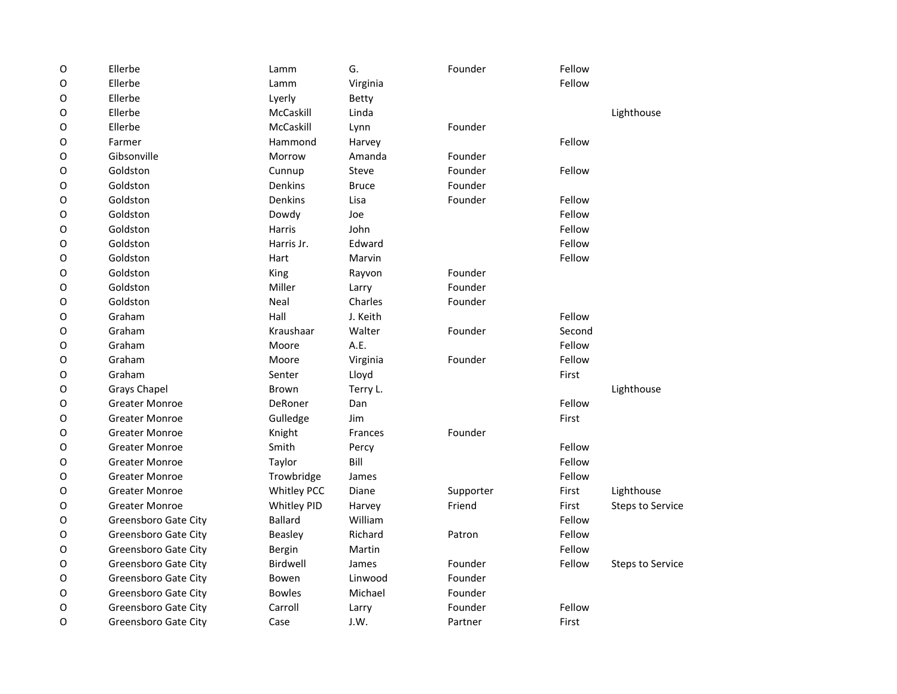| | | | | | | |
|---|---|---|---|---|---|---|
| O | Ellerbe | Lamm | G. | Founder | Fellow | |
| O | Ellerbe | Lamm | Virginia | | Fellow | |
| O | Ellerbe | Lyerly | Betty | | | |
| O | Ellerbe | McCaskill | Linda | | | Lighthouse |
| O | Ellerbe | McCaskill | Lynn | Founder | | |
| O | Farmer | Hammond | Harvey | | Fellow | |
| O | Gibsonville | Morrow | Amanda | Founder | | |
| O | Goldston | Cunnup | Steve | Founder | Fellow | |
| O | Goldston | Denkins | Bruce | Founder | | |
| O | Goldston | Denkins | Lisa | Founder | Fellow | |
| O | Goldston | Dowdy | Joe | | Fellow | |
| O | Goldston | Harris | John | | Fellow | |
| O | Goldston | Harris Jr. | Edward | | Fellow | |
| O | Goldston | Hart | Marvin | | Fellow | |
| O | Goldston | King | Rayvon | Founder | | |
| O | Goldston | Miller | Larry | Founder | | |
| O | Goldston | Neal | Charles | Founder | | |
| O | Graham | Hall | J. Keith | | Fellow | |
| O | Graham | Kraushaar | Walter | Founder | Second | |
| O | Graham | Moore | A.E. | | Fellow | |
| O | Graham | Moore | Virginia | Founder | Fellow | |
| O | Graham | Senter | Lloyd | | First | |
| O | Grays Chapel | Brown | Terry L. | | | Lighthouse |
| O | Greater Monroe | DeRoner | Dan | | Fellow | |
| O | Greater Monroe | Gulledge | Jim | | First | |
| O | Greater Monroe | Knight | Frances | Founder | | |
| O | Greater Monroe | Smith | Percy | | Fellow | |
| O | Greater Monroe | Taylor | Bill | | Fellow | |
| O | Greater Monroe | Trowbridge | James | | Fellow | |
| O | Greater Monroe | Whitley PCC | Diane | Supporter | First | Lighthouse |
| O | Greater Monroe | Whitley PID | Harvey | Friend | First | Steps to Service |
| O | Greensboro Gate City | Ballard | William | | Fellow | |
| O | Greensboro Gate City | Beasley | Richard | Patron | Fellow | |
| O | Greensboro Gate City | Bergin | Martin | | Fellow | |
| O | Greensboro Gate City | Birdwell | James | Founder | Fellow | Steps to Service |
| O | Greensboro Gate City | Bowen | Linwood | Founder | | |
| O | Greensboro Gate City | Bowles | Michael | Founder | | |
| O | Greensboro Gate City | Carroll | Larry | Founder | Fellow | |
| O | Greensboro Gate City | Case | J.W. | Partner | First | |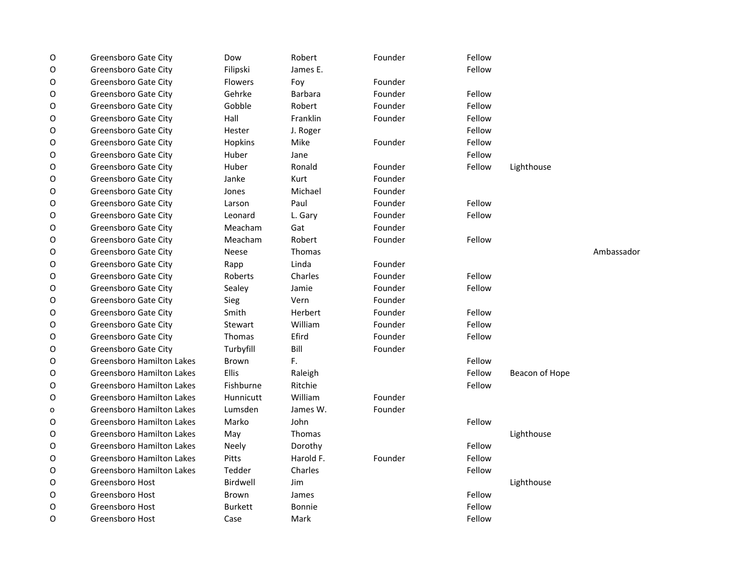| | | | | | | | |
|---|---|---|---|---|---|---|---|
| O | Greensboro Gate City | Dow | Robert | Founder | Fellow | | |
| O | Greensboro Gate City | Filipski | James E. | | Fellow | | |
| O | Greensboro Gate City | Flowers | Foy | Founder | | | |
| O | Greensboro Gate City | Gehrke | Barbara | Founder | Fellow | | |
| O | Greensboro Gate City | Gobble | Robert | Founder | Fellow | | |
| O | Greensboro Gate City | Hall | Franklin | Founder | Fellow | | |
| O | Greensboro Gate City | Hester | J. Roger | | Fellow | | |
| O | Greensboro Gate City | Hopkins | Mike | Founder | Fellow | | |
| O | Greensboro Gate City | Huber | Jane | | Fellow | | |
| O | Greensboro Gate City | Huber | Ronald | Founder | Fellow | Lighthouse | |
| O | Greensboro Gate City | Janke | Kurt | Founder | | | |
| O | Greensboro Gate City | Jones | Michael | Founder | | | |
| O | Greensboro Gate City | Larson | Paul | Founder | Fellow | | |
| O | Greensboro Gate City | Leonard | L. Gary | Founder | Fellow | | |
| O | Greensboro Gate City | Meacham | Gat | Founder | | | |
| O | Greensboro Gate City | Meacham | Robert | Founder | Fellow | | |
| O | Greensboro Gate City | Neese | Thomas | | | | Ambassador |
| O | Greensboro Gate City | Rapp | Linda | Founder | | | |
| O | Greensboro Gate City | Roberts | Charles | Founder | Fellow | | |
| O | Greensboro Gate City | Sealey | Jamie | Founder | Fellow | | |
| O | Greensboro Gate City | Sieg | Vern | Founder | | | |
| O | Greensboro Gate City | Smith | Herbert | Founder | Fellow | | |
| O | Greensboro Gate City | Stewart | William | Founder | Fellow | | |
| O | Greensboro Gate City | Thomas | Efird | Founder | Fellow | | |
| O | Greensboro Gate City | Turbyfill | Bill | Founder | | | |
| O | Greensboro Hamilton Lakes | Brown | F. | | Fellow | | |
| O | Greensboro Hamilton Lakes | Ellis | Raleigh | | Fellow | Beacon of Hope | |
| O | Greensboro Hamilton Lakes | Fishburne | Ritchie | | Fellow | | |
| O | Greensboro Hamilton Lakes | Hunnicutt | William | Founder | | | |
| o | Greensboro Hamilton Lakes | Lumsden | James W. | Founder | | | |
| O | Greensboro Hamilton Lakes | Marko | John | | Fellow | | |
| O | Greensboro Hamilton Lakes | May | Thomas | | | Lighthouse | |
| O | Greensboro Hamilton Lakes | Neely | Dorothy | | Fellow | | |
| O | Greensboro Hamilton Lakes | Pitts | Harold F. | Founder | Fellow | | |
| O | Greensboro Hamilton Lakes | Tedder | Charles | | Fellow | | |
| O | Greensboro Host | Birdwell | Jim | | | Lighthouse | |
| O | Greensboro Host | Brown | James | | Fellow | | |
| O | Greensboro Host | Burkett | Bonnie | | Fellow | | |
| O | Greensboro Host | Case | Mark | | Fellow | | |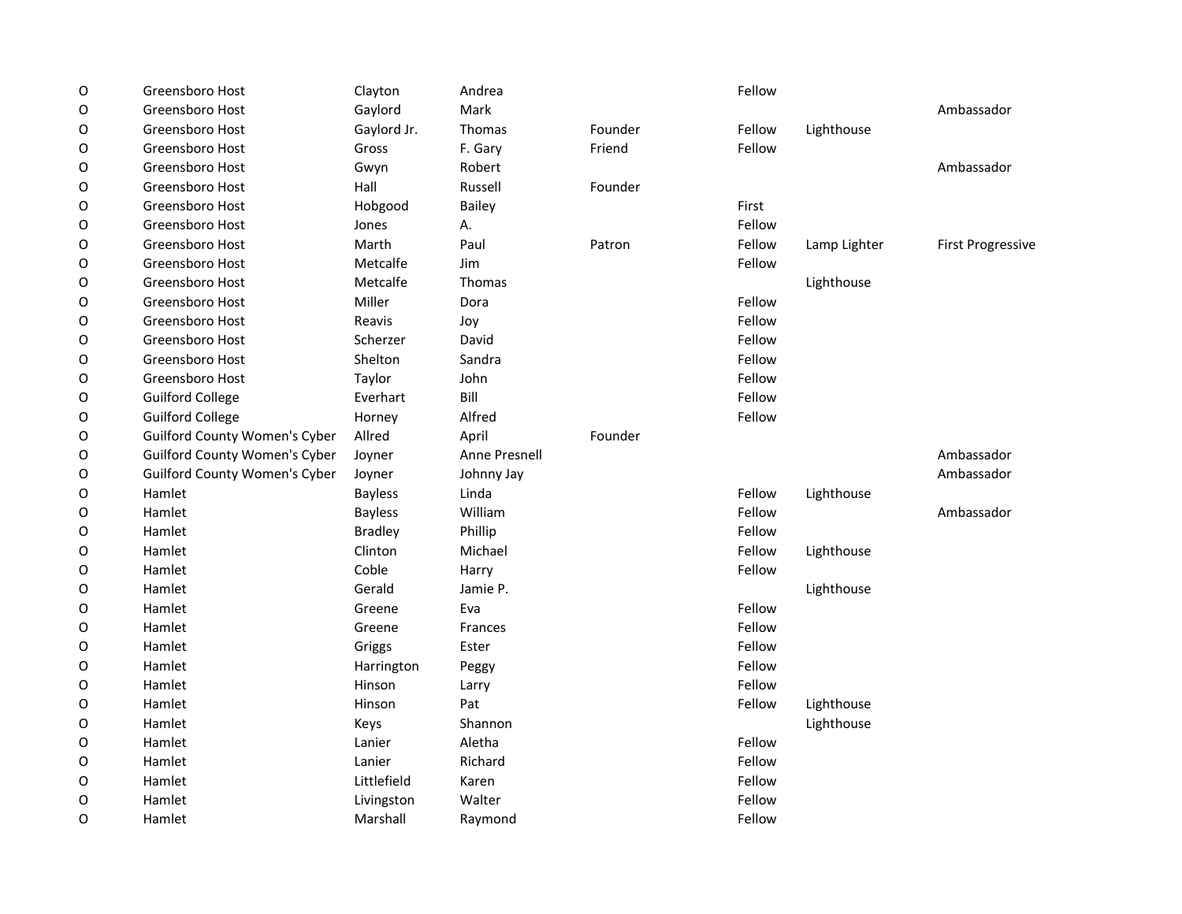| | | | | | | | |
|---|---|---|---|---|---|---|---|
| O | Greensboro Host | Clayton | Andrea | | Fellow | | |
| O | Greensboro Host | Gaylord | Mark | | | | Ambassador |
| O | Greensboro Host | Gaylord Jr. | Thomas | Founder | Fellow | Lighthouse | |
| O | Greensboro Host | Gross | F. Gary | Friend | Fellow | | |
| O | Greensboro Host | Gwyn | Robert | | | | Ambassador |
| O | Greensboro Host | Hall | Russell | Founder | | | |
| O | Greensboro Host | Hobgood | Bailey | | First | | |
| O | Greensboro Host | Jones | A. | | Fellow | | |
| O | Greensboro Host | Marth | Paul | Patron | Fellow | Lamp Lighter | First Progressive |
| O | Greensboro Host | Metcalfe | Jim | | Fellow | | |
| O | Greensboro Host | Metcalfe | Thomas | | | Lighthouse | |
| O | Greensboro Host | Miller | Dora | | Fellow | | |
| O | Greensboro Host | Reavis | Joy | | Fellow | | |
| O | Greensboro Host | Scherzer | David | | Fellow | | |
| O | Greensboro Host | Shelton | Sandra | | Fellow | | |
| O | Greensboro Host | Taylor | John | | Fellow | | |
| O | Guilford College | Everhart | Bill | | Fellow | | |
| O | Guilford College | Horney | Alfred | | Fellow | | |
| O | Guilford County Women's Cyber | Allred | April | Founder | | | |
| O | Guilford County Women's Cyber | Joyner | Anne Presnell | | | | Ambassador |
| O | Guilford County Women's Cyber | Joyner | Johnny Jay | | | | Ambassador |
| O | Hamlet | Bayless | Linda | | Fellow | Lighthouse | |
| O | Hamlet | Bayless | William | | Fellow | | Ambassador |
| O | Hamlet | Bradley | Phillip | | Fellow | | |
| O | Hamlet | Clinton | Michael | | Fellow | Lighthouse | |
| O | Hamlet | Coble | Harry | | Fellow | | |
| O | Hamlet | Gerald | Jamie P. | | | Lighthouse | |
| O | Hamlet | Greene | Eva | | Fellow | | |
| O | Hamlet | Greene | Frances | | Fellow | | |
| O | Hamlet | Griggs | Ester | | Fellow | | |
| O | Hamlet | Harrington | Peggy | | Fellow | | |
| O | Hamlet | Hinson | Larry | | Fellow | | |
| O | Hamlet | Hinson | Pat | | Fellow | Lighthouse | |
| O | Hamlet | Keys | Shannon | | | Lighthouse | |
| O | Hamlet | Lanier | Aletha | | Fellow | | |
| O | Hamlet | Lanier | Richard | | Fellow | | |
| O | Hamlet | Littlefield | Karen | | Fellow | | |
| O | Hamlet | Livingston | Walter | | Fellow | | |
| O | Hamlet | Marshall | Raymond | | Fellow | | |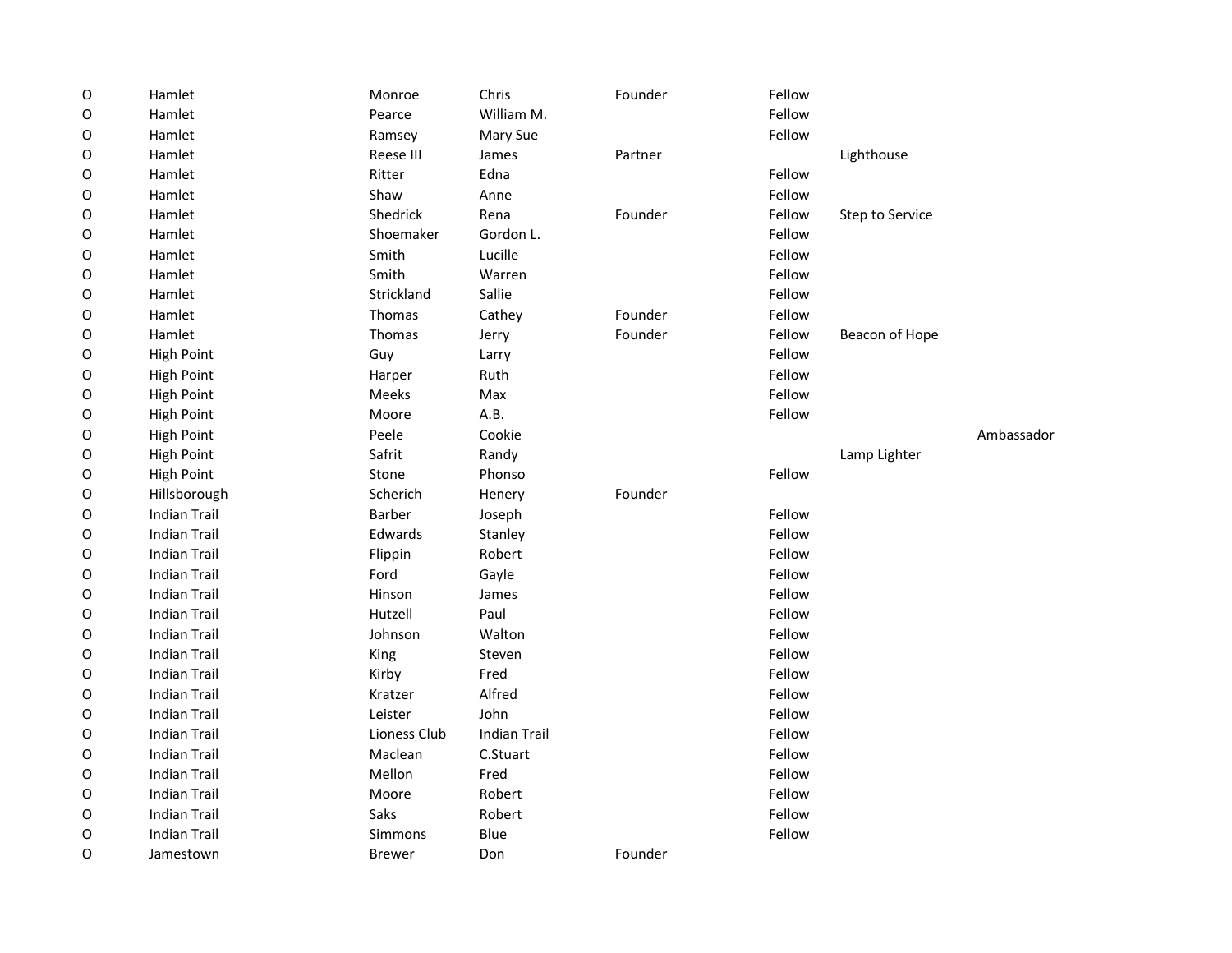| | | | | | | | |
|---|---|---|---|---|---|---|---|
| O | Hamlet | Monroe | Chris | Founder | Fellow | | |
| O | Hamlet | Pearce | William M. | | Fellow | | |
| O | Hamlet | Ramsey | Mary Sue | | Fellow | | |
| O | Hamlet | Reese III | James | Partner | | Lighthouse | |
| O | Hamlet | Ritter | Edna | | Fellow | | |
| O | Hamlet | Shaw | Anne | | Fellow | | |
| O | Hamlet | Shedrick | Rena | Founder | Fellow | Step to Service | |
| O | Hamlet | Shoemaker | Gordon L. | | Fellow | | |
| O | Hamlet | Smith | Lucille | | Fellow | | |
| O | Hamlet | Smith | Warren | | Fellow | | |
| O | Hamlet | Strickland | Sallie | | Fellow | | |
| O | Hamlet | Thomas | Cathey | Founder | Fellow | | |
| O | Hamlet | Thomas | Jerry | Founder | Fellow | Beacon of Hope | |
| O | High Point | Guy | Larry | | Fellow | | |
| O | High Point | Harper | Ruth | | Fellow | | |
| O | High Point | Meeks | Max | | Fellow | | |
| O | High Point | Moore | A.B. | | Fellow | | |
| O | High Point | Peele | Cookie | | | | Ambassador |
| O | High Point | Safrit | Randy | | | Lamp Lighter | |
| O | High Point | Stone | Phonso | | Fellow | | |
| O | Hillsborough | Scherich | Henery | Founder | | | |
| O | Indian Trail | Barber | Joseph | | Fellow | | |
| O | Indian Trail | Edwards | Stanley | | Fellow | | |
| O | Indian Trail | Flippin | Robert | | Fellow | | |
| O | Indian Trail | Ford | Gayle | | Fellow | | |
| O | Indian Trail | Hinson | James | | Fellow | | |
| O | Indian Trail | Hutzell | Paul | | Fellow | | |
| O | Indian Trail | Johnson | Walton | | Fellow | | |
| O | Indian Trail | King | Steven | | Fellow | | |
| O | Indian Trail | Kirby | Fred | | Fellow | | |
| O | Indian Trail | Kratzer | Alfred | | Fellow | | |
| O | Indian Trail | Leister | John | | Fellow | | |
| O | Indian Trail | Lioness Club | Indian Trail | | Fellow | | |
| O | Indian Trail | Maclean | C.Stuart | | Fellow | | |
| O | Indian Trail | Mellon | Fred | | Fellow | | |
| O | Indian Trail | Moore | Robert | | Fellow | | |
| O | Indian Trail | Saks | Robert | | Fellow | | |
| O | Indian Trail | Simmons | Blue | | Fellow | | |
| O | Jamestown | Brewer | Don | Founder | | | |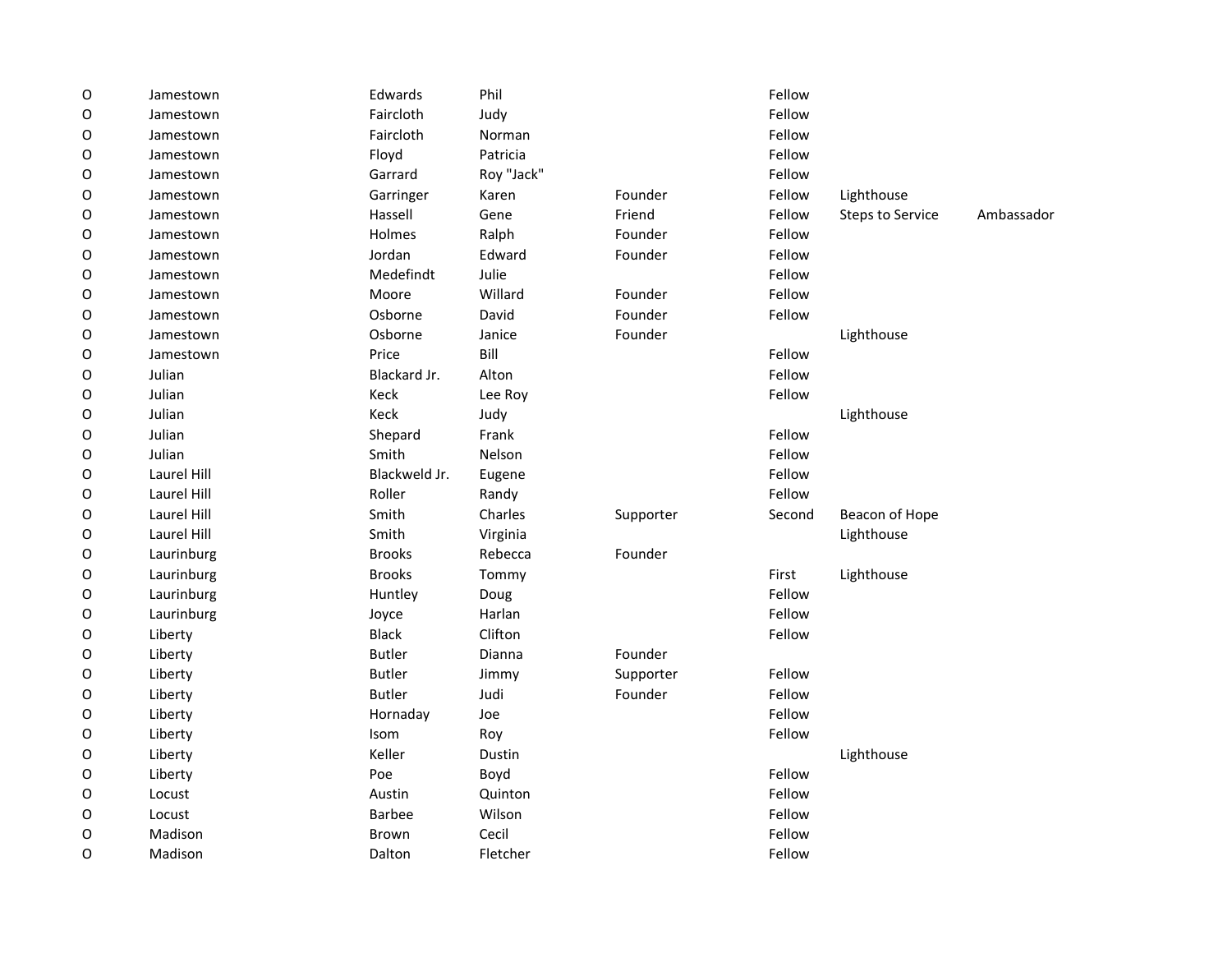| | | | | | | | |
|---|---|---|---|---|---|---|---|
| O | Jamestown | Edwards | Phil | | Fellow | | |
| O | Jamestown | Faircloth | Judy | | Fellow | | |
| O | Jamestown | Faircloth | Norman | | Fellow | | |
| O | Jamestown | Floyd | Patricia | | Fellow | | |
| O | Jamestown | Garrard | Roy "Jack" | | Fellow | | |
| O | Jamestown | Garringer | Karen | Founder | Fellow | Lighthouse | |
| O | Jamestown | Hassell | Gene | Friend | Fellow | Steps to Service | Ambassador |
| O | Jamestown | Holmes | Ralph | Founder | Fellow | | |
| O | Jamestown | Jordan | Edward | Founder | Fellow | | |
| O | Jamestown | Medefindt | Julie | | Fellow | | |
| O | Jamestown | Moore | Willard | Founder | Fellow | | |
| O | Jamestown | Osborne | David | Founder | Fellow | | |
| O | Jamestown | Osborne | Janice | Founder | | Lighthouse | |
| O | Jamestown | Price | Bill | | Fellow | | |
| O | Julian | Blackard Jr. | Alton | | Fellow | | |
| O | Julian | Keck | Lee Roy | | Fellow | | |
| O | Julian | Keck | Judy | | | Lighthouse | |
| O | Julian | Shepard | Frank | | Fellow | | |
| O | Julian | Smith | Nelson | | Fellow | | |
| O | Laurel Hill | Blackweld Jr. | Eugene | | Fellow | | |
| O | Laurel Hill | Roller | Randy | | Fellow | | |
| O | Laurel Hill | Smith | Charles | Supporter | Second | Beacon of Hope | |
| O | Laurel Hill | Smith | Virginia | | | Lighthouse | |
| O | Laurinburg | Brooks | Rebecca | Founder | | | |
| O | Laurinburg | Brooks | Tommy | | First | Lighthouse | |
| O | Laurinburg | Huntley | Doug | | Fellow | | |
| O | Laurinburg | Joyce | Harlan | | Fellow | | |
| O | Liberty | Black | Clifton | | Fellow | | |
| O | Liberty | Butler | Dianna | Founder | | | |
| O | Liberty | Butler | Jimmy | Supporter | Fellow | | |
| O | Liberty | Butler | Judi | Founder | Fellow | | |
| O | Liberty | Hornaday | Joe | | Fellow | | |
| O | Liberty | Isom | Roy | | Fellow | | |
| O | Liberty | Keller | Dustin | | | Lighthouse | |
| O | Liberty | Poe | Boyd | | Fellow | | |
| O | Locust | Austin | Quinton | | Fellow | | |
| O | Locust | Barbee | Wilson | | Fellow | | |
| O | Madison | Brown | Cecil | | Fellow | | |
| O | Madison | Dalton | Fletcher | | Fellow | | |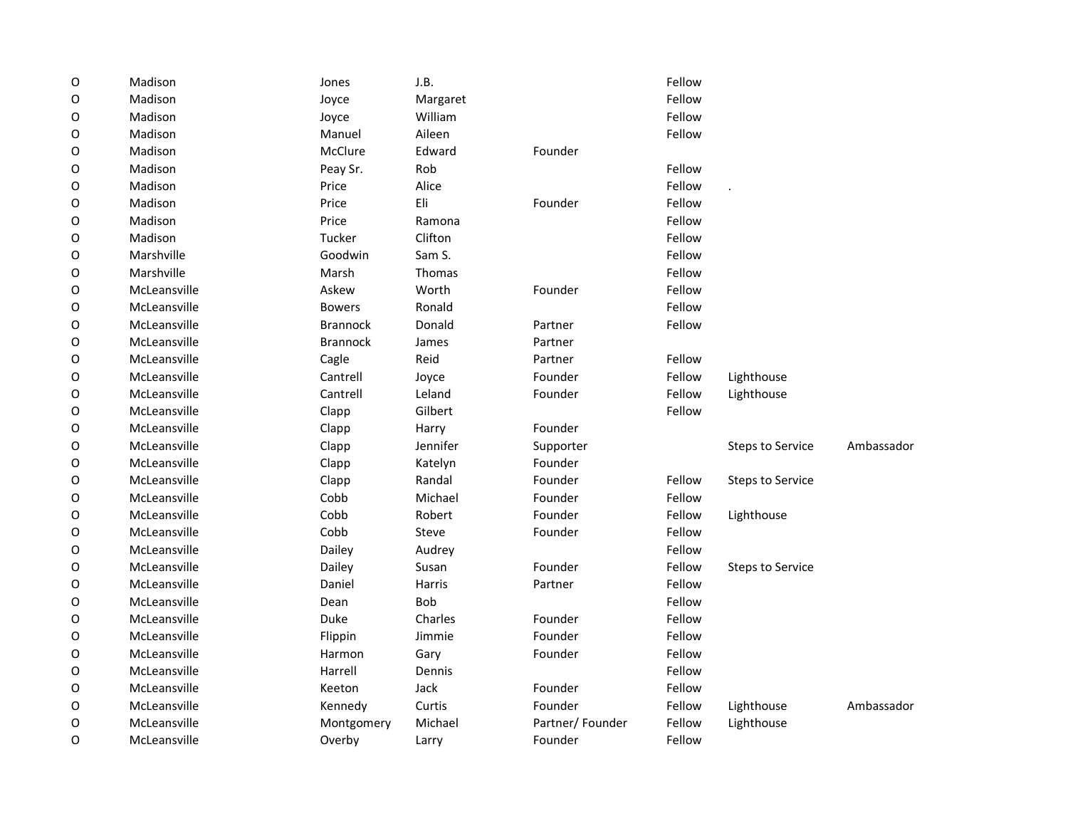| | | | | | | | |
|---|---|---|---|---|---|---|---|
| O | Madison | Jones | J.B. | | Fellow | | |
| O | Madison | Joyce | Margaret | | Fellow | | |
| O | Madison | Joyce | William | | Fellow | | |
| O | Madison | Manuel | Aileen | | Fellow | | |
| O | Madison | McClure | Edward | Founder | | | |
| O | Madison | Peay Sr. | Rob | | Fellow | | |
| O | Madison | Price | Alice | | Fellow | . | |
| O | Madison | Price | Eli | Founder | Fellow | | |
| O | Madison | Price | Ramona | | Fellow | | |
| O | Madison | Tucker | Clifton | | Fellow | | |
| O | Marshville | Goodwin | Sam S. | | Fellow | | |
| O | Marshville | Marsh | Thomas | | Fellow | | |
| O | McLeansville | Askew | Worth | Founder | Fellow | | |
| O | McLeansville | Bowers | Ronald | | Fellow | | |
| O | McLeansville | Brannock | Donald | Partner | Fellow | | |
| O | McLeansville | Brannock | James | Partner | | | |
| O | McLeansville | Cagle | Reid | Partner | Fellow | | |
| O | McLeansville | Cantrell | Joyce | Founder | Fellow | Lighthouse | |
| O | McLeansville | Cantrell | Leland | Founder | Fellow | Lighthouse | |
| O | McLeansville | Clapp | Gilbert | | Fellow | | |
| O | McLeansville | Clapp | Harry | Founder | | | |
| O | McLeansville | Clapp | Jennifer | Supporter | | Steps to Service | Ambassador |
| O | McLeansville | Clapp | Katelyn | Founder | | | |
| O | McLeansville | Clapp | Randal | Founder | Fellow | Steps to Service | |
| O | McLeansville | Cobb | Michael | Founder | Fellow | | |
| O | McLeansville | Cobb | Robert | Founder | Fellow | Lighthouse | |
| O | McLeansville | Cobb | Steve | Founder | Fellow | | |
| O | McLeansville | Dailey | Audrey | | Fellow | | |
| O | McLeansville | Dailey | Susan | Founder | Fellow | Steps to Service | |
| O | McLeansville | Daniel | Harris | Partner | Fellow | | |
| O | McLeansville | Dean | Bob | | Fellow | | |
| O | McLeansville | Duke | Charles | Founder | Fellow | | |
| O | McLeansville | Flippin | Jimmie | Founder | Fellow | | |
| O | McLeansville | Harmon | Gary | Founder | Fellow | | |
| O | McLeansville | Harrell | Dennis | | Fellow | | |
| O | McLeansville | Keeton | Jack | Founder | Fellow | | |
| O | McLeansville | Kennedy | Curtis | Founder | Fellow | Lighthouse | Ambassador |
| O | McLeansville | Montgomery | Michael | Partner/ Founder | Fellow | Lighthouse | |
| O | McLeansville | Overby | Larry | Founder | Fellow | | |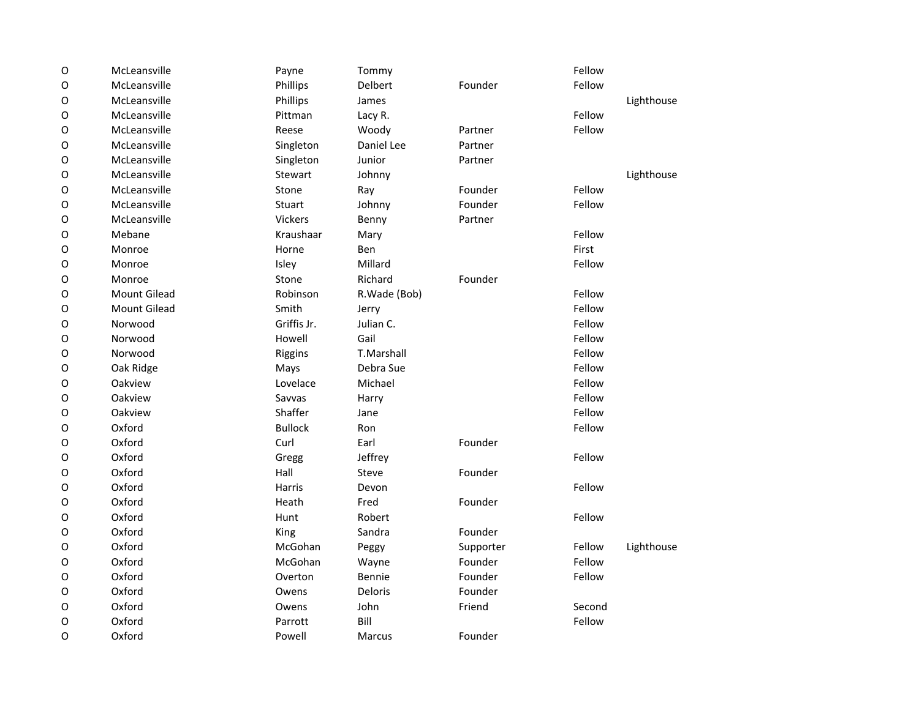| | | | | | | |
|---|---|---|---|---|---|---|
| O | McLeansville | Payne | Tommy | | Fellow | |
| O | McLeansville | Phillips | Delbert | Founder | Fellow | |
| O | McLeansville | Phillips | James | | | Lighthouse |
| O | McLeansville | Pittman | Lacy R. | | Fellow | |
| O | McLeansville | Reese | Woody | Partner | Fellow | |
| O | McLeansville | Singleton | Daniel Lee | Partner | | |
| O | McLeansville | Singleton | Junior | Partner | | |
| O | McLeansville | Stewart | Johnny | | | Lighthouse |
| O | McLeansville | Stone | Ray | Founder | Fellow | |
| O | McLeansville | Stuart | Johnny | Founder | Fellow | |
| O | McLeansville | Vickers | Benny | Partner | | |
| O | Mebane | Kraushaar | Mary | | Fellow | |
| O | Monroe | Horne | Ben | | First | |
| O | Monroe | Isley | Millard | | Fellow | |
| O | Monroe | Stone | Richard | Founder | | |
| O | Mount Gilead | Robinson | R.Wade (Bob) | | Fellow | |
| O | Mount Gilead | Smith | Jerry | | Fellow | |
| O | Norwood | Griffis Jr. | Julian C. | | Fellow | |
| O | Norwood | Howell | Gail | | Fellow | |
| O | Norwood | Riggins | T.Marshall | | Fellow | |
| O | Oak Ridge | Mays | Debra Sue | | Fellow | |
| O | Oakview | Lovelace | Michael | | Fellow | |
| O | Oakview | Savvas | Harry | | Fellow | |
| O | Oakview | Shaffer | Jane | | Fellow | |
| O | Oxford | Bullock | Ron | | Fellow | |
| O | Oxford | Curl | Earl | Founder | | |
| O | Oxford | Gregg | Jeffrey | | Fellow | |
| O | Oxford | Hall | Steve | Founder | | |
| O | Oxford | Harris | Devon | | Fellow | |
| O | Oxford | Heath | Fred | Founder | | |
| O | Oxford | Hunt | Robert | | Fellow | |
| O | Oxford | King | Sandra | Founder | | |
| O | Oxford | McGohan | Peggy | Supporter | Fellow | Lighthouse |
| O | Oxford | McGohan | Wayne | Founder | Fellow | |
| O | Oxford | Overton | Bennie | Founder | Fellow | |
| O | Oxford | Owens | Deloris | Founder | | |
| O | Oxford | Owens | John | Friend | Second | |
| O | Oxford | Parrott | Bill | | Fellow | |
| O | Oxford | Powell | Marcus | Founder | | |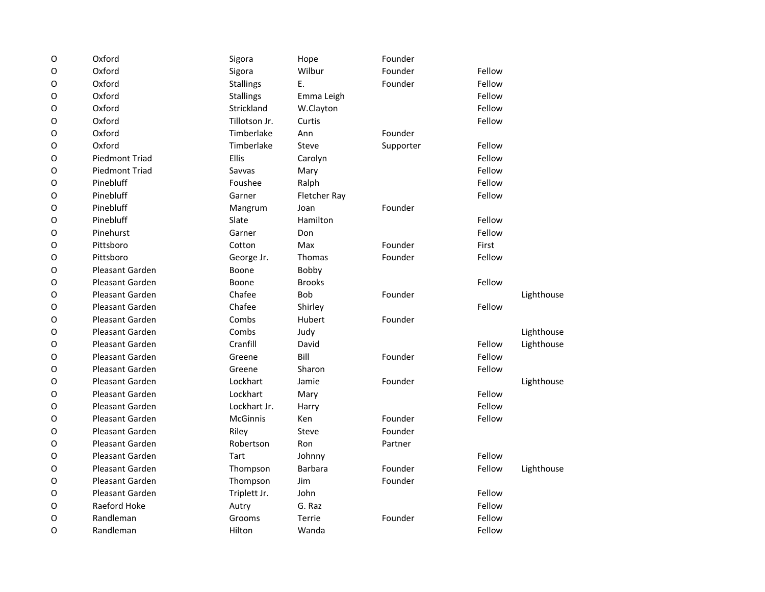| | | | | | | |
|---|---|---|---|---|---|---|
| O | Oxford | Sigora | Hope | Founder | | |
| O | Oxford | Sigora | Wilbur | Founder | Fellow | |
| O | Oxford | Stallings | E. | Founder | Fellow | |
| O | Oxford | Stallings | Emma Leigh | | Fellow | |
| O | Oxford | Strickland | W.Clayton | | Fellow | |
| O | Oxford | Tillotson Jr. | Curtis | | Fellow | |
| O | Oxford | Timberlake | Ann | Founder | | |
| O | Oxford | Timberlake | Steve | Supporter | Fellow | |
| O | Piedmont Triad | Ellis | Carolyn | | Fellow | |
| O | Piedmont Triad | Savvas | Mary | | Fellow | |
| O | Pinebluff | Foushee | Ralph | | Fellow | |
| O | Pinebluff | Garner | Fletcher Ray | | Fellow | |
| O | Pinebluff | Mangrum | Joan | Founder | | |
| O | Pinebluff | Slate | Hamilton | | Fellow | |
| O | Pinehurst | Garner | Don | | Fellow | |
| O | Pittsboro | Cotton | Max | Founder | First | |
| O | Pittsboro | George Jr. | Thomas | Founder | Fellow | |
| O | Pleasant Garden | Boone | Bobby | | | |
| O | Pleasant Garden | Boone | Brooks | | Fellow | |
| O | Pleasant Garden | Chafee | Bob | Founder | | Lighthouse |
| O | Pleasant Garden | Chafee | Shirley | | Fellow | |
| O | Pleasant Garden | Combs | Hubert | Founder | | |
| O | Pleasant Garden | Combs | Judy | | | Lighthouse |
| O | Pleasant Garden | Cranfill | David | | Fellow | Lighthouse |
| O | Pleasant Garden | Greene | Bill | Founder | Fellow | |
| O | Pleasant Garden | Greene | Sharon | | Fellow | |
| O | Pleasant Garden | Lockhart | Jamie | Founder | | Lighthouse |
| O | Pleasant Garden | Lockhart | Mary | | Fellow | |
| O | Pleasant Garden | Lockhart Jr. | Harry | | Fellow | |
| O | Pleasant Garden | McGinnis | Ken | Founder | Fellow | |
| O | Pleasant Garden | Riley | Steve | Founder | | |
| O | Pleasant Garden | Robertson | Ron | Partner | | |
| O | Pleasant Garden | Tart | Johnny | | Fellow | |
| O | Pleasant Garden | Thompson | Barbara | Founder | Fellow | Lighthouse |
| O | Pleasant Garden | Thompson | Jim | Founder | | |
| O | Pleasant Garden | Triplett Jr. | John | | Fellow | |
| O | Raeford Hoke | Autry | G. Raz | | Fellow | |
| O | Randleman | Grooms | Terrie | Founder | Fellow | |
| O | Randleman | Hilton | Wanda | | Fellow | |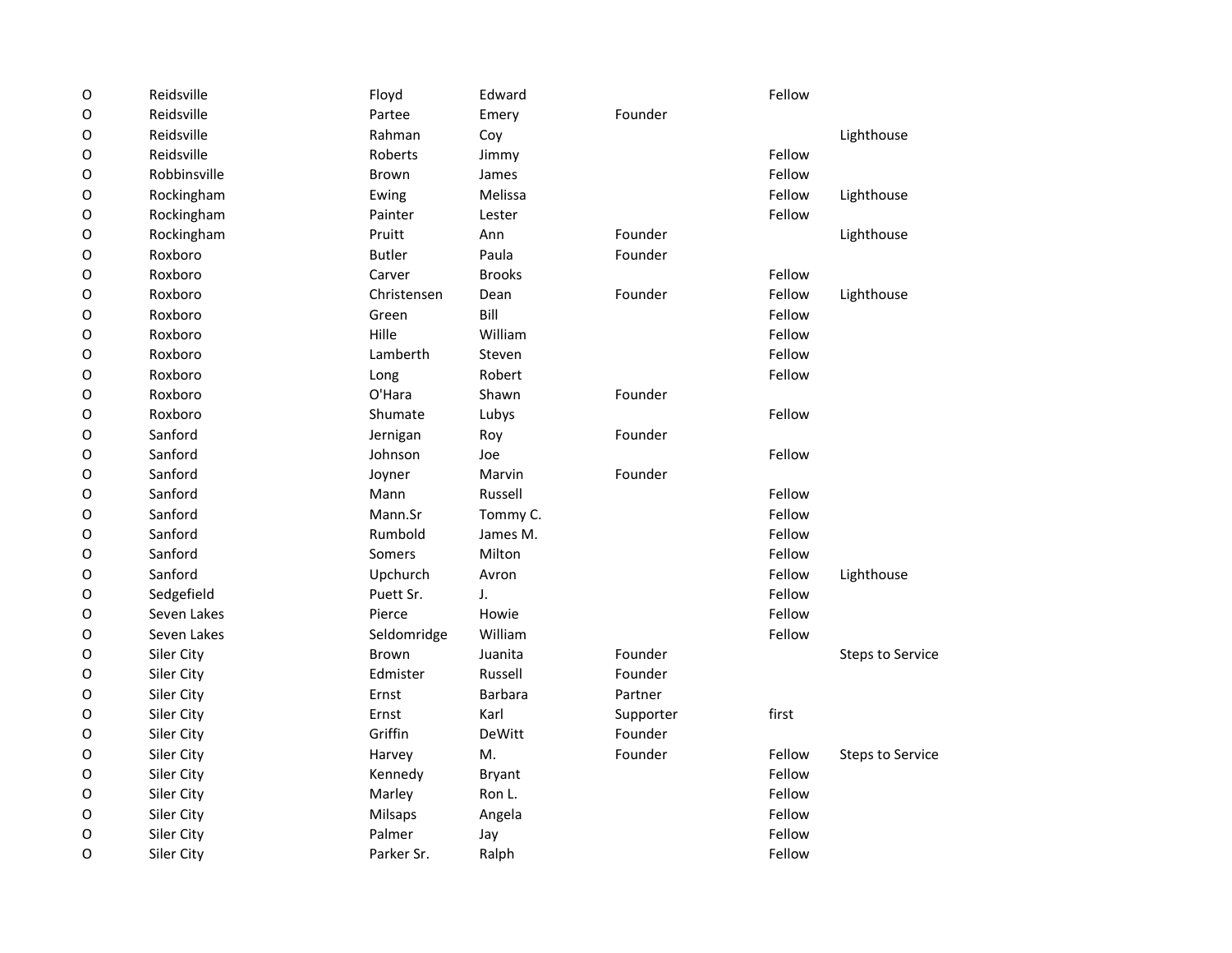| | | | | | | |
|---|---|---|---|---|---|---|
| O | Reidsville | Floyd | Edward | | Fellow | |
| O | Reidsville | Partee | Emery | Founder | | |
| O | Reidsville | Rahman | Coy | | | Lighthouse |
| O | Reidsville | Roberts | Jimmy | | Fellow | |
| O | Robbinsville | Brown | James | | Fellow | |
| O | Rockingham | Ewing | Melissa | | Fellow | Lighthouse |
| O | Rockingham | Painter | Lester | | Fellow | |
| O | Rockingham | Pruitt | Ann | Founder | | Lighthouse |
| O | Roxboro | Butler | Paula | Founder | | |
| O | Roxboro | Carver | Brooks | | Fellow | |
| O | Roxboro | Christensen | Dean | Founder | Fellow | Lighthouse |
| O | Roxboro | Green | Bill | | Fellow | |
| O | Roxboro | Hille | William | | Fellow | |
| O | Roxboro | Lamberth | Steven | | Fellow | |
| O | Roxboro | Long | Robert | | Fellow | |
| O | Roxboro | O'Hara | Shawn | Founder | | |
| O | Roxboro | Shumate | Lubys | | Fellow | |
| O | Sanford | Jernigan | Roy | Founder | | |
| O | Sanford | Johnson | Joe | | Fellow | |
| O | Sanford | Joyner | Marvin | Founder | | |
| O | Sanford | Mann | Russell | | Fellow | |
| O | Sanford | Mann.Sr | Tommy C. | | Fellow | |
| O | Sanford | Rumbold | James M. | | Fellow | |
| O | Sanford | Somers | Milton | | Fellow | |
| O | Sanford | Upchurch | Avron | | Fellow | Lighthouse |
| O | Sedgefield | Puett Sr. | J. | | Fellow | |
| O | Seven Lakes | Pierce | Howie | | Fellow | |
| O | Seven Lakes | Seldomridge | William | | Fellow | |
| O | Siler City | Brown | Juanita | Founder | | Steps to Service |
| O | Siler City | Edmister | Russell | Founder | | |
| O | Siler City | Ernst | Barbara | Partner | | |
| O | Siler City | Ernst | Karl | Supporter | first | |
| O | Siler City | Griffin | DeWitt | Founder | | |
| O | Siler City | Harvey | M. | Founder | Fellow | Steps to Service |
| O | Siler City | Kennedy | Bryant | | Fellow | |
| O | Siler City | Marley | Ron L. | | Fellow | |
| O | Siler City | Milsaps | Angela | | Fellow | |
| O | Siler City | Palmer | Jay | | Fellow | |
| O | Siler City | Parker Sr. | Ralph | | Fellow | |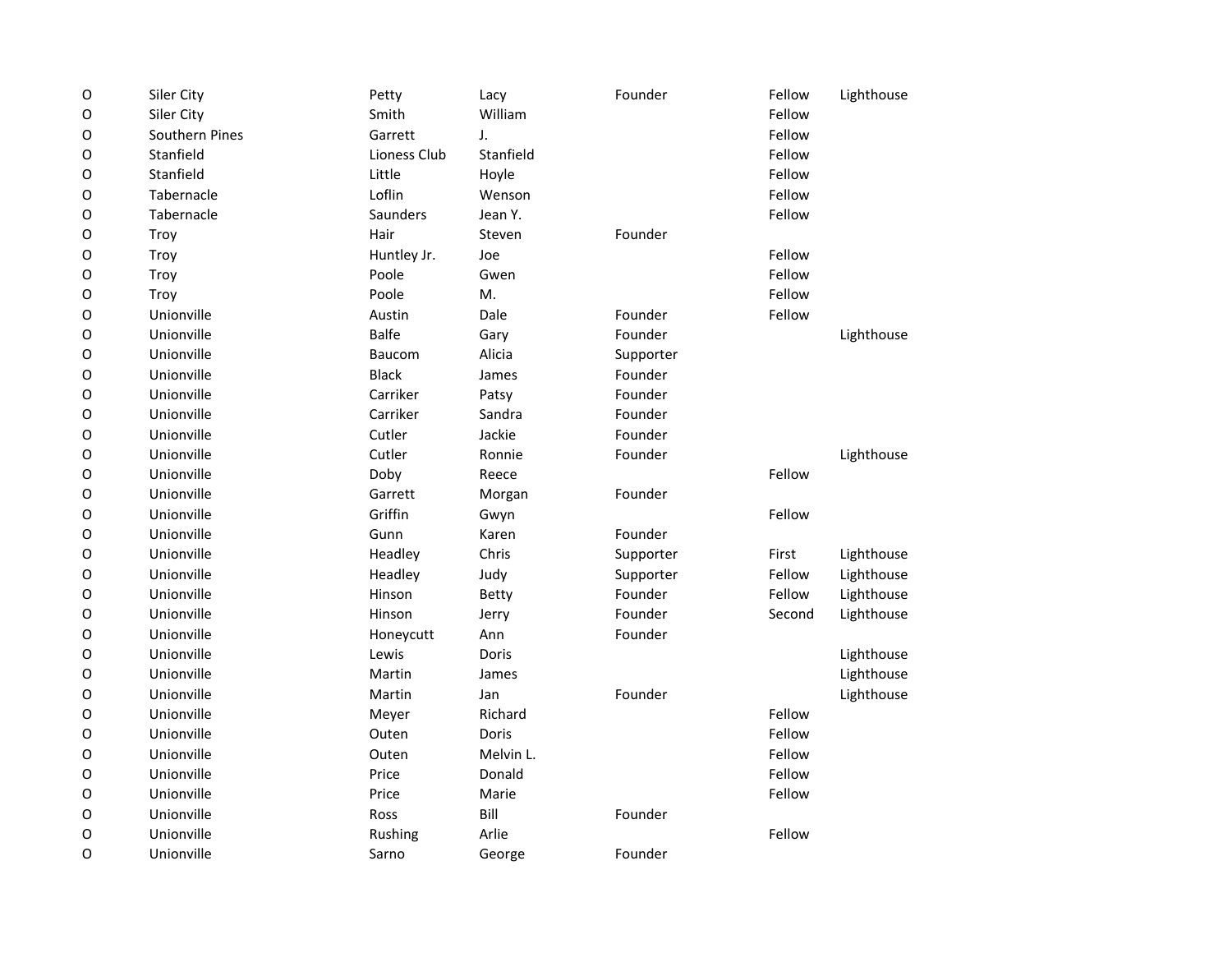| | | | | | | |
|---|---|---|---|---|---|---|
| O | Siler City | Petty | Lacy | Founder | Fellow | Lighthouse |
| O | Siler City | Smith | William | | Fellow | |
| O | Southern Pines | Garrett | J. | | Fellow | |
| O | Stanfield | Lioness Club | Stanfield | | Fellow | |
| O | Stanfield | Little | Hoyle | | Fellow | |
| O | Tabernacle | Loflin | Wenson | | Fellow | |
| O | Tabernacle | Saunders | Jean Y. | | Fellow | |
| O | Troy | Hair | Steven | Founder | | |
| O | Troy | Huntley Jr. | Joe | | Fellow | |
| O | Troy | Poole | Gwen | | Fellow | |
| O | Troy | Poole | M. | | Fellow | |
| O | Unionville | Austin | Dale | Founder | Fellow | |
| O | Unionville | Balfe | Gary | Founder | | Lighthouse |
| O | Unionville | Baucom | Alicia | Supporter | | |
| O | Unionville | Black | James | Founder | | |
| O | Unionville | Carriker | Patsy | Founder | | |
| O | Unionville | Carriker | Sandra | Founder | | |
| O | Unionville | Cutler | Jackie | Founder | | |
| O | Unionville | Cutler | Ronnie | Founder | | Lighthouse |
| O | Unionville | Doby | Reece | | Fellow | |
| O | Unionville | Garrett | Morgan | Founder | | |
| O | Unionville | Griffin | Gwyn | | Fellow | |
| O | Unionville | Gunn | Karen | Founder | | |
| O | Unionville | Headley | Chris | Supporter | First | Lighthouse |
| O | Unionville | Headley | Judy | Supporter | Fellow | Lighthouse |
| O | Unionville | Hinson | Betty | Founder | Fellow | Lighthouse |
| O | Unionville | Hinson | Jerry | Founder | Second | Lighthouse |
| O | Unionville | Honeycutt | Ann | Founder | | |
| O | Unionville | Lewis | Doris | | | Lighthouse |
| O | Unionville | Martin | James | | | Lighthouse |
| O | Unionville | Martin | Jan | Founder | | Lighthouse |
| O | Unionville | Meyer | Richard | | Fellow | |
| O | Unionville | Outen | Doris | | Fellow | |
| O | Unionville | Outen | Melvin L. | | Fellow | |
| O | Unionville | Price | Donald | | Fellow | |
| O | Unionville | Price | Marie | | Fellow | |
| O | Unionville | Ross | Bill | Founder | | |
| O | Unionville | Rushing | Arlie | | Fellow | |
| O | Unionville | Sarno | George | Founder | | |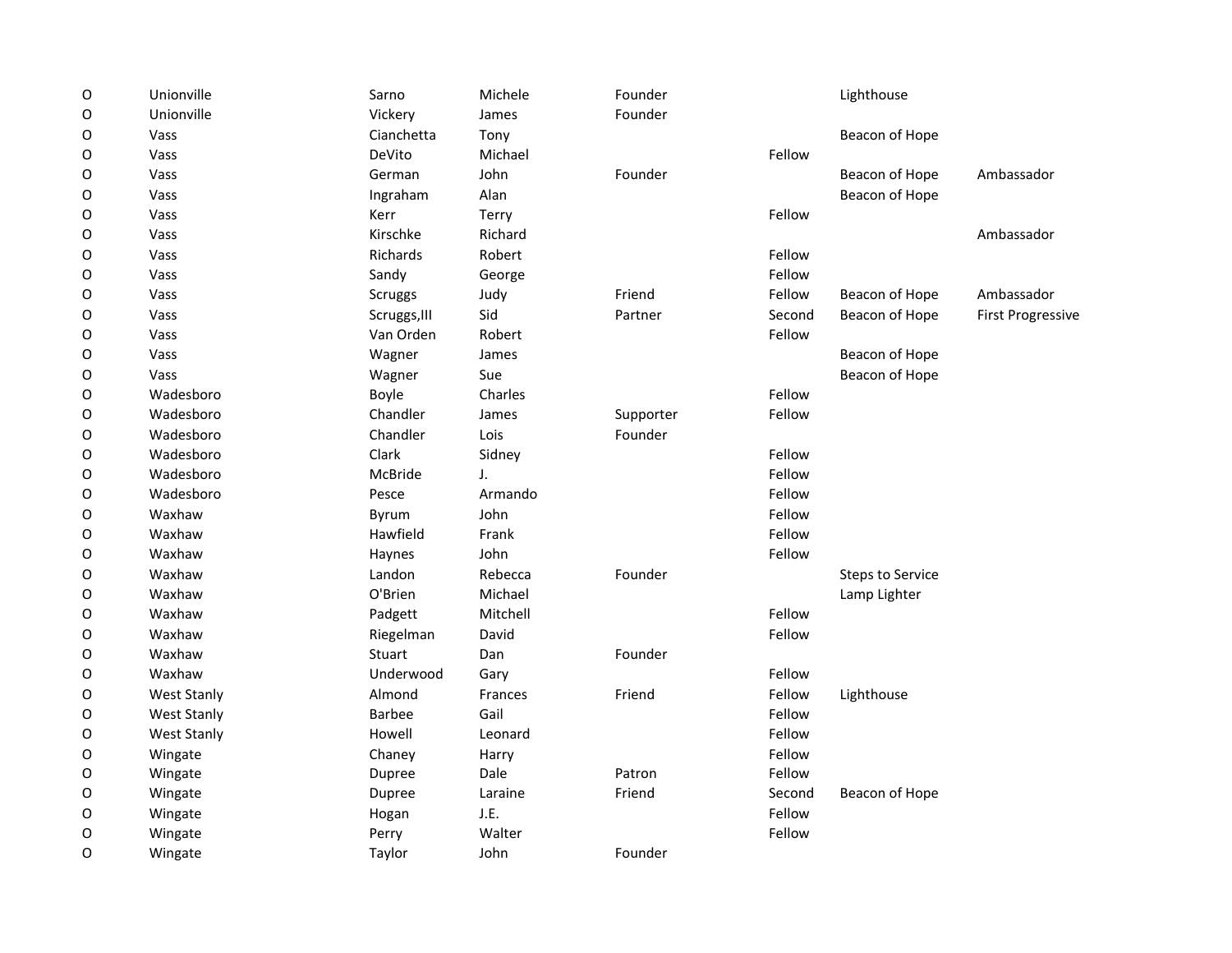| | | | | | | | |
|---|---|---|---|---|---|---|---|
| O | Unionville | Sarno | Michele | Founder | | Lighthouse | |
| O | Unionville | Vickery | James | Founder | | | |
| O | Vass | Cianchetta | Tony | | | Beacon of Hope | |
| O | Vass | DeVito | Michael | | Fellow | | |
| O | Vass | German | John | Founder | | Beacon of Hope | Ambassador |
| O | Vass | Ingraham | Alan | | | Beacon of Hope | |
| O | Vass | Kerr | Terry | | Fellow | | |
| O | Vass | Kirschke | Richard | | | | Ambassador |
| O | Vass | Richards | Robert | | Fellow | | |
| O | Vass | Sandy | George | | Fellow | | |
| O | Vass | Scruggs | Judy | Friend | Fellow | Beacon of Hope | Ambassador |
| O | Vass | Scruggs,III | Sid | Partner | Second | Beacon of Hope | First Progressive |
| O | Vass | Van Orden | Robert | | Fellow | | |
| O | Vass | Wagner | James | | | Beacon of Hope | |
| O | Vass | Wagner | Sue | | | Beacon of Hope | |
| O | Wadesboro | Boyle | Charles | | Fellow | | |
| O | Wadesboro | Chandler | James | Supporter | Fellow | | |
| O | Wadesboro | Chandler | Lois | Founder | | | |
| O | Wadesboro | Clark | Sidney | | Fellow | | |
| O | Wadesboro | McBride | J. | | Fellow | | |
| O | Wadesboro | Pesce | Armando | | Fellow | | |
| O | Waxhaw | Byrum | John | | Fellow | | |
| O | Waxhaw | Hawfield | Frank | | Fellow | | |
| O | Waxhaw | Haynes | John | | Fellow | | |
| O | Waxhaw | Landon | Rebecca | Founder | | Steps to Service | |
| O | Waxhaw | O'Brien | Michael | | | Lamp Lighter | |
| O | Waxhaw | Padgett | Mitchell | | Fellow | | |
| O | Waxhaw | Riegelman | David | | Fellow | | |
| O | Waxhaw | Stuart | Dan | Founder | | | |
| O | Waxhaw | Underwood | Gary | | Fellow | | |
| O | West Stanly | Almond | Frances | Friend | Fellow | Lighthouse | |
| O | West Stanly | Barbee | Gail | | Fellow | | |
| O | West Stanly | Howell | Leonard | | Fellow | | |
| O | Wingate | Chaney | Harry | | Fellow | | |
| O | Wingate | Dupree | Dale | Patron | Fellow | | |
| O | Wingate | Dupree | Laraine | Friend | Second | Beacon of Hope | |
| O | Wingate | Hogan | J.E. | | Fellow | | |
| O | Wingate | Perry | Walter | | Fellow | | |
| O | Wingate | Taylor | John | Founder | | | |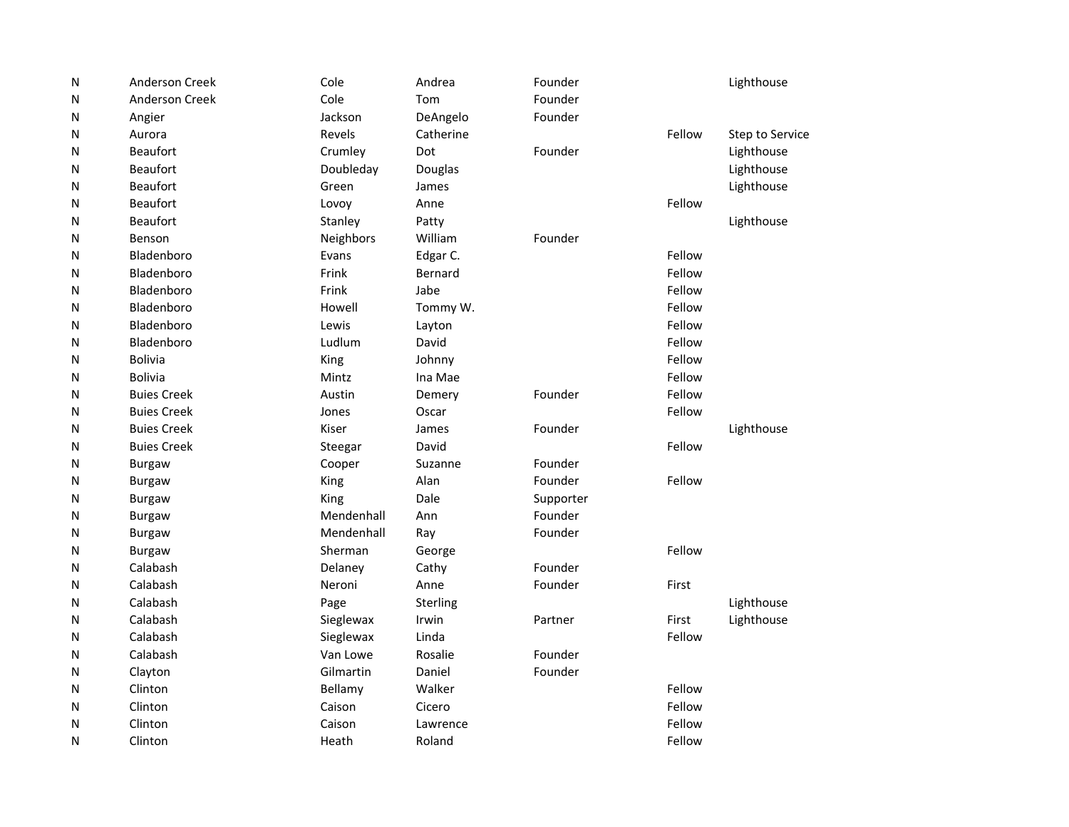| | | | | | | |
|---|---|---|---|---|---|---|
| N | Anderson Creek | Cole | Andrea | Founder | | Lighthouse |
| N | Anderson Creek | Cole | Tom | Founder | | |
| N | Angier | Jackson | DeAngelo | Founder | | |
| N | Aurora | Revels | Catherine | | Fellow | Step to Service |
| N | Beaufort | Crumley | Dot | Founder | | Lighthouse |
| N | Beaufort | Doubleday | Douglas | | | Lighthouse |
| N | Beaufort | Green | James | | | Lighthouse |
| N | Beaufort | Lovoy | Anne | | Fellow | |
| N | Beaufort | Stanley | Patty | | | Lighthouse |
| N | Benson | Neighbors | William | Founder | | |
| N | Bladenboro | Evans | Edgar C. | | Fellow | |
| N | Bladenboro | Frink | Bernard | | Fellow | |
| N | Bladenboro | Frink | Jabe | | Fellow | |
| N | Bladenboro | Howell | Tommy W. | | Fellow | |
| N | Bladenboro | Lewis | Layton | | Fellow | |
| N | Bladenboro | Ludlum | David | | Fellow | |
| N | Bolivia | King | Johnny | | Fellow | |
| N | Bolivia | Mintz | Ina Mae | | Fellow | |
| N | Buies Creek | Austin | Demery | Founder | Fellow | |
| N | Buies Creek | Jones | Oscar | | Fellow | |
| N | Buies Creek | Kiser | James | Founder | | Lighthouse |
| N | Buies Creek | Steegar | David | | Fellow | |
| N | Burgaw | Cooper | Suzanne | Founder | | |
| N | Burgaw | King | Alan | Founder | Fellow | |
| N | Burgaw | King | Dale | Supporter | | |
| N | Burgaw | Mendenhall | Ann | Founder | | |
| N | Burgaw | Mendenhall | Ray | Founder | | |
| N | Burgaw | Sherman | George | | Fellow | |
| N | Calabash | Delaney | Cathy | Founder | | |
| N | Calabash | Neroni | Anne | Founder | First | |
| N | Calabash | Page | Sterling | | | Lighthouse |
| N | Calabash | Sieglewax | Irwin | Partner | First | Lighthouse |
| N | Calabash | Sieglewax | Linda | | Fellow | |
| N | Calabash | Van Lowe | Rosalie | Founder | | |
| N | Clayton | Gilmartin | Daniel | Founder | | |
| N | Clinton | Bellamy | Walker | | Fellow | |
| N | Clinton | Caison | Cicero | | Fellow | |
| N | Clinton | Caison | Lawrence | | Fellow | |
| N | Clinton | Heath | Roland | | Fellow | |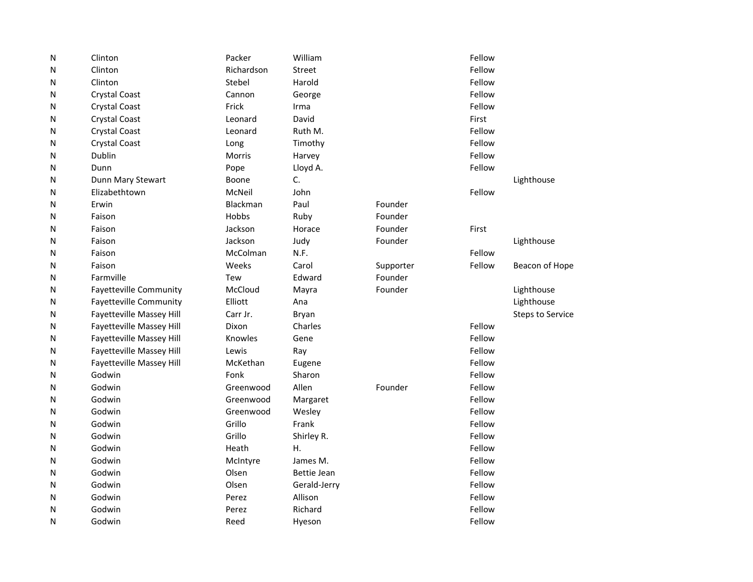| | | | | | | |
|---|---|---|---|---|---|---|
| N | Clinton | Packer | William | | Fellow | |
| N | Clinton | Richardson | Street | | Fellow | |
| N | Clinton | Stebel | Harold | | Fellow | |
| N | Crystal Coast | Cannon | George | | Fellow | |
| N | Crystal Coast | Frick | Irma | | Fellow | |
| N | Crystal Coast | Leonard | David | | First | |
| N | Crystal Coast | Leonard | Ruth M. | | Fellow | |
| N | Crystal Coast | Long | Timothy | | Fellow | |
| N | Dublin | Morris | Harvey | | Fellow | |
| N | Dunn | Pope | Lloyd A. | | Fellow | |
| N | Dunn Mary Stewart | Boone | C. | | | Lighthouse |
| N | Elizabethtown | McNeil | John | | Fellow | |
| N | Erwin | Blackman | Paul | Founder | | |
| N | Faison | Hobbs | Ruby | Founder | | |
| N | Faison | Jackson | Horace | Founder | First | |
| N | Faison | Jackson | Judy | Founder | | Lighthouse |
| N | Faison | McColman | N.F. | | Fellow | |
| N | Faison | Weeks | Carol | Supporter | Fellow | Beacon of Hope |
| N | Farmville | Tew | Edward | Founder | | |
| N | Fayetteville Community | McCloud | Mayra | Founder | | Lighthouse |
| N | Fayetteville Community | Elliott | Ana | | | Lighthouse |
| N | Fayetteville Massey Hill | Carr Jr. | Bryan | | | Steps to Service |
| N | Fayetteville Massey Hill | Dixon | Charles | | Fellow | |
| N | Fayetteville Massey Hill | Knowles | Gene | | Fellow | |
| N | Fayetteville Massey Hill | Lewis | Ray | | Fellow | |
| N | Fayetteville Massey Hill | McKethan | Eugene | | Fellow | |
| N | Godwin | Fonk | Sharon | | Fellow | |
| N | Godwin | Greenwood | Allen | Founder | Fellow | |
| N | Godwin | Greenwood | Margaret | | Fellow | |
| N | Godwin | Greenwood | Wesley | | Fellow | |
| N | Godwin | Grillo | Frank | | Fellow | |
| N | Godwin | Grillo | Shirley R. | | Fellow | |
| N | Godwin | Heath | H. | | Fellow | |
| N | Godwin | McIntyre | James M. | | Fellow | |
| N | Godwin | Olsen | Bettie Jean | | Fellow | |
| N | Godwin | Olsen | Gerald-Jerry | | Fellow | |
| N | Godwin | Perez | Allison | | Fellow | |
| N | Godwin | Perez | Richard | | Fellow | |
| N | Godwin | Reed | Hyeson | | Fellow | |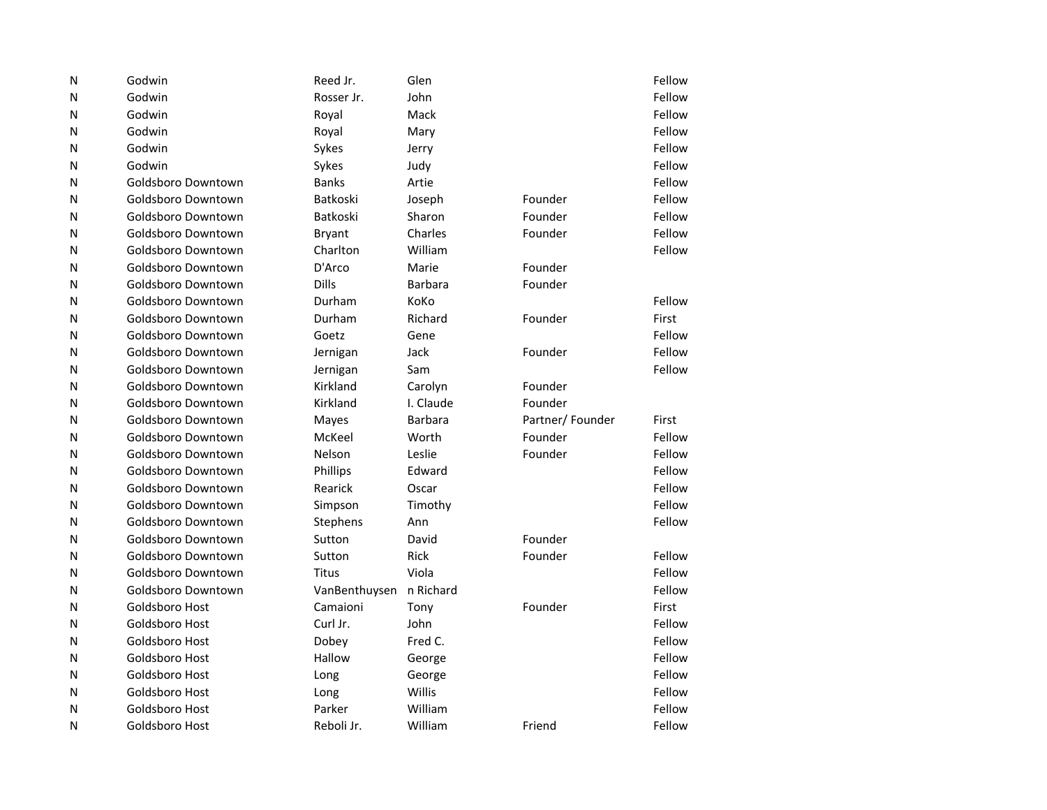| | | | | | |
|---|---|---|---|---|---|
| N | Godwin | Reed Jr. | Glen | | Fellow |
| N | Godwin | Rosser Jr. | John | | Fellow |
| N | Godwin | Royal | Mack | | Fellow |
| N | Godwin | Royal | Mary | | Fellow |
| N | Godwin | Sykes | Jerry | | Fellow |
| N | Godwin | Sykes | Judy | | Fellow |
| N | Goldsboro Downtown | Banks | Artie | | Fellow |
| N | Goldsboro Downtown | Batkoski | Joseph | Founder | Fellow |
| N | Goldsboro Downtown | Batkoski | Sharon | Founder | Fellow |
| N | Goldsboro Downtown | Bryant | Charles | Founder | Fellow |
| N | Goldsboro Downtown | Charlton | William | | Fellow |
| N | Goldsboro Downtown | D'Arco | Marie | Founder | |
| N | Goldsboro Downtown | Dills | Barbara | Founder | |
| N | Goldsboro Downtown | Durham | KoKo | | Fellow |
| N | Goldsboro Downtown | Durham | Richard | Founder | First |
| N | Goldsboro Downtown | Goetz | Gene | | Fellow |
| N | Goldsboro Downtown | Jernigan | Jack | Founder | Fellow |
| N | Goldsboro Downtown | Jernigan | Sam | | Fellow |
| N | Goldsboro Downtown | Kirkland | Carolyn | Founder | |
| N | Goldsboro Downtown | Kirkland | I. Claude | Founder | |
| N | Goldsboro Downtown | Mayes | Barbara | Partner/ Founder | First |
| N | Goldsboro Downtown | McKeel | Worth | Founder | Fellow |
| N | Goldsboro Downtown | Nelson | Leslie | Founder | Fellow |
| N | Goldsboro Downtown | Phillips | Edward | | Fellow |
| N | Goldsboro Downtown | Rearick | Oscar | | Fellow |
| N | Goldsboro Downtown | Simpson | Timothy | | Fellow |
| N | Goldsboro Downtown | Stephens | Ann | | Fellow |
| N | Goldsboro Downtown | Sutton | David | Founder | |
| N | Goldsboro Downtown | Sutton | Rick | Founder | Fellow |
| N | Goldsboro Downtown | Titus | Viola | | Fellow |
| N | Goldsboro Downtown | VanBenthuysen | n Richard | | Fellow |
| N | Goldsboro Host | Camaioni | Tony | Founder | First |
| N | Goldsboro Host | Curl Jr. | John | | Fellow |
| N | Goldsboro Host | Dobey | Fred C. | | Fellow |
| N | Goldsboro Host | Hallow | George | | Fellow |
| N | Goldsboro Host | Long | George | | Fellow |
| N | Goldsboro Host | Long | Willis | | Fellow |
| N | Goldsboro Host | Parker | William | | Fellow |
| N | Goldsboro Host | Reboli Jr. | William | Friend | Fellow |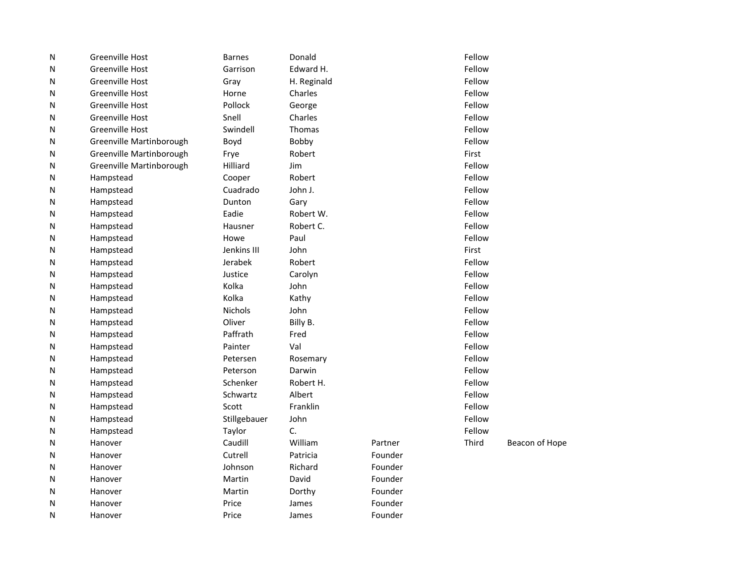| | | | | | | |
|---|---|---|---|---|---|---|
| N | Greenville Host | Barnes | Donald | | Fellow | |
| N | Greenville Host | Garrison | Edward H. | | Fellow | |
| N | Greenville Host | Gray | H. Reginald | | Fellow | |
| N | Greenville Host | Horne | Charles | | Fellow | |
| N | Greenville Host | Pollock | George | | Fellow | |
| N | Greenville Host | Snell | Charles | | Fellow | |
| N | Greenville Host | Swindell | Thomas | | Fellow | |
| N | Greenville Martinborough | Boyd | Bobby | | Fellow | |
| N | Greenville Martinborough | Frye | Robert | | First | |
| N | Greenville Martinborough | Hilliard | Jim | | Fellow | |
| N | Hampstead | Cooper | Robert | | Fellow | |
| N | Hampstead | Cuadrado | John J. | | Fellow | |
| N | Hampstead | Dunton | Gary | | Fellow | |
| N | Hampstead | Eadie | Robert W. | | Fellow | |
| N | Hampstead | Hausner | Robert C. | | Fellow | |
| N | Hampstead | Howe | Paul | | Fellow | |
| N | Hampstead | Jenkins III | John | | First | |
| N | Hampstead | Jerabek | Robert | | Fellow | |
| N | Hampstead | Justice | Carolyn | | Fellow | |
| N | Hampstead | Kolka | John | | Fellow | |
| N | Hampstead | Kolka | Kathy | | Fellow | |
| N | Hampstead | Nichols | John | | Fellow | |
| N | Hampstead | Oliver | Billy B. | | Fellow | |
| N | Hampstead | Paffrath | Fred | | Fellow | |
| N | Hampstead | Painter | Val | | Fellow | |
| N | Hampstead | Petersen | Rosemary | | Fellow | |
| N | Hampstead | Peterson | Darwin | | Fellow | |
| N | Hampstead | Schenker | Robert H. | | Fellow | |
| N | Hampstead | Schwartz | Albert | | Fellow | |
| N | Hampstead | Scott | Franklin | | Fellow | |
| N | Hampstead | Stillgebauer | John | | Fellow | |
| N | Hampstead | Taylor | C. | | Fellow | |
| N | Hanover | Caudill | William | Partner | Third | Beacon of Hope |
| N | Hanover | Cutrell | Patricia | Founder | | |
| N | Hanover | Johnson | Richard | Founder | | |
| N | Hanover | Martin | David | Founder | | |
| N | Hanover | Martin | Dorthy | Founder | | |
| N | Hanover | Price | James | Founder | | |
| N | Hanover | Price | James | Founder | | |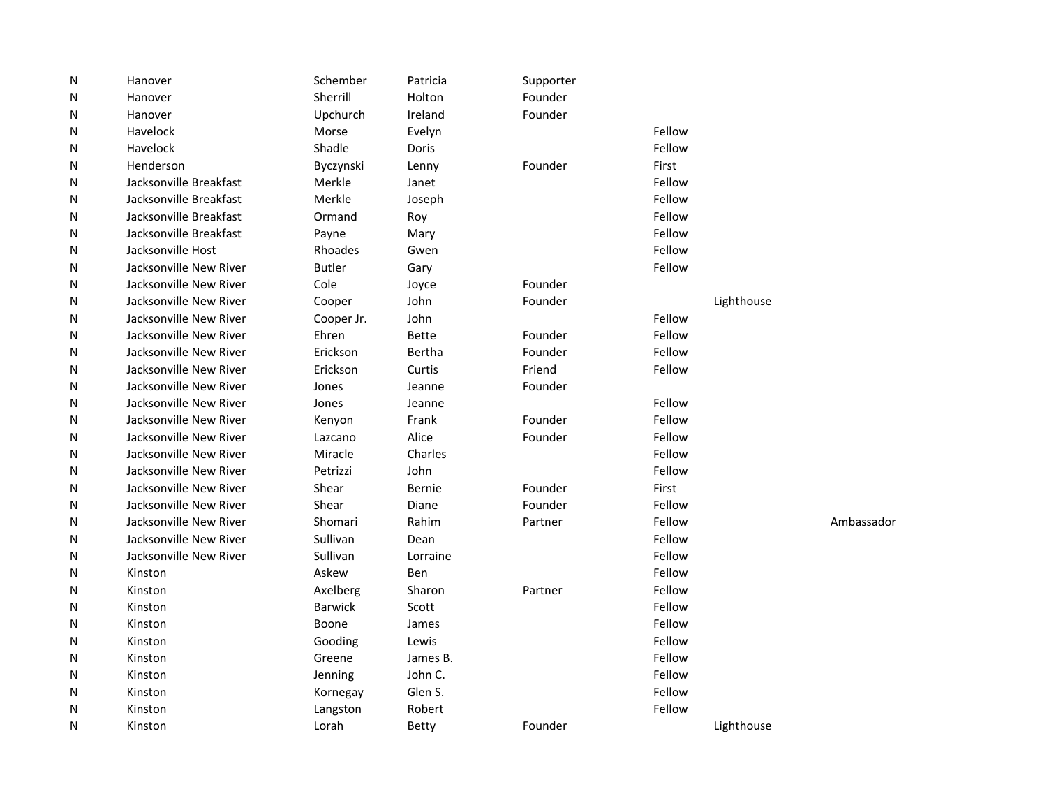| | | | | | | | |
|---|---|---|---|---|---|---|---|
| N | Hanover | Schember | Patricia | Supporter | | | |
| N | Hanover | Sherrill | Holton | Founder | | | |
| N | Hanover | Upchurch | Ireland | Founder | | | |
| N | Havelock | Morse | Evelyn | | Fellow | | |
| N | Havelock | Shadle | Doris | | Fellow | | |
| N | Henderson | Byczynski | Lenny | Founder | First | | |
| N | Jacksonville Breakfast | Merkle | Janet | | Fellow | | |
| N | Jacksonville Breakfast | Merkle | Joseph | | Fellow | | |
| N | Jacksonville Breakfast | Ormand | Roy | | Fellow | | |
| N | Jacksonville Breakfast | Payne | Mary | | Fellow | | |
| N | Jacksonville Host | Rhoades | Gwen | | Fellow | | |
| N | Jacksonville New River | Butler | Gary | | Fellow | | |
| N | Jacksonville New River | Cole | Joyce | Founder | | | |
| N | Jacksonville New River | Cooper | John | Founder | | Lighthouse | |
| N | Jacksonville New River | Cooper Jr. | John | | Fellow | | |
| N | Jacksonville New River | Ehren | Bette | Founder | Fellow | | |
| N | Jacksonville New River | Erickson | Bertha | Founder | Fellow | | |
| N | Jacksonville New River | Erickson | Curtis | Friend | Fellow | | |
| N | Jacksonville New River | Jones | Jeanne | Founder | | | |
| N | Jacksonville New River | Jones | Jeanne | | Fellow | | |
| N | Jacksonville New River | Kenyon | Frank | Founder | Fellow | | |
| N | Jacksonville New River | Lazcano | Alice | Founder | Fellow | | |
| N | Jacksonville New River | Miracle | Charles | | Fellow | | |
| N | Jacksonville New River | Petrizzi | John | | Fellow | | |
| N | Jacksonville New River | Shear | Bernie | Founder | First | | |
| N | Jacksonville New River | Shear | Diane | Founder | Fellow | | |
| N | Jacksonville New River | Shomari | Rahim | Partner | Fellow | | Ambassador |
| N | Jacksonville New River | Sullivan | Dean | | Fellow | | |
| N | Jacksonville New River | Sullivan | Lorraine | | Fellow | | |
| N | Kinston | Askew | Ben | | Fellow | | |
| N | Kinston | Axelberg | Sharon | Partner | Fellow | | |
| N | Kinston | Barwick | Scott | | Fellow | | |
| N | Kinston | Boone | James | | Fellow | | |
| N | Kinston | Gooding | Lewis | | Fellow | | |
| N | Kinston | Greene | James B. | | Fellow | | |
| N | Kinston | Jenning | John C. | | Fellow | | |
| N | Kinston | Kornegay | Glen S. | | Fellow | | |
| N | Kinston | Langston | Robert | | Fellow | | |
| N | Kinston | Lorah | Betty | Founder | | Lighthouse | |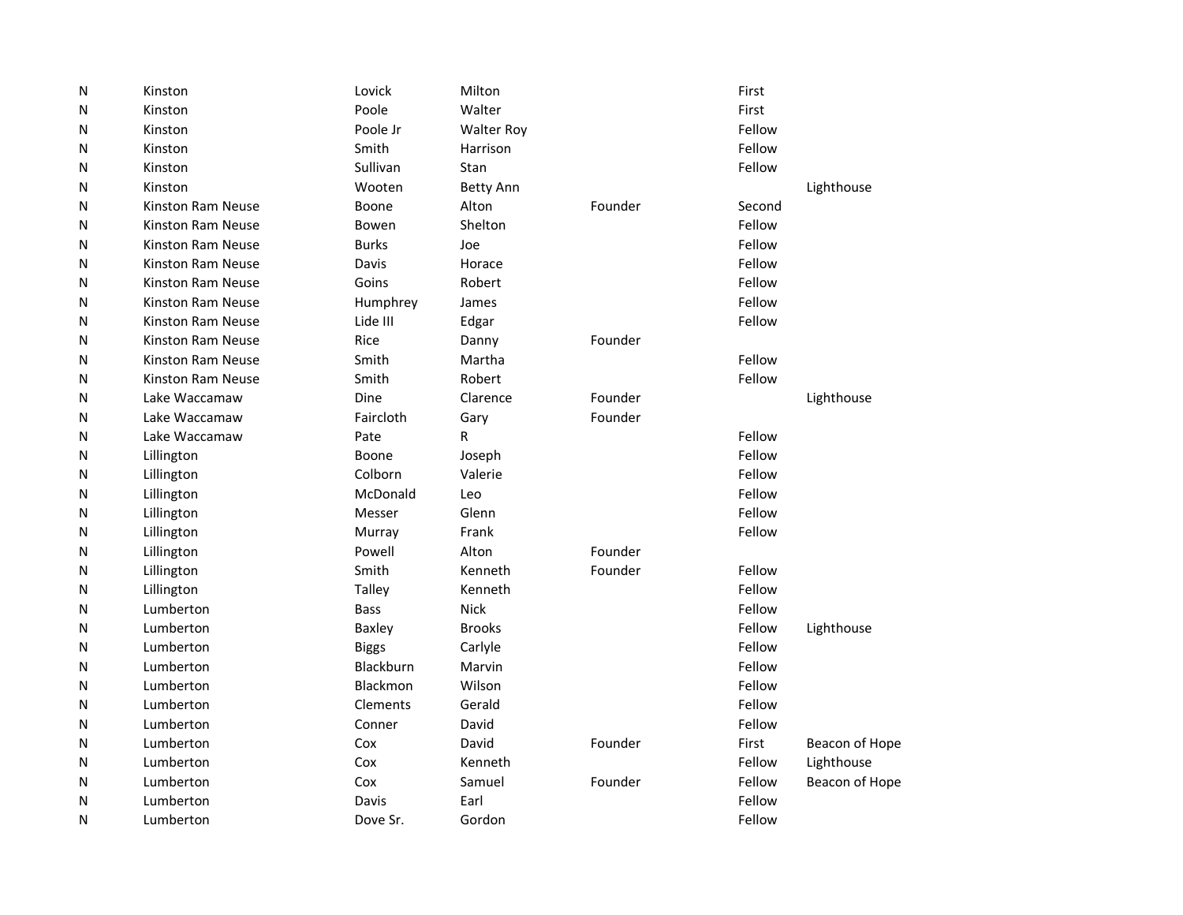| | | | | | | |
|---|---|---|---|---|---|---|
| N | Kinston | Lovick | Milton | | First | |
| N | Kinston | Poole | Walter | | First | |
| N | Kinston | Poole Jr | Walter Roy | | Fellow | |
| N | Kinston | Smith | Harrison | | Fellow | |
| N | Kinston | Sullivan | Stan | | Fellow | |
| N | Kinston | Wooten | Betty Ann | | | Lighthouse |
| N | Kinston Ram Neuse | Boone | Alton | Founder | Second | |
| N | Kinston Ram Neuse | Bowen | Shelton | | Fellow | |
| N | Kinston Ram Neuse | Burks | Joe | | Fellow | |
| N | Kinston Ram Neuse | Davis | Horace | | Fellow | |
| N | Kinston Ram Neuse | Goins | Robert | | Fellow | |
| N | Kinston Ram Neuse | Humphrey | James | | Fellow | |
| N | Kinston Ram Neuse | Lide III | Edgar | | Fellow | |
| N | Kinston Ram Neuse | Rice | Danny | Founder | | |
| N | Kinston Ram Neuse | Smith | Martha | | Fellow | |
| N | Kinston Ram Neuse | Smith | Robert | | Fellow | |
| N | Lake Waccamaw | Dine | Clarence | Founder | | Lighthouse |
| N | Lake Waccamaw | Faircloth | Gary | Founder | | |
| N | Lake Waccamaw | Pate | R | | Fellow | |
| N | Lillington | Boone | Joseph | | Fellow | |
| N | Lillington | Colborn | Valerie | | Fellow | |
| N | Lillington | McDonald | Leo | | Fellow | |
| N | Lillington | Messer | Glenn | | Fellow | |
| N | Lillington | Murray | Frank | | Fellow | |
| N | Lillington | Powell | Alton | Founder | | |
| N | Lillington | Smith | Kenneth | Founder | Fellow | |
| N | Lillington | Talley | Kenneth | | Fellow | |
| N | Lumberton | Bass | Nick | | Fellow | |
| N | Lumberton | Baxley | Brooks | | Fellow | Lighthouse |
| N | Lumberton | Biggs | Carlyle | | Fellow | |
| N | Lumberton | Blackburn | Marvin | | Fellow | |
| N | Lumberton | Blackmon | Wilson | | Fellow | |
| N | Lumberton | Clements | Gerald | | Fellow | |
| N | Lumberton | Conner | David | | Fellow | |
| N | Lumberton | Cox | David | Founder | First | Beacon of Hope |
| N | Lumberton | Cox | Kenneth | | Fellow | Lighthouse |
| N | Lumberton | Cox | Samuel | Founder | Fellow | Beacon of Hope |
| N | Lumberton | Davis | Earl | | Fellow | |
| N | Lumberton | Dove Sr. | Gordon | | Fellow | |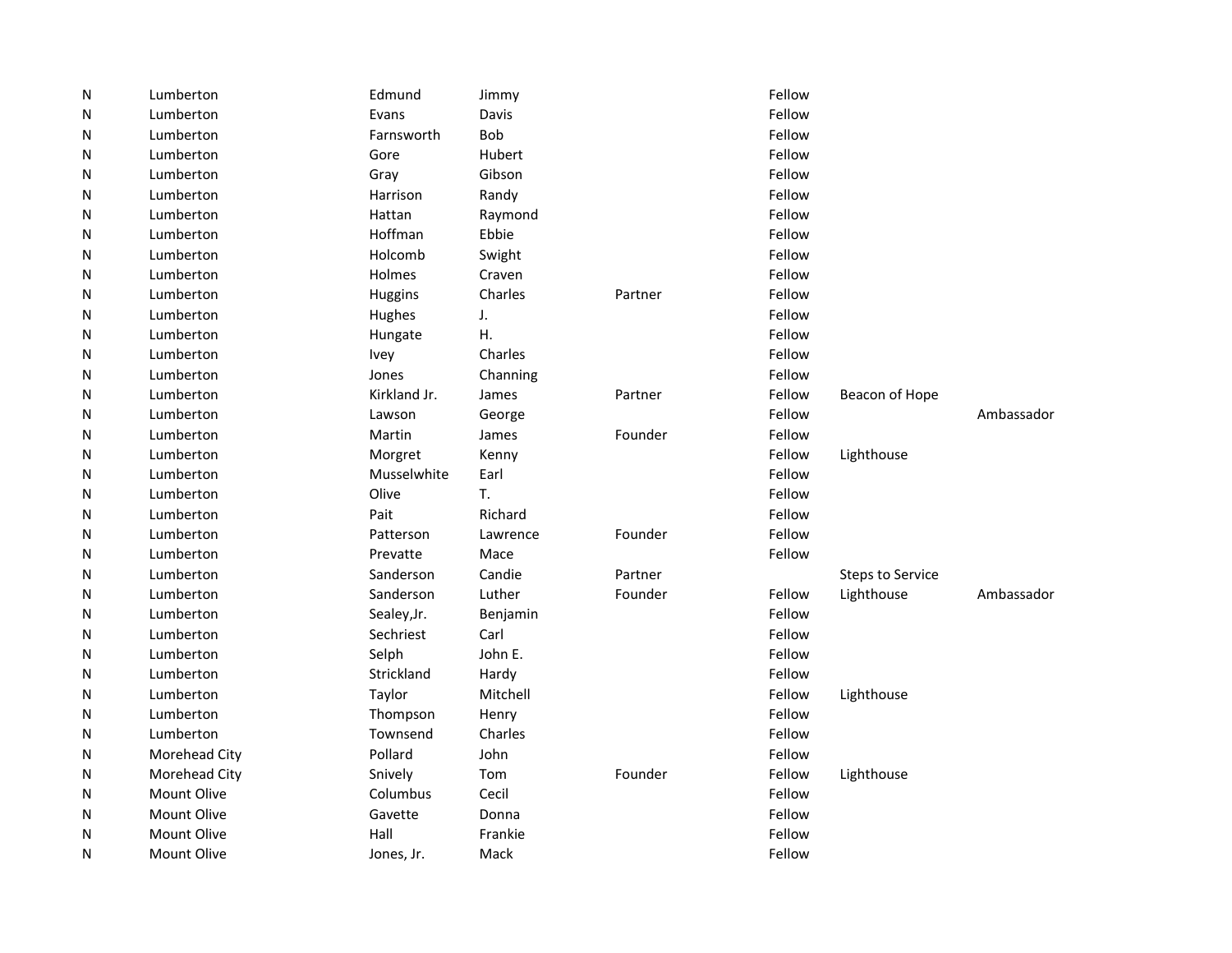| | | | | | | | |
|---|---|---|---|---|---|---|---|
| N | Lumberton | Edmund | Jimmy | | Fellow | | |
| N | Lumberton | Evans | Davis | | Fellow | | |
| N | Lumberton | Farnsworth | Bob | | Fellow | | |
| N | Lumberton | Gore | Hubert | | Fellow | | |
| N | Lumberton | Gray | Gibson | | Fellow | | |
| N | Lumberton | Harrison | Randy | | Fellow | | |
| N | Lumberton | Hattan | Raymond | | Fellow | | |
| N | Lumberton | Hoffman | Ebbie | | Fellow | | |
| N | Lumberton | Holcomb | Swight | | Fellow | | |
| N | Lumberton | Holmes | Craven | | Fellow | | |
| N | Lumberton | Huggins | Charles | Partner | Fellow | | |
| N | Lumberton | Hughes | J. | | Fellow | | |
| N | Lumberton | Hungate | H. | | Fellow | | |
| N | Lumberton | Ivey | Charles | | Fellow | | |
| N | Lumberton | Jones | Channing | | Fellow | | |
| N | Lumberton | Kirkland Jr. | James | Partner | Fellow | Beacon of Hope | |
| N | Lumberton | Lawson | George | | Fellow | | Ambassador |
| N | Lumberton | Martin | James | Founder | Fellow | | |
| N | Lumberton | Morgret | Kenny | | Fellow | Lighthouse | |
| N | Lumberton | Musselwhite | Earl | | Fellow | | |
| N | Lumberton | Olive | T. | | Fellow | | |
| N | Lumberton | Pait | Richard | | Fellow | | |
| N | Lumberton | Patterson | Lawrence | Founder | Fellow | | |
| N | Lumberton | Prevatte | Mace | | Fellow | | |
| N | Lumberton | Sanderson | Candie | Partner | | Steps to Service | |
| N | Lumberton | Sanderson | Luther | Founder | Fellow | Lighthouse | Ambassador |
| N | Lumberton | Sealey,Jr. | Benjamin | | Fellow | | |
| N | Lumberton | Sechriest | Carl | | Fellow | | |
| N | Lumberton | Selph | John E. | | Fellow | | |
| N | Lumberton | Strickland | Hardy | | Fellow | | |
| N | Lumberton | Taylor | Mitchell | | Fellow | Lighthouse | |
| N | Lumberton | Thompson | Henry | | Fellow | | |
| N | Lumberton | Townsend | Charles | | Fellow | | |
| N | Morehead City | Pollard | John | | Fellow | | |
| N | Morehead City | Snively | Tom | Founder | Fellow | Lighthouse | |
| N | Mount Olive | Columbus | Cecil | | Fellow | | |
| N | Mount Olive | Gavette | Donna | | Fellow | | |
| N | Mount Olive | Hall | Frankie | | Fellow | | |
| N | Mount Olive | Jones, Jr. | Mack | | Fellow | | |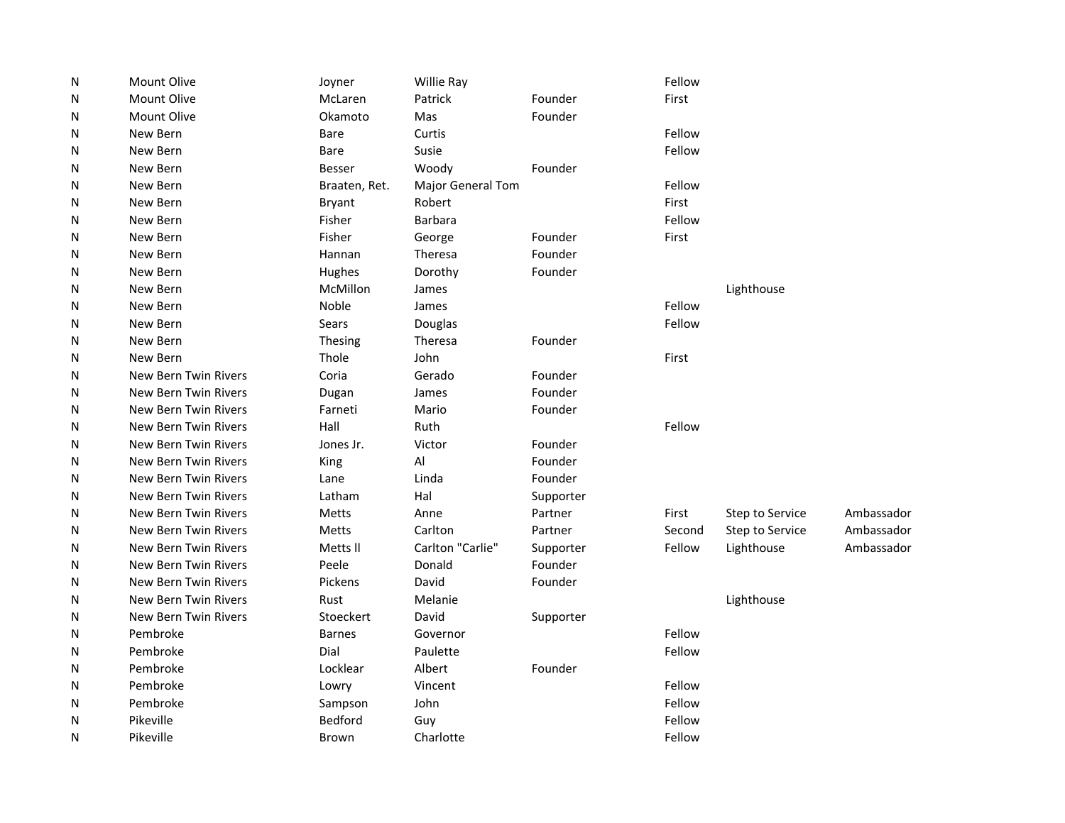| | | | | | | | |
|---|---|---|---|---|---|---|---|
| N | Mount Olive | Joyner | Willie Ray | | Fellow | | |
| N | Mount Olive | McLaren | Patrick | Founder | First | | |
| N | Mount Olive | Okamoto | Mas | Founder | | | |
| N | New Bern | Bare | Curtis | | Fellow | | |
| N | New Bern | Bare | Susie | | Fellow | | |
| N | New Bern | Besser | Woody | Founder | | | |
| N | New Bern | Braaten, Ret. | Major General Tom | | Fellow | | |
| N | New Bern | Bryant | Robert | | First | | |
| N | New Bern | Fisher | Barbara | | Fellow | | |
| N | New Bern | Fisher | George | Founder | First | | |
| N | New Bern | Hannan | Theresa | Founder | | | |
| N | New Bern | Hughes | Dorothy | Founder | | | |
| N | New Bern | McMillon | James | | | Lighthouse | |
| N | New Bern | Noble | James | | Fellow | | |
| N | New Bern | Sears | Douglas | | Fellow | | |
| N | New Bern | Thesing | Theresa | Founder | | | |
| N | New Bern | Thole | John | | First | | |
| N | New Bern Twin Rivers | Coria | Gerado | Founder | | | |
| N | New Bern Twin Rivers | Dugan | James | Founder | | | |
| N | New Bern Twin Rivers | Farneti | Mario | Founder | | | |
| N | New Bern Twin Rivers | Hall | Ruth | | Fellow | | |
| N | New Bern Twin Rivers | Jones Jr. | Victor | Founder | | | |
| N | New Bern Twin Rivers | King | Al | Founder | | | |
| N | New Bern Twin Rivers | Lane | Linda | Founder | | | |
| N | New Bern Twin Rivers | Latham | Hal | Supporter | | | |
| N | New Bern Twin Rivers | Metts | Anne | Partner | First | Step to Service | Ambassador |
| N | New Bern Twin Rivers | Metts | Carlton | Partner | Second | Step to Service | Ambassador |
| N | New Bern Twin Rivers | Metts ll | Carlton "Carlie" | Supporter | Fellow | Lighthouse | Ambassador |
| N | New Bern Twin Rivers | Peele | Donald | Founder | | | |
| N | New Bern Twin Rivers | Pickens | David | Founder | | | |
| N | New Bern Twin Rivers | Rust | Melanie | | | Lighthouse | |
| N | New Bern Twin Rivers | Stoeckert | David | Supporter | | | |
| N | Pembroke | Barnes | Governor | | Fellow | | |
| N | Pembroke | Dial | Paulette | | Fellow | | |
| N | Pembroke | Locklear | Albert | Founder | | | |
| N | Pembroke | Lowry | Vincent | | Fellow | | |
| N | Pembroke | Sampson | John | | Fellow | | |
| N | Pikeville | Bedford | Guy | | Fellow | | |
| N | Pikeville | Brown | Charlotte | | Fellow | | |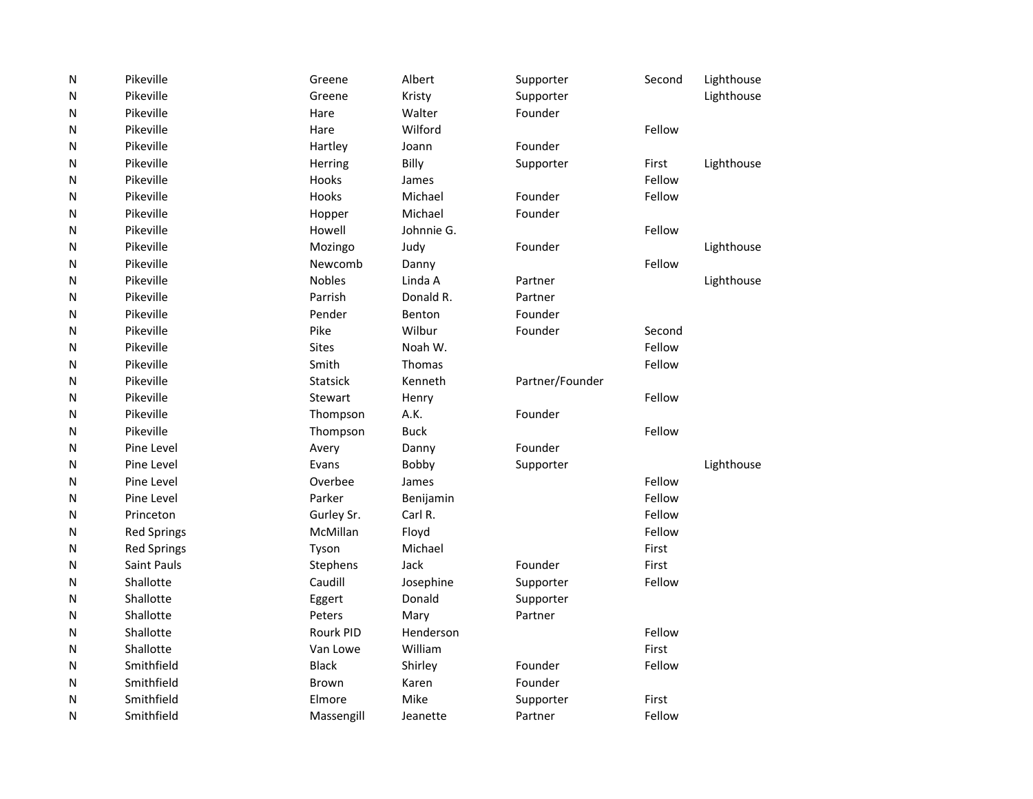| | | | | | | |
|---|---|---|---|---|---|---|
| N | Pikeville | Greene | Albert | Supporter | Second | Lighthouse |
| N | Pikeville | Greene | Kristy | Supporter | | Lighthouse |
| N | Pikeville | Hare | Walter | Founder | | |
| N | Pikeville | Hare | Wilford | | Fellow | |
| N | Pikeville | Hartley | Joann | Founder | | |
| N | Pikeville | Herring | Billy | Supporter | First | Lighthouse |
| N | Pikeville | Hooks | James | | Fellow | |
| N | Pikeville | Hooks | Michael | Founder | Fellow | |
| N | Pikeville | Hopper | Michael | Founder | | |
| N | Pikeville | Howell | Johnnie G. | | Fellow | |
| N | Pikeville | Mozingo | Judy | Founder | | Lighthouse |
| N | Pikeville | Newcomb | Danny | | Fellow | |
| N | Pikeville | Nobles | Linda A | Partner | | Lighthouse |
| N | Pikeville | Parrish | Donald R. | Partner | | |
| N | Pikeville | Pender | Benton | Founder | | |
| N | Pikeville | Pike | Wilbur | Founder | Second | |
| N | Pikeville | Sites | Noah W. | | Fellow | |
| N | Pikeville | Smith | Thomas | | Fellow | |
| N | Pikeville | Statsick | Kenneth | Partner/Founder | | |
| N | Pikeville | Stewart | Henry | | Fellow | |
| N | Pikeville | Thompson | A.K. | Founder | | |
| N | Pikeville | Thompson | Buck | | Fellow | |
| N | Pine Level | Avery | Danny | Founder | | |
| N | Pine Level | Evans | Bobby | Supporter | | Lighthouse |
| N | Pine Level | Overbee | James | | Fellow | |
| N | Pine Level | Parker | Benijamin | | Fellow | |
| N | Princeton | Gurley Sr. | Carl R. | | Fellow | |
| N | Red Springs | McMillan | Floyd | | Fellow | |
| N | Red Springs | Tyson | Michael | | First | |
| N | Saint Pauls | Stephens | Jack | Founder | First | |
| N | Shallotte | Caudill | Josephine | Supporter | Fellow | |
| N | Shallotte | Eggert | Donald | Supporter | | |
| N | Shallotte | Peters | Mary | Partner | | |
| N | Shallotte | Rourk PID | Henderson | | Fellow | |
| N | Shallotte | Van Lowe | William | | First | |
| N | Smithfield | Black | Shirley | Founder | Fellow | |
| N | Smithfield | Brown | Karen | Founder | | |
| N | Smithfield | Elmore | Mike | Supporter | First | |
| N | Smithfield | Massengill | Jeanette | Partner | Fellow | |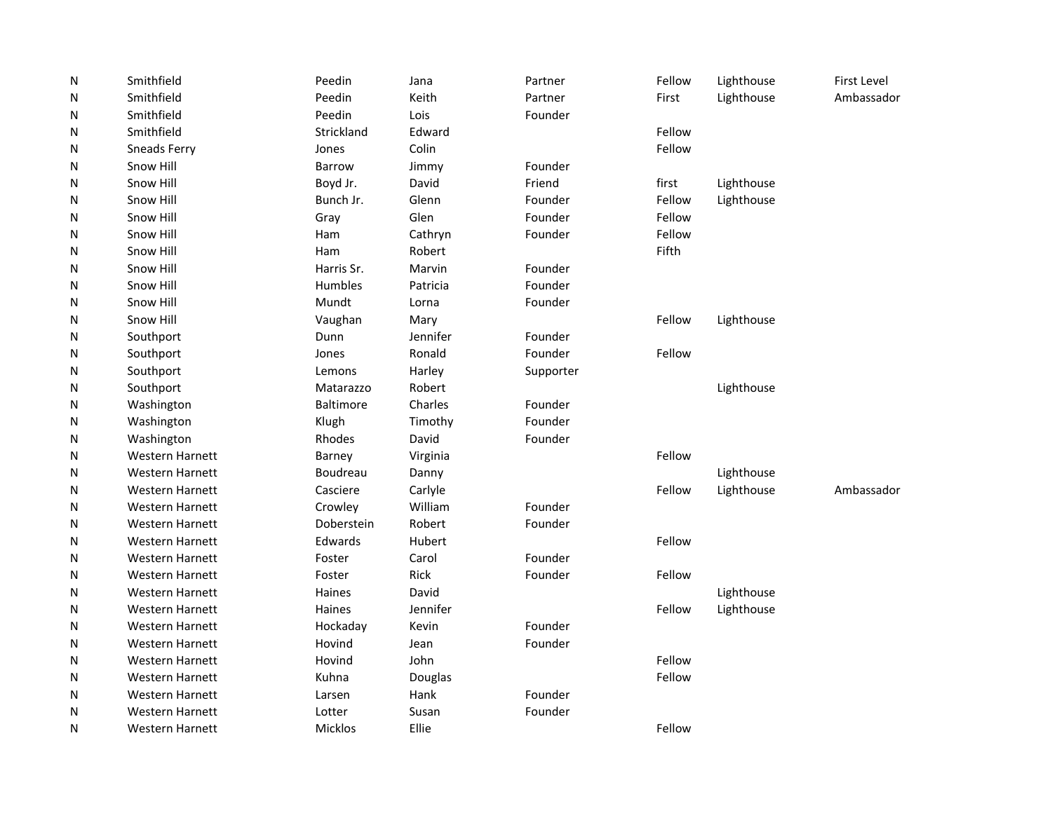| | | | | | | | |
|---|---|---|---|---|---|---|---|
| N | Smithfield | Peedin | Jana | Partner | Fellow | Lighthouse | First Level |
| N | Smithfield | Peedin | Keith | Partner | First | Lighthouse | Ambassador |
| N | Smithfield | Peedin | Lois | Founder | | | |
| N | Smithfield | Strickland | Edward | | Fellow | | |
| N | Sneads Ferry | Jones | Colin | | Fellow | | |
| N | Snow Hill | Barrow | Jimmy | Founder | | | |
| N | Snow Hill | Boyd Jr. | David | Friend | first | Lighthouse | |
| N | Snow Hill | Bunch Jr. | Glenn | Founder | Fellow | Lighthouse | |
| N | Snow Hill | Gray | Glen | Founder | Fellow | | |
| N | Snow Hill | Ham | Cathryn | Founder | Fellow | | |
| N | Snow Hill | Ham | Robert | | Fifth | | |
| N | Snow Hill | Harris Sr. | Marvin | Founder | | | |
| N | Snow Hill | Humbles | Patricia | Founder | | | |
| N | Snow Hill | Mundt | Lorna | Founder | | | |
| N | Snow Hill | Vaughan | Mary | | Fellow | Lighthouse | |
| N | Southport | Dunn | Jennifer | Founder | | | |
| N | Southport | Jones | Ronald | Founder | Fellow | | |
| N | Southport | Lemons | Harley | Supporter | | | |
| N | Southport | Matarazzo | Robert | | | Lighthouse | |
| N | Washington | Baltimore | Charles | Founder | | | |
| N | Washington | Klugh | Timothy | Founder | | | |
| N | Washington | Rhodes | David | Founder | | | |
| N | Western Harnett | Barney | Virginia | | Fellow | | |
| N | Western Harnett | Boudreau | Danny | | | Lighthouse | |
| N | Western Harnett | Casciere | Carlyle | | Fellow | Lighthouse | Ambassador |
| N | Western Harnett | Crowley | William | Founder | | | |
| N | Western Harnett | Doberstein | Robert | Founder | | | |
| N | Western Harnett | Edwards | Hubert | | Fellow | | |
| N | Western Harnett | Foster | Carol | Founder | | | |
| N | Western Harnett | Foster | Rick | Founder | Fellow | | |
| N | Western Harnett | Haines | David | | | Lighthouse | |
| N | Western Harnett | Haines | Jennifer | | Fellow | Lighthouse | |
| N | Western Harnett | Hockaday | Kevin | Founder | | | |
| N | Western Harnett | Hovind | Jean | Founder | | | |
| N | Western Harnett | Hovind | John | | Fellow | | |
| N | Western Harnett | Kuhna | Douglas | | Fellow | | |
| N | Western Harnett | Larsen | Hank | Founder | | | |
| N | Western Harnett | Lotter | Susan | Founder | | | |
| N | Western Harnett | Micklos | Ellie | | Fellow | | |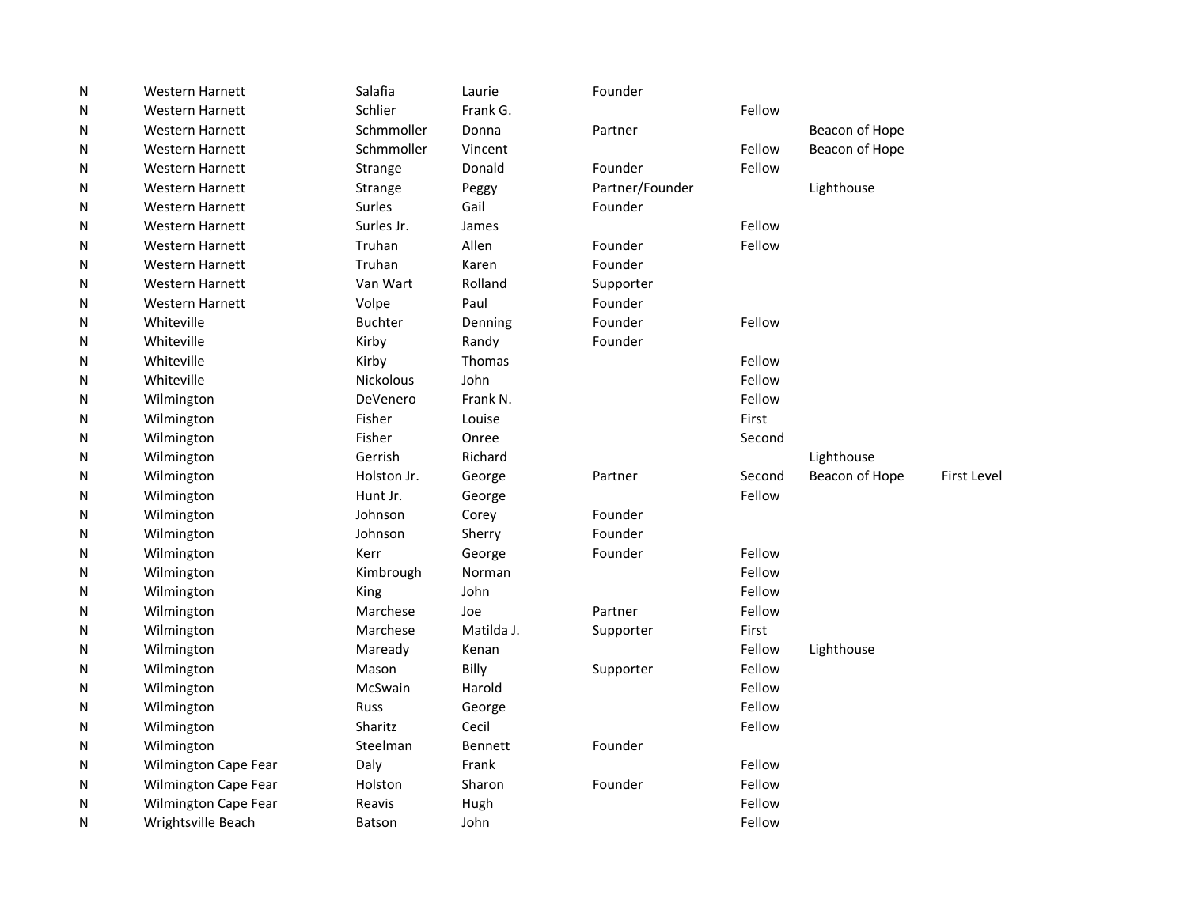| | | | | | | | |
|---|---|---|---|---|---|---|---|
| N | Western Harnett | Salafia | Laurie | Founder | | | |
| N | Western Harnett | Schlier | Frank G. | | Fellow | | |
| N | Western Harnett | Schmmoller | Donna | Partner | | Beacon of Hope | |
| N | Western Harnett | Schmmoller | Vincent | | Fellow | Beacon of Hope | |
| N | Western Harnett | Strange | Donald | Founder | Fellow | | |
| N | Western Harnett | Strange | Peggy | Partner/Founder | | Lighthouse | |
| N | Western Harnett | Surles | Gail | Founder | | | |
| N | Western Harnett | Surles Jr. | James | | Fellow | | |
| N | Western Harnett | Truhan | Allen | Founder | Fellow | | |
| N | Western Harnett | Truhan | Karen | Founder | | | |
| N | Western Harnett | Van Wart | Rolland | Supporter | | | |
| N | Western Harnett | Volpe | Paul | Founder | | | |
| N | Whiteville | Buchter | Denning | Founder | Fellow | | |
| N | Whiteville | Kirby | Randy | Founder | | | |
| N | Whiteville | Kirby | Thomas | | Fellow | | |
| N | Whiteville | Nickolous | John | | Fellow | | |
| N | Wilmington | DeVenero | Frank N. | | Fellow | | |
| N | Wilmington | Fisher | Louise | | First | | |
| N | Wilmington | Fisher | Onree | | Second | | |
| N | Wilmington | Gerrish | Richard | | | Lighthouse | |
| N | Wilmington | Holston Jr. | George | Partner | Second | Beacon of Hope | First Level |
| N | Wilmington | Hunt Jr. | George | | Fellow | | |
| N | Wilmington | Johnson | Corey | Founder | | | |
| N | Wilmington | Johnson | Sherry | Founder | | | |
| N | Wilmington | Kerr | George | Founder | Fellow | | |
| N | Wilmington | Kimbrough | Norman | | Fellow | | |
| N | Wilmington | King | John | | Fellow | | |
| N | Wilmington | Marchese | Joe | Partner | Fellow | | |
| N | Wilmington | Marchese | Matilda J. | Supporter | First | | |
| N | Wilmington | Maready | Kenan | | Fellow | Lighthouse | |
| N | Wilmington | Mason | Billy | Supporter | Fellow | | |
| N | Wilmington | McSwain | Harold | | Fellow | | |
| N | Wilmington | Russ | George | | Fellow | | |
| N | Wilmington | Sharitz | Cecil | | Fellow | | |
| N | Wilmington | Steelman | Bennett | Founder | | | |
| N | Wilmington Cape Fear | Daly | Frank | | Fellow | | |
| N | Wilmington Cape Fear | Holston | Sharon | Founder | Fellow | | |
| N | Wilmington Cape Fear | Reavis | Hugh | | Fellow | | |
| N | Wrightsville Beach | Batson | John | | Fellow | | |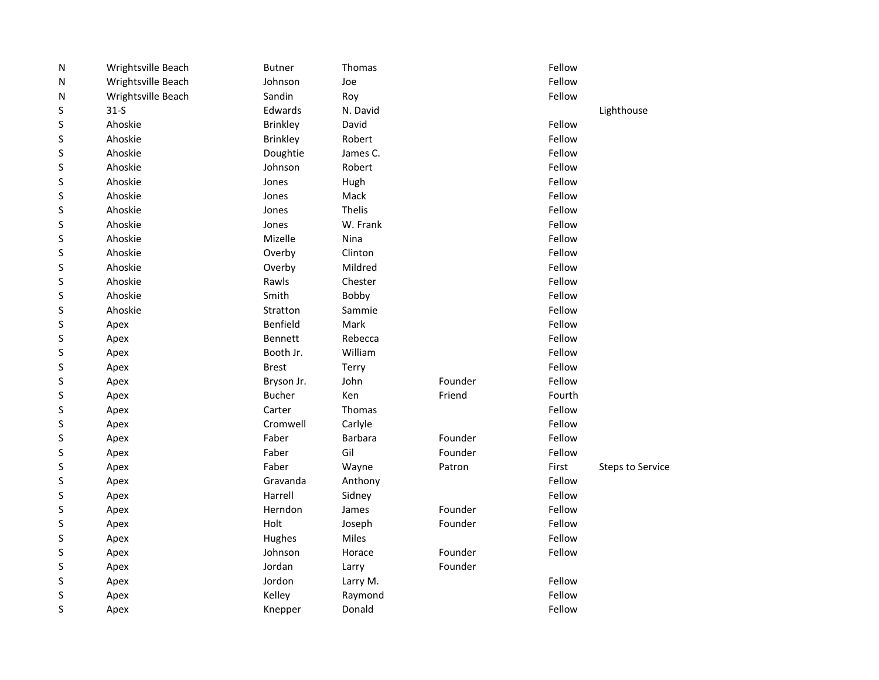| | | | | | | |
|---|---|---|---|---|---|---|
| N | Wrightsville Beach | Butner | Thomas | | Fellow | |
| N | Wrightsville Beach | Johnson | Joe | | Fellow | |
| N | Wrightsville Beach | Sandin | Roy | | Fellow | |
| S | 31-S | Edwards | N. David | | | Lighthouse |
| S | Ahoskie | Brinkley | David | | Fellow | |
| S | Ahoskie | Brinkley | Robert | | Fellow | |
| S | Ahoskie | Doughtie | James C. | | Fellow | |
| S | Ahoskie | Johnson | Robert | | Fellow | |
| S | Ahoskie | Jones | Hugh | | Fellow | |
| S | Ahoskie | Jones | Mack | | Fellow | |
| S | Ahoskie | Jones | Thelis | | Fellow | |
| S | Ahoskie | Jones | W. Frank | | Fellow | |
| S | Ahoskie | Mizelle | Nina | | Fellow | |
| S | Ahoskie | Overby | Clinton | | Fellow | |
| S | Ahoskie | Overby | Mildred | | Fellow | |
| S | Ahoskie | Rawls | Chester | | Fellow | |
| S | Ahoskie | Smith | Bobby | | Fellow | |
| S | Ahoskie | Stratton | Sammie | | Fellow | |
| S | Apex | Benfield | Mark | | Fellow | |
| S | Apex | Bennett | Rebecca | | Fellow | |
| S | Apex | Booth Jr. | William | | Fellow | |
| S | Apex | Brest | Terry | | Fellow | |
| S | Apex | Bryson Jr. | John | Founder | Fellow | |
| S | Apex | Bucher | Ken | Friend | Fourth | |
| S | Apex | Carter | Thomas | | Fellow | |
| S | Apex | Cromwell | Carlyle | | Fellow | |
| S | Apex | Faber | Barbara | Founder | Fellow | |
| S | Apex | Faber | Gil | Founder | Fellow | |
| S | Apex | Faber | Wayne | Patron | First | Steps to Service |
| S | Apex | Gravanda | Anthony | | Fellow | |
| S | Apex | Harrell | Sidney | | Fellow | |
| S | Apex | Herndon | James | Founder | Fellow | |
| S | Apex | Holt | Joseph | Founder | Fellow | |
| S | Apex | Hughes | Miles | | Fellow | |
| S | Apex | Johnson | Horace | Founder | Fellow | |
| S | Apex | Jordan | Larry | Founder | | |
| S | Apex | Jordon | Larry M. | | Fellow | |
| S | Apex | Kelley | Raymond | | Fellow | |
| S | Apex | Knepper | Donald | | Fellow | |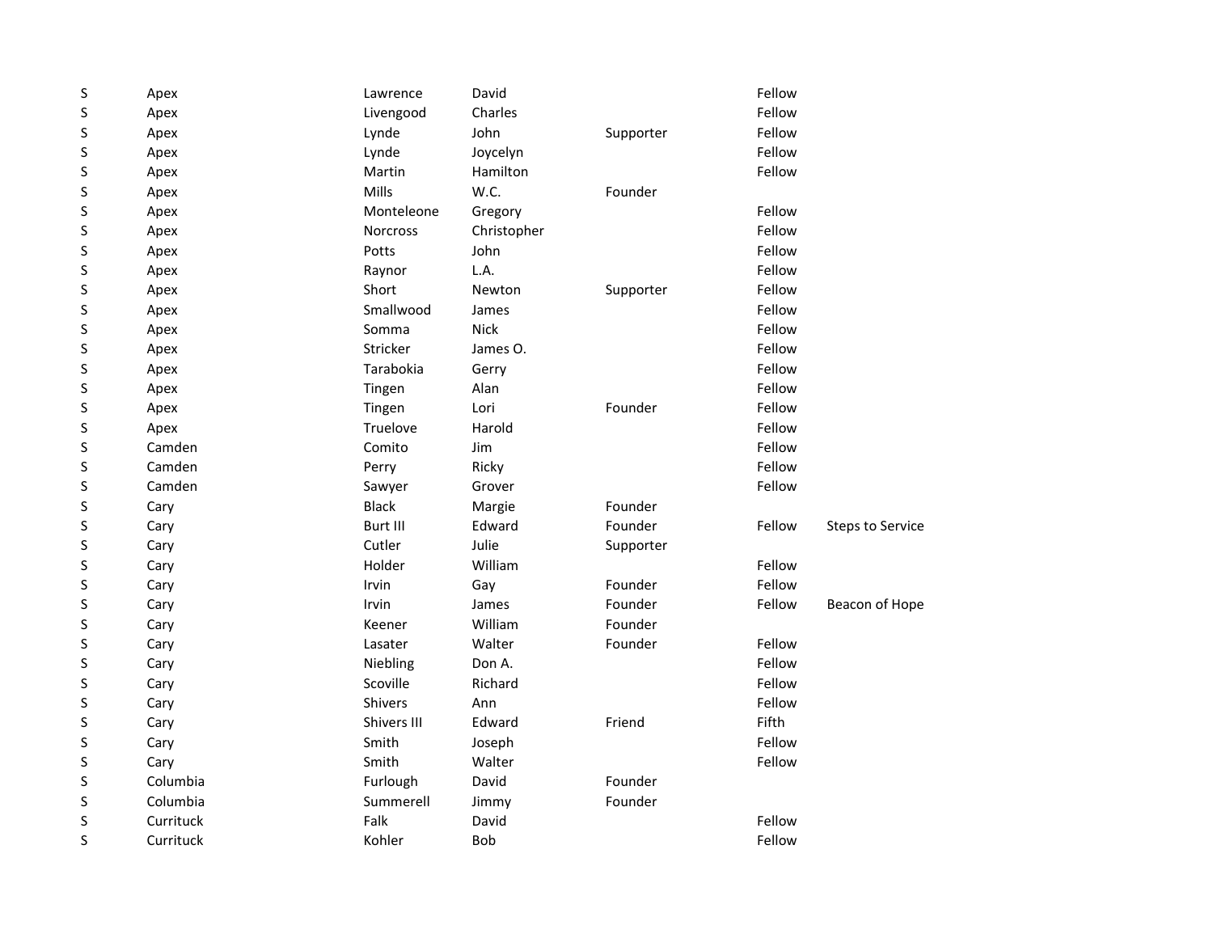| | | | | | | |
|---|---|---|---|---|---|---|
| S | Apex | Lawrence | David | | Fellow | |
| S | Apex | Livengood | Charles | | Fellow | |
| S | Apex | Lynde | John | Supporter | Fellow | |
| S | Apex | Lynde | Joycelyn | | Fellow | |
| S | Apex | Martin | Hamilton | | Fellow | |
| S | Apex | Mills | W.C. | Founder | | |
| S | Apex | Monteleone | Gregory | | Fellow | |
| S | Apex | Norcross | Christopher | | Fellow | |
| S | Apex | Potts | John | | Fellow | |
| S | Apex | Raynor | L.A. | | Fellow | |
| S | Apex | Short | Newton | Supporter | Fellow | |
| S | Apex | Smallwood | James | | Fellow | |
| S | Apex | Somma | Nick | | Fellow | |
| S | Apex | Stricker | James O. | | Fellow | |
| S | Apex | Tarabokia | Gerry | | Fellow | |
| S | Apex | Tingen | Alan | | Fellow | |
| S | Apex | Tingen | Lori | Founder | Fellow | |
| S | Apex | Truelove | Harold | | Fellow | |
| S | Camden | Comito | Jim | | Fellow | |
| S | Camden | Perry | Ricky | | Fellow | |
| S | Camden | Sawyer | Grover | | Fellow | |
| S | Cary | Black | Margie | Founder | | |
| S | Cary | Burt III | Edward | Founder | Fellow | Steps to Service |
| S | Cary | Cutler | Julie | Supporter | | |
| S | Cary | Holder | William | | Fellow | |
| S | Cary | Irvin | Gay | Founder | Fellow | |
| S | Cary | Irvin | James | Founder | Fellow | Beacon of Hope |
| S | Cary | Keener | William | Founder | | |
| S | Cary | Lasater | Walter | Founder | Fellow | |
| S | Cary | Niebling | Don A. | | Fellow | |
| S | Cary | Scoville | Richard | | Fellow | |
| S | Cary | Shivers | Ann | | Fellow | |
| S | Cary | Shivers III | Edward | Friend | Fifth | |
| S | Cary | Smith | Joseph | | Fellow | |
| S | Cary | Smith | Walter | | Fellow | |
| S | Columbia | Furlough | David | Founder | | |
| S | Columbia | Summerell | Jimmy | Founder | | |
| S | Currituck | Falk | David | | Fellow | |
| S | Currituck | Kohler | Bob | | Fellow | |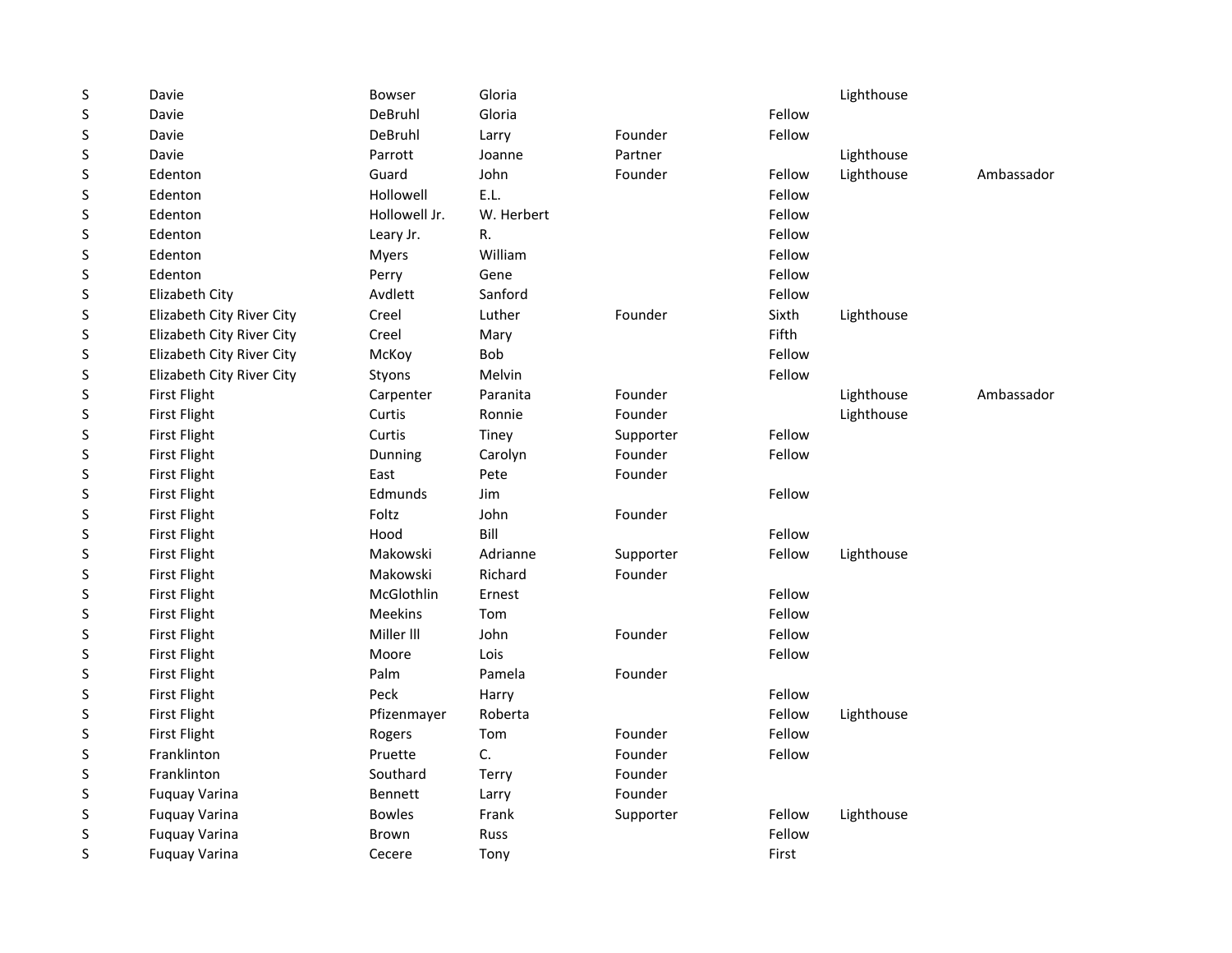| | | | | | | | |
|---|---|---|---|---|---|---|---|
| S | Davie | Bowser | Gloria | | | Lighthouse | |
| S | Davie | DeBruhl | Gloria | | Fellow | | |
| S | Davie | DeBruhl | Larry | Founder | Fellow | | |
| S | Davie | Parrott | Joanne | Partner | | Lighthouse | |
| S | Edenton | Guard | John | Founder | Fellow | Lighthouse | Ambassador |
| S | Edenton | Hollowell | E.L. | | Fellow | | |
| S | Edenton | Hollowell Jr. | W. Herbert | | Fellow | | |
| S | Edenton | Leary Jr. | R. | | Fellow | | |
| S | Edenton | Myers | William | | Fellow | | |
| S | Edenton | Perry | Gene | | Fellow | | |
| S | Elizabeth City | Avdlett | Sanford | | Fellow | | |
| S | Elizabeth City River City | Creel | Luther | Founder | Sixth | Lighthouse | |
| S | Elizabeth City River City | Creel | Mary | | Fifth | | |
| S | Elizabeth City River City | McKoy | Bob | | Fellow | | |
| S | Elizabeth City River City | Styons | Melvin | | Fellow | | |
| S | First Flight | Carpenter | Paranita | Founder | | Lighthouse | Ambassador |
| S | First Flight | Curtis | Ronnie | Founder | | Lighthouse | |
| S | First Flight | Curtis | Tiney | Supporter | Fellow | | |
| S | First Flight | Dunning | Carolyn | Founder | Fellow | | |
| S | First Flight | East | Pete | Founder | | | |
| S | First Flight | Edmunds | Jim | | Fellow | | |
| S | First Flight | Foltz | John | Founder | | | |
| S | First Flight | Hood | Bill | | Fellow | | |
| S | First Flight | Makowski | Adrianne | Supporter | Fellow | Lighthouse | |
| S | First Flight | Makowski | Richard | Founder | | | |
| S | First Flight | McGlothlin | Ernest | | Fellow | | |
| S | First Flight | Meekins | Tom | | Fellow | | |
| S | First Flight | Miller lll | John | Founder | Fellow | | |
| S | First Flight | Moore | Lois | | Fellow | | |
| S | First Flight | Palm | Pamela | Founder | | | |
| S | First Flight | Peck | Harry | | Fellow | | |
| S | First Flight | Pfizenmayer | Roberta | | Fellow | Lighthouse | |
| S | First Flight | Rogers | Tom | Founder | Fellow | | |
| S | Franklinton | Pruette | C. | Founder | Fellow | | |
| S | Franklinton | Southard | Terry | Founder | | | |
| S | Fuquay Varina | Bennett | Larry | Founder | | | |
| S | Fuquay Varina | Bowles | Frank | Supporter | Fellow | Lighthouse | |
| S | Fuquay Varina | Brown | Russ | | Fellow | | |
| S | Fuquay Varina | Cecere | Tony | | First | | |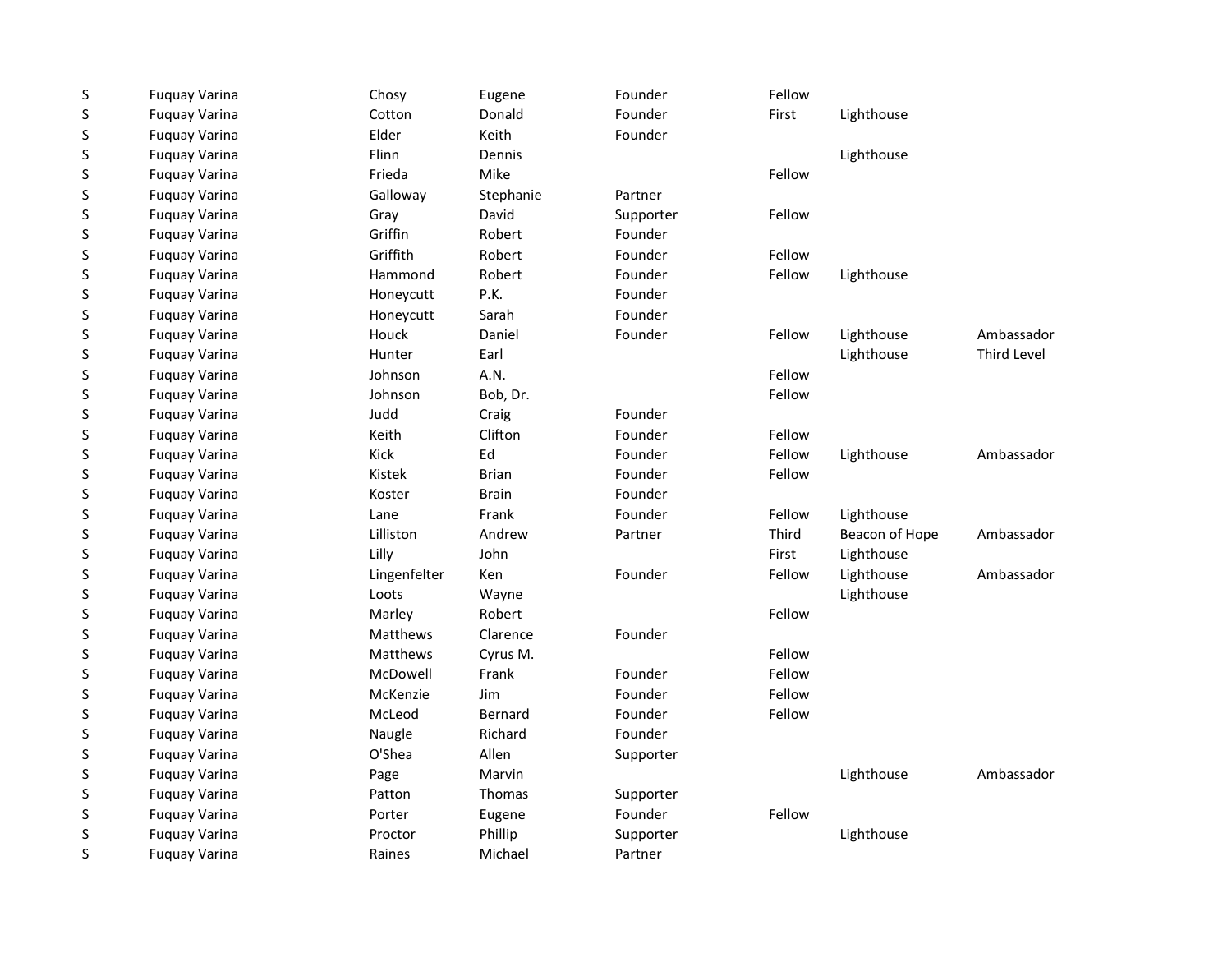| | | | | | | | |
|---|---|---|---|---|---|---|---|
| S | Fuquay Varina | Chosy | Eugene | Founder | Fellow | | |
| S | Fuquay Varina | Cotton | Donald | Founder | First | Lighthouse | |
| S | Fuquay Varina | Elder | Keith | Founder | | | |
| S | Fuquay Varina | Flinn | Dennis | | | Lighthouse | |
| S | Fuquay Varina | Frieda | Mike | | Fellow | | |
| S | Fuquay Varina | Galloway | Stephanie | Partner | | | |
| S | Fuquay Varina | Gray | David | Supporter | Fellow | | |
| S | Fuquay Varina | Griffin | Robert | Founder | | | |
| S | Fuquay Varina | Griffith | Robert | Founder | Fellow | | |
| S | Fuquay Varina | Hammond | Robert | Founder | Fellow | Lighthouse | |
| S | Fuquay Varina | Honeycutt | P.K. | Founder | | | |
| S | Fuquay Varina | Honeycutt | Sarah | Founder | | | |
| S | Fuquay Varina | Houck | Daniel | Founder | Fellow | Lighthouse | Ambassador |
| S | Fuquay Varina | Hunter | Earl | | | Lighthouse | Third Level |
| S | Fuquay Varina | Johnson | A.N. | | Fellow | | |
| S | Fuquay Varina | Johnson | Bob, Dr. | | Fellow | | |
| S | Fuquay Varina | Judd | Craig | Founder | | | |
| S | Fuquay Varina | Keith | Clifton | Founder | Fellow | | |
| S | Fuquay Varina | Kick | Ed | Founder | Fellow | Lighthouse | Ambassador |
| S | Fuquay Varina | Kistek | Brian | Founder | Fellow | | |
| S | Fuquay Varina | Koster | Brain | Founder | | | |
| S | Fuquay Varina | Lane | Frank | Founder | Fellow | Lighthouse | |
| S | Fuquay Varina | Lilliston | Andrew | Partner | Third | Beacon of Hope | Ambassador |
| S | Fuquay Varina | Lilly | John | | First | Lighthouse | |
| S | Fuquay Varina | Lingenfelter | Ken | Founder | Fellow | Lighthouse | Ambassador |
| S | Fuquay Varina | Loots | Wayne | | | Lighthouse | |
| S | Fuquay Varina | Marley | Robert | | Fellow | | |
| S | Fuquay Varina | Matthews | Clarence | Founder | | | |
| S | Fuquay Varina | Matthews | Cyrus M. | | Fellow | | |
| S | Fuquay Varina | McDowell | Frank | Founder | Fellow | | |
| S | Fuquay Varina | McKenzie | Jim | Founder | Fellow | | |
| S | Fuquay Varina | McLeod | Bernard | Founder | Fellow | | |
| S | Fuquay Varina | Naugle | Richard | Founder | | | |
| S | Fuquay Varina | O'Shea | Allen | Supporter | | | |
| S | Fuquay Varina | Page | Marvin | | | Lighthouse | Ambassador |
| S | Fuquay Varina | Patton | Thomas | Supporter | | | |
| S | Fuquay Varina | Porter | Eugene | Founder | Fellow | | |
| S | Fuquay Varina | Proctor | Phillip | Supporter | | Lighthouse | |
| S | Fuquay Varina | Raines | Michael | Partner | | | |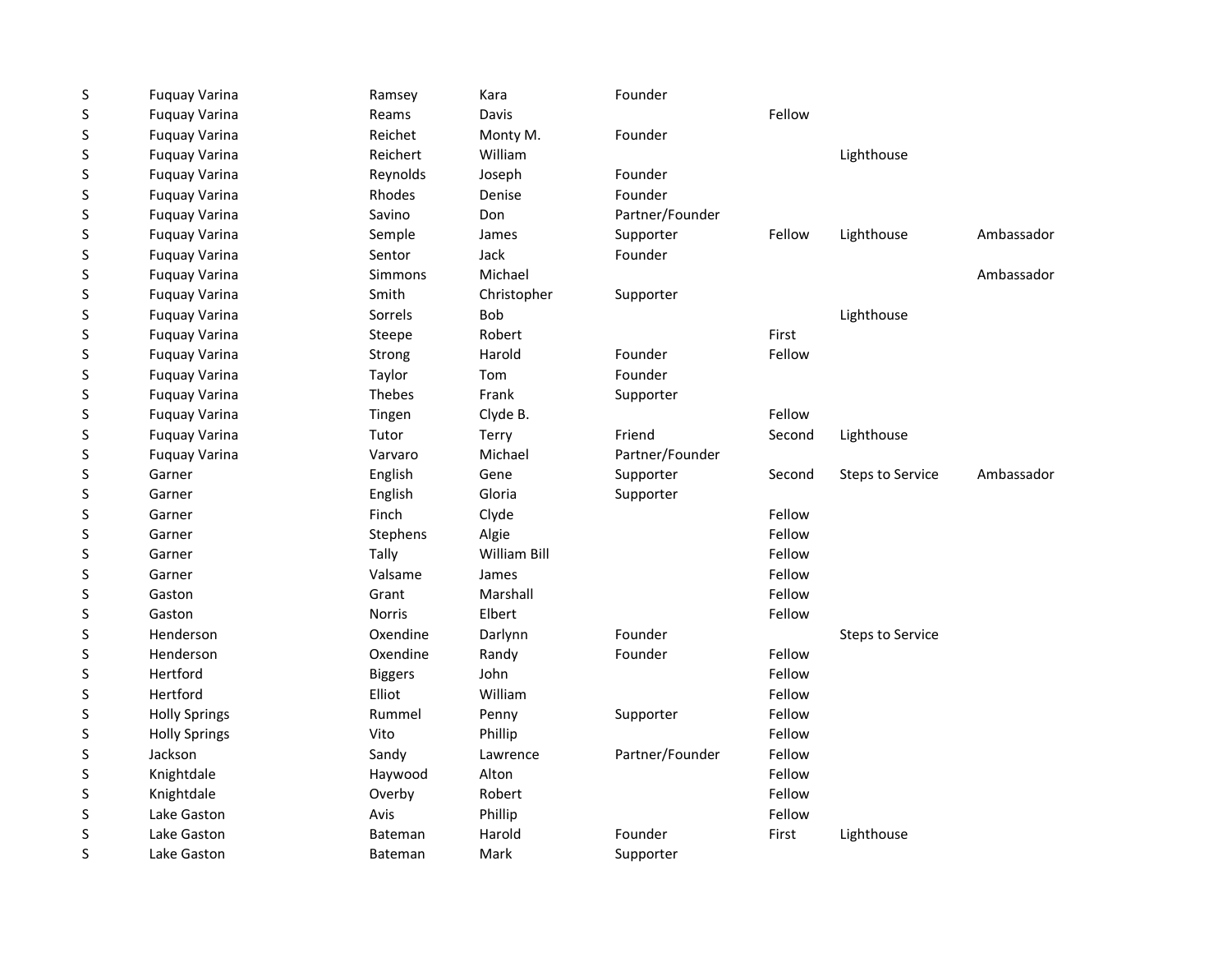| | | | | | | | |
|---|---|---|---|---|---|---|---|
| S | Fuquay Varina | Ramsey | Kara | Founder | | | |
| S | Fuquay Varina | Reams | Davis | | Fellow | | |
| S | Fuquay Varina | Reichet | Monty M. | Founder | | | |
| S | Fuquay Varina | Reichert | William | | | Lighthouse | |
| S | Fuquay Varina | Reynolds | Joseph | Founder | | | |
| S | Fuquay Varina | Rhodes | Denise | Founder | | | |
| S | Fuquay Varina | Savino | Don | Partner/Founder | | | |
| S | Fuquay Varina | Semple | James | Supporter | Fellow | Lighthouse | Ambassador |
| S | Fuquay Varina | Sentor | Jack | Founder | | | |
| S | Fuquay Varina | Simmons | Michael | | | | Ambassador |
| S | Fuquay Varina | Smith | Christopher | Supporter | | | |
| S | Fuquay Varina | Sorrels | Bob | | | Lighthouse | |
| S | Fuquay Varina | Steepe | Robert | | First | | |
| S | Fuquay Varina | Strong | Harold | Founder | Fellow | | |
| S | Fuquay Varina | Taylor | Tom | Founder | | | |
| S | Fuquay Varina | Thebes | Frank | Supporter | | | |
| S | Fuquay Varina | Tingen | Clyde B. | | Fellow | | |
| S | Fuquay Varina | Tutor | Terry | Friend | Second | Lighthouse | |
| S | Fuquay Varina | Varvaro | Michael | Partner/Founder | | | |
| S | Garner | English | Gene | Supporter | Second | Steps to Service | Ambassador |
| S | Garner | English | Gloria | Supporter | | | |
| S | Garner | Finch | Clyde | | Fellow | | |
| S | Garner | Stephens | Algie | | Fellow | | |
| S | Garner | Tally | William Bill | | Fellow | | |
| S | Garner | Valsame | James | | Fellow | | |
| S | Gaston | Grant | Marshall | | Fellow | | |
| S | Gaston | Norris | Elbert | | Fellow | | |
| S | Henderson | Oxendine | Darlynn | Founder | | Steps to Service | |
| S | Henderson | Oxendine | Randy | Founder | Fellow | | |
| S | Hertford | Biggers | John | | Fellow | | |
| S | Hertford | Elliot | William | | Fellow | | |
| S | Holly Springs | Rummel | Penny | Supporter | Fellow | | |
| S | Holly Springs | Vito | Phillip | | Fellow | | |
| S | Jackson | Sandy | Lawrence | Partner/Founder | Fellow | | |
| S | Knightdale | Haywood | Alton | | Fellow | | |
| S | Knightdale | Overby | Robert | | Fellow | | |
| S | Lake Gaston | Avis | Phillip | | Fellow | | |
| S | Lake Gaston | Bateman | Harold | Founder | First | Lighthouse | |
| S | Lake Gaston | Bateman | Mark | Supporter | | | |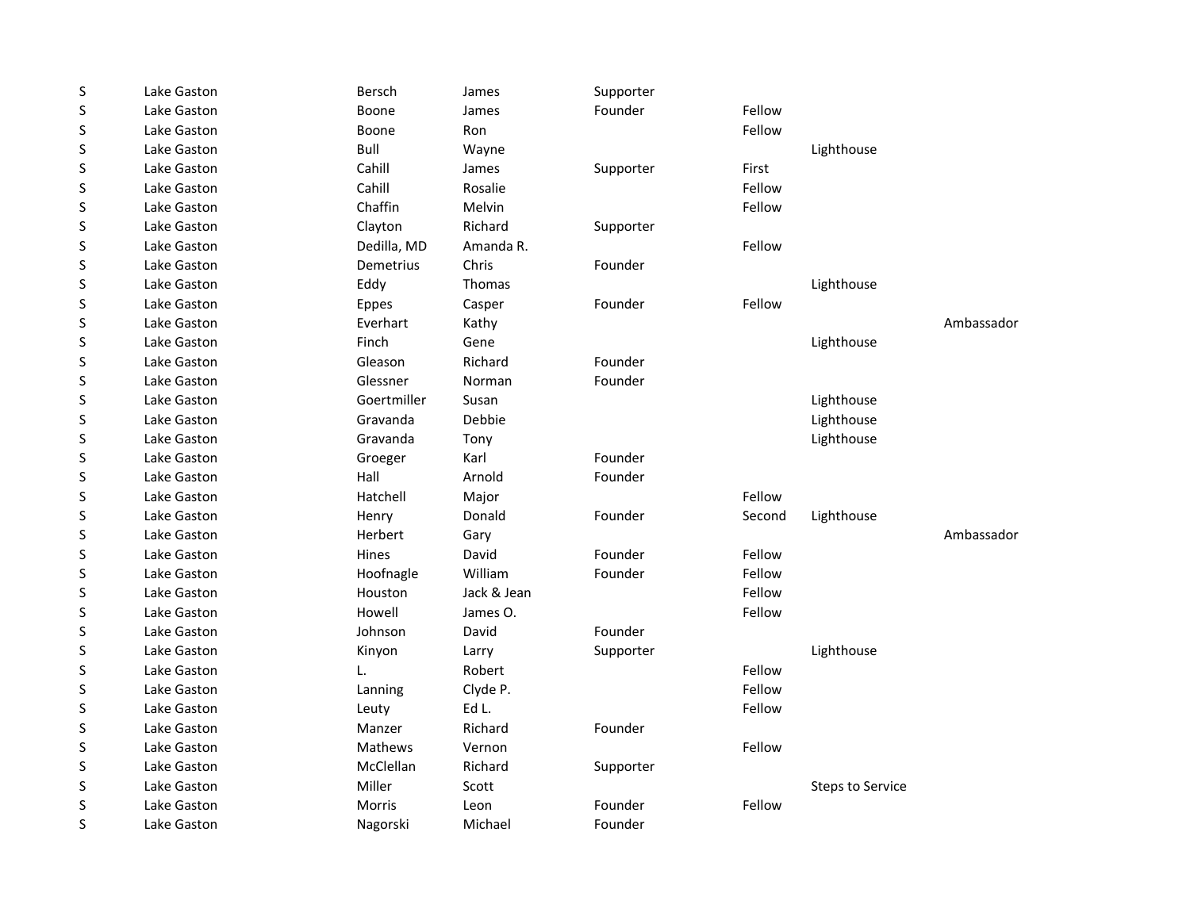| | | | | | | | |
|---|---|---|---|---|---|---|---|
| S | Lake Gaston | Bersch | James | Supporter | | | |
| S | Lake Gaston | Boone | James | Founder | Fellow | | |
| S | Lake Gaston | Boone | Ron | | Fellow | | |
| S | Lake Gaston | Bull | Wayne | | | Lighthouse | |
| S | Lake Gaston | Cahill | James | Supporter | First | | |
| S | Lake Gaston | Cahill | Rosalie | | Fellow | | |
| S | Lake Gaston | Chaffin | Melvin | | Fellow | | |
| S | Lake Gaston | Clayton | Richard | Supporter | | | |
| S | Lake Gaston | Dedilla, MD | Amanda R. | | Fellow | | |
| S | Lake Gaston | Demetrius | Chris | Founder | | | |
| S | Lake Gaston | Eddy | Thomas | | | Lighthouse | |
| S | Lake Gaston | Eppes | Casper | Founder | Fellow | | |
| S | Lake Gaston | Everhart | Kathy | | | | Ambassador |
| S | Lake Gaston | Finch | Gene | | | Lighthouse | |
| S | Lake Gaston | Gleason | Richard | Founder | | | |
| S | Lake Gaston | Glessner | Norman | Founder | | | |
| S | Lake Gaston | Goertmiller | Susan | | | Lighthouse | |
| S | Lake Gaston | Gravanda | Debbie | | | Lighthouse | |
| S | Lake Gaston | Gravanda | Tony | | | Lighthouse | |
| S | Lake Gaston | Groeger | Karl | Founder | | | |
| S | Lake Gaston | Hall | Arnold | Founder | | | |
| S | Lake Gaston | Hatchell | Major | | Fellow | | |
| S | Lake Gaston | Henry | Donald | Founder | Second | Lighthouse | |
| S | Lake Gaston | Herbert | Gary | | | | Ambassador |
| S | Lake Gaston | Hines | David | Founder | Fellow | | |
| S | Lake Gaston | Hoofnagle | William | Founder | Fellow | | |
| S | Lake Gaston | Houston | Jack & Jean | | Fellow | | |
| S | Lake Gaston | Howell | James O. | | Fellow | | |
| S | Lake Gaston | Johnson | David | Founder | | | |
| S | Lake Gaston | Kinyon | Larry | Supporter | | Lighthouse | |
| S | Lake Gaston | L. | Robert | | Fellow | | |
| S | Lake Gaston | Lanning | Clyde P. | | Fellow | | |
| S | Lake Gaston | Leuty | Ed L. | | Fellow | | |
| S | Lake Gaston | Manzer | Richard | Founder | | | |
| S | Lake Gaston | Mathews | Vernon | | Fellow | | |
| S | Lake Gaston | McClellan | Richard | Supporter | | | |
| S | Lake Gaston | Miller | Scott | | | Steps to Service | |
| S | Lake Gaston | Morris | Leon | Founder | Fellow | | |
| S | Lake Gaston | Nagorski | Michael | Founder | | | |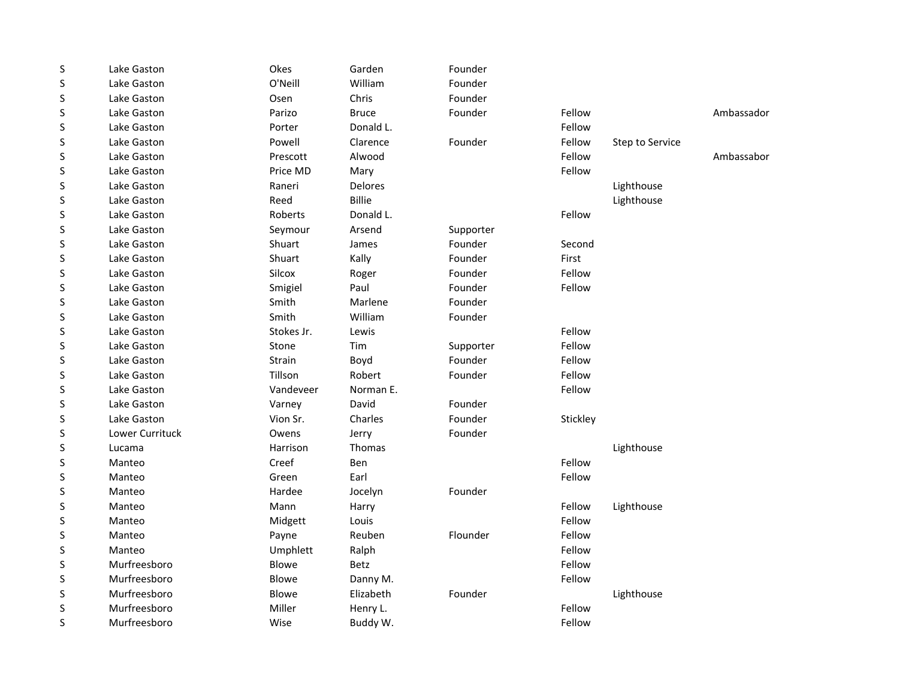| | | | | | | | |
|---|---|---|---|---|---|---|---|
| S | Lake Gaston | Okes | Garden | Founder | | | |
| S | Lake Gaston | O'Neill | William | Founder | | | |
| S | Lake Gaston | Osen | Chris | Founder | | | |
| S | Lake Gaston | Parizo | Bruce | Founder | Fellow | | Ambassador |
| S | Lake Gaston | Porter | Donald L. | | Fellow | | |
| S | Lake Gaston | Powell | Clarence | Founder | Fellow | Step to Service | |
| S | Lake Gaston | Prescott | Alwood | | Fellow | | Ambassabor |
| S | Lake Gaston | Price MD | Mary | | Fellow | | |
| S | Lake Gaston | Raneri | Delores | | | Lighthouse | |
| S | Lake Gaston | Reed | Billie | | | Lighthouse | |
| S | Lake Gaston | Roberts | Donald L. | | Fellow | | |
| S | Lake Gaston | Seymour | Arsend | Supporter | | | |
| S | Lake Gaston | Shuart | James | Founder | Second | | |
| S | Lake Gaston | Shuart | Kally | Founder | First | | |
| S | Lake Gaston | Silcox | Roger | Founder | Fellow | | |
| S | Lake Gaston | Smigiel | Paul | Founder | Fellow | | |
| S | Lake Gaston | Smith | Marlene | Founder | | | |
| S | Lake Gaston | Smith | William | Founder | | | |
| S | Lake Gaston | Stokes Jr. | Lewis | | Fellow | | |
| S | Lake Gaston | Stone | Tim | Supporter | Fellow | | |
| S | Lake Gaston | Strain | Boyd | Founder | Fellow | | |
| S | Lake Gaston | Tillson | Robert | Founder | Fellow | | |
| S | Lake Gaston | Vandeveer | Norman E. | | Fellow | | |
| S | Lake Gaston | Varney | David | Founder | | | |
| S | Lake Gaston | Vion Sr. | Charles | Founder | Stickley | | |
| S | Lower Currituck | Owens | Jerry | Founder | | | |
| S | Lucama | Harrison | Thomas | | | Lighthouse | |
| S | Manteo | Creef | Ben | | Fellow | | |
| S | Manteo | Green | Earl | | Fellow | | |
| S | Manteo | Hardee | Jocelyn | Founder | | | |
| S | Manteo | Mann | Harry | | Fellow | Lighthouse | |
| S | Manteo | Midgett | Louis | | Fellow | | |
| S | Manteo | Payne | Reuben | Flounder | Fellow | | |
| S | Manteo | Umphlett | Ralph | | Fellow | | |
| S | Murfreesboro | Blowe | Betz | | Fellow | | |
| S | Murfreesboro | Blowe | Danny M. | | Fellow | | |
| S | Murfreesboro | Blowe | Elizabeth | Founder | | Lighthouse | |
| S | Murfreesboro | Miller | Henry L. | | Fellow | | |
| S | Murfreesboro | Wise | Buddy W. | | Fellow | | |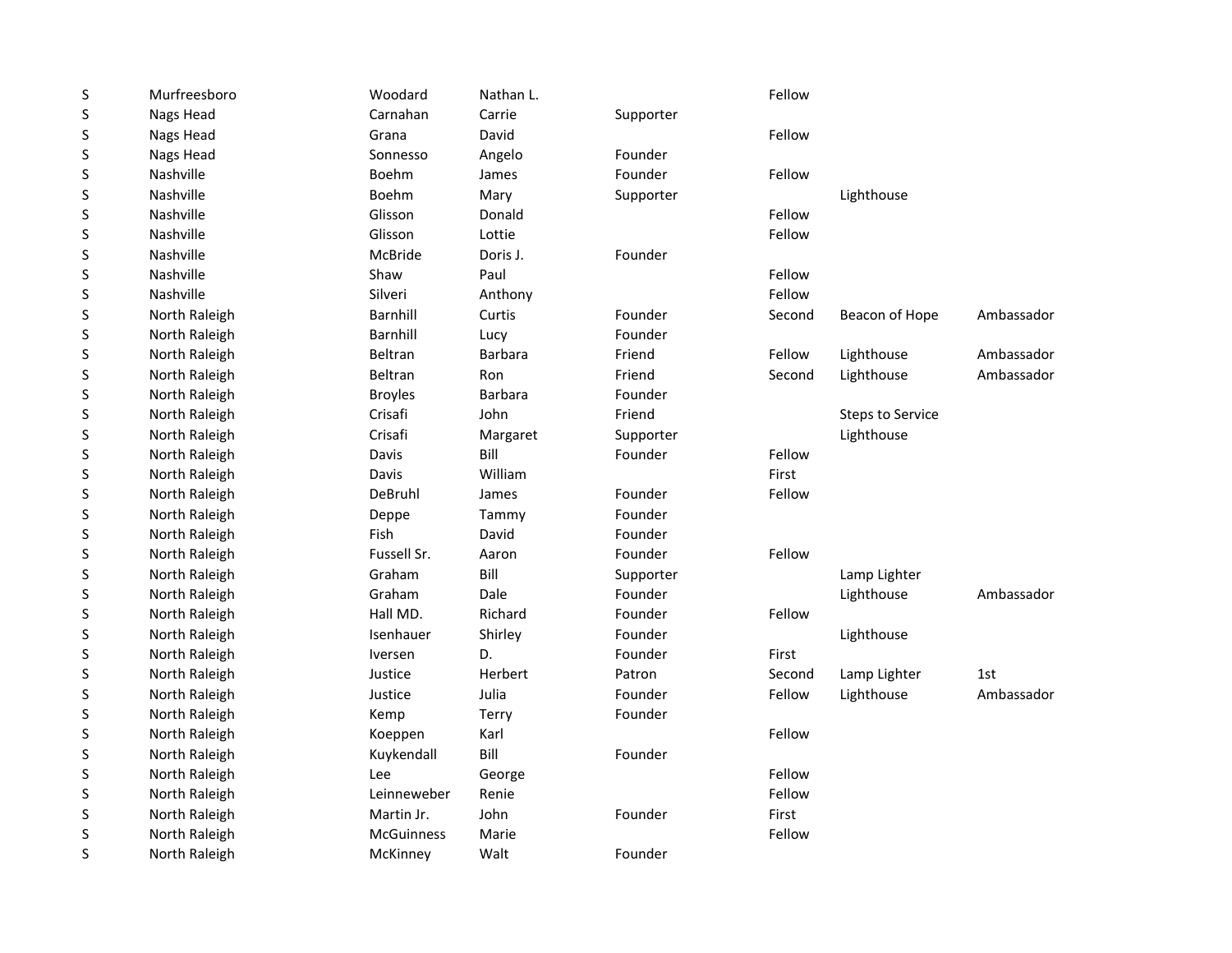| | | | | | | | |
|---|---|---|---|---|---|---|---|
| S | Murfreesboro | Woodard | Nathan L. | | Fellow | | |
| S | Nags Head | Carnahan | Carrie | Supporter | | | |
| S | Nags Head | Grana | David | | Fellow | | |
| S | Nags Head | Sonnesso | Angelo | Founder | | | |
| S | Nashville | Boehm | James | Founder | Fellow | | |
| S | Nashville | Boehm | Mary | Supporter | | Lighthouse | |
| S | Nashville | Glisson | Donald | | Fellow | | |
| S | Nashville | Glisson | Lottie | | Fellow | | |
| S | Nashville | McBride | Doris J. | Founder | | | |
| S | Nashville | Shaw | Paul | | Fellow | | |
| S | Nashville | Silveri | Anthony | | Fellow | | |
| S | North Raleigh | Barnhill | Curtis | Founder | Second | Beacon of Hope | Ambassador |
| S | North Raleigh | Barnhill | Lucy | Founder | | | |
| S | North Raleigh | Beltran | Barbara | Friend | Fellow | Lighthouse | Ambassador |
| S | North Raleigh | Beltran | Ron | Friend | Second | Lighthouse | Ambassador |
| S | North Raleigh | Broyles | Barbara | Founder | | | |
| S | North Raleigh | Crisafi | John | Friend | | Steps to Service | |
| S | North Raleigh | Crisafi | Margaret | Supporter | | Lighthouse | |
| S | North Raleigh | Davis | Bill | Founder | Fellow | | |
| S | North Raleigh | Davis | William | | First | | |
| S | North Raleigh | DeBruhl | James | Founder | Fellow | | |
| S | North Raleigh | Deppe | Tammy | Founder | | | |
| S | North Raleigh | Fish | David | Founder | | | |
| S | North Raleigh | Fussell Sr. | Aaron | Founder | Fellow | | |
| S | North Raleigh | Graham | Bill | Supporter | | Lamp Lighter | |
| S | North Raleigh | Graham | Dale | Founder | | Lighthouse | Ambassador |
| S | North Raleigh | Hall MD. | Richard | Founder | Fellow | | |
| S | North Raleigh | Isenhauer | Shirley | Founder | | Lighthouse | |
| S | North Raleigh | Iversen | D. | Founder | First | | |
| S | North Raleigh | Justice | Herbert | Patron | Second | Lamp Lighter | 1st |
| S | North Raleigh | Justice | Julia | Founder | Fellow | Lighthouse | Ambassador |
| S | North Raleigh | Kemp | Terry | Founder | | | |
| S | North Raleigh | Koeppen | Karl | | Fellow | | |
| S | North Raleigh | Kuykendall | Bill | Founder | | | |
| S | North Raleigh | Lee | George | | Fellow | | |
| S | North Raleigh | Leinneweber | Renie | | Fellow | | |
| S | North Raleigh | Martin Jr. | John | Founder | First | | |
| S | North Raleigh | McGuinness | Marie | | Fellow | | |
| S | North Raleigh | McKinney | Walt | Founder | | | |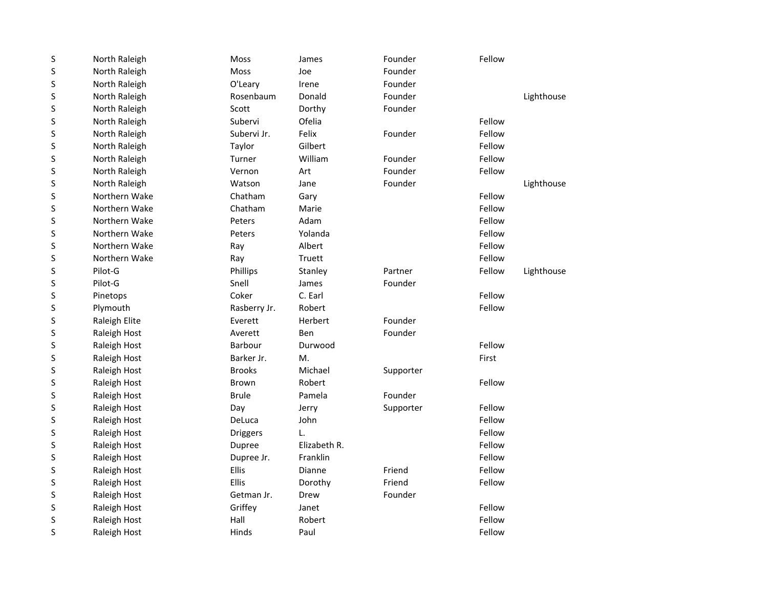| | | | | | | |
|---|---|---|---|---|---|---|
| S | North Raleigh | Moss | James | Founder | Fellow | |
| S | North Raleigh | Moss | Joe | Founder | | |
| S | North Raleigh | O'Leary | Irene | Founder | | |
| S | North Raleigh | Rosenbaum | Donald | Founder | | Lighthouse |
| S | North Raleigh | Scott | Dorthy | Founder | | |
| S | North Raleigh | Subervi | Ofelia | | Fellow | |
| S | North Raleigh | Subervi Jr. | Felix | Founder | Fellow | |
| S | North Raleigh | Taylor | Gilbert | | Fellow | |
| S | North Raleigh | Turner | William | Founder | Fellow | |
| S | North Raleigh | Vernon | Art | Founder | Fellow | |
| S | North Raleigh | Watson | Jane | Founder | | Lighthouse |
| S | Northern Wake | Chatham | Gary | | Fellow | |
| S | Northern Wake | Chatham | Marie | | Fellow | |
| S | Northern Wake | Peters | Adam | | Fellow | |
| S | Northern Wake | Peters | Yolanda | | Fellow | |
| S | Northern Wake | Ray | Albert | | Fellow | |
| S | Northern Wake | Ray | Truett | | Fellow | |
| S | Pilot-G | Phillips | Stanley | Partner | Fellow | Lighthouse |
| S | Pilot-G | Snell | James | Founder | | |
| S | Pinetops | Coker | C. Earl | | Fellow | |
| S | Plymouth | Rasberry Jr. | Robert | | Fellow | |
| S | Raleigh Elite | Everett | Herbert | Founder | | |
| S | Raleigh Host | Averett | Ben | Founder | | |
| S | Raleigh Host | Barbour | Durwood | | Fellow | |
| S | Raleigh Host | Barker Jr. | M. | | First | |
| S | Raleigh Host | Brooks | Michael | Supporter | | |
| S | Raleigh Host | Brown | Robert | | Fellow | |
| S | Raleigh Host | Brule | Pamela | Founder | | |
| S | Raleigh Host | Day | Jerry | Supporter | Fellow | |
| S | Raleigh Host | DeLuca | John | | Fellow | |
| S | Raleigh Host | Driggers | L. | | Fellow | |
| S | Raleigh Host | Dupree | Elizabeth R. | | Fellow | |
| S | Raleigh Host | Dupree Jr. | Franklin | | Fellow | |
| S | Raleigh Host | Ellis | Dianne | Friend | Fellow | |
| S | Raleigh Host | Ellis | Dorothy | Friend | Fellow | |
| S | Raleigh Host | Getman Jr. | Drew | Founder | | |
| S | Raleigh Host | Griffey | Janet | | Fellow | |
| S | Raleigh Host | Hall | Robert | | Fellow | |
| S | Raleigh Host | Hinds | Paul | | Fellow | |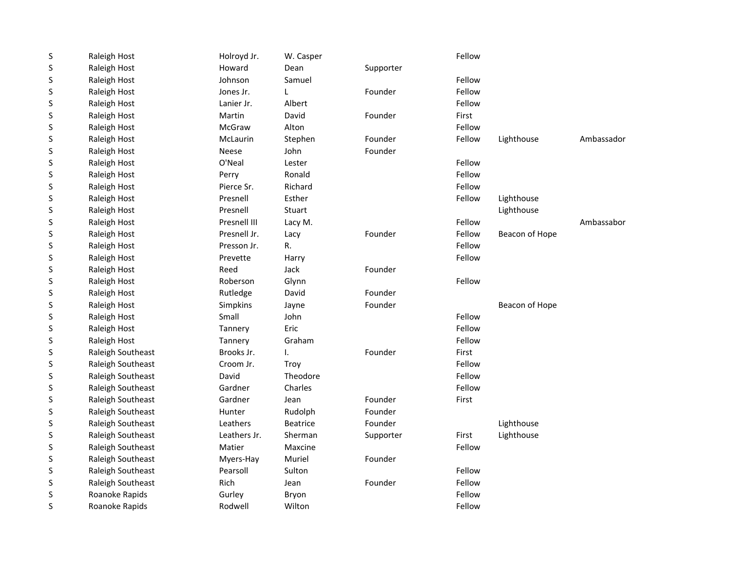| | | | | | | | |
|---|---|---|---|---|---|---|---|
| S | Raleigh Host | Holroyd Jr. | W. Casper | | Fellow | | |
| S | Raleigh Host | Howard | Dean | Supporter | | | |
| S | Raleigh Host | Johnson | Samuel | | Fellow | | |
| S | Raleigh Host | Jones Jr. | L | Founder | Fellow | | |
| S | Raleigh Host | Lanier Jr. | Albert | | Fellow | | |
| S | Raleigh Host | Martin | David | Founder | First | | |
| S | Raleigh Host | McGraw | Alton | | Fellow | | |
| S | Raleigh Host | McLaurin | Stephen | Founder | Fellow | Lighthouse | Ambassador |
| S | Raleigh Host | Neese | John | Founder | | | |
| S | Raleigh Host | O'Neal | Lester | | Fellow | | |
| S | Raleigh Host | Perry | Ronald | | Fellow | | |
| S | Raleigh Host | Pierce Sr. | Richard | | Fellow | | |
| S | Raleigh Host | Presnell | Esther | | Fellow | Lighthouse | |
| S | Raleigh Host | Presnell | Stuart | | | Lighthouse | |
| S | Raleigh Host | Presnell III | Lacy M. | | Fellow | | Ambassabor |
| S | Raleigh Host | Presnell Jr. | Lacy | Founder | Fellow | Beacon of Hope | |
| S | Raleigh Host | Presson Jr. | R. | | Fellow | | |
| S | Raleigh Host | Prevette | Harry | | Fellow | | |
| S | Raleigh Host | Reed | Jack | Founder | | | |
| S | Raleigh Host | Roberson | Glynn | | Fellow | | |
| S | Raleigh Host | Rutledge | David | Founder | | | |
| S | Raleigh Host | Simpkins | Jayne | Founder | | Beacon of Hope | |
| S | Raleigh Host | Small | John | | Fellow | | |
| S | Raleigh Host | Tannery | Eric | | Fellow | | |
| S | Raleigh Host | Tannery | Graham | | Fellow | | |
| S | Raleigh Southeast | Brooks Jr. | I. | Founder | First | | |
| S | Raleigh Southeast | Croom Jr. | Troy | | Fellow | | |
| S | Raleigh Southeast | David | Theodore | | Fellow | | |
| S | Raleigh Southeast | Gardner | Charles | | Fellow | | |
| S | Raleigh Southeast | Gardner | Jean | Founder | First | | |
| S | Raleigh Southeast | Hunter | Rudolph | Founder | | | |
| S | Raleigh Southeast | Leathers | Beatrice | Founder | | Lighthouse | |
| S | Raleigh Southeast | Leathers Jr. | Sherman | Supporter | First | Lighthouse | |
| S | Raleigh Southeast | Matier | Maxcine | | Fellow | | |
| S | Raleigh Southeast | Myers-Hay | Muriel | Founder | | | |
| S | Raleigh Southeast | Pearsoll | Sulton | | Fellow | | |
| S | Raleigh Southeast | Rich | Jean | Founder | Fellow | | |
| S | Roanoke Rapids | Gurley | Bryon | | Fellow | | |
| S | Roanoke Rapids | Rodwell | Wilton | | Fellow | | |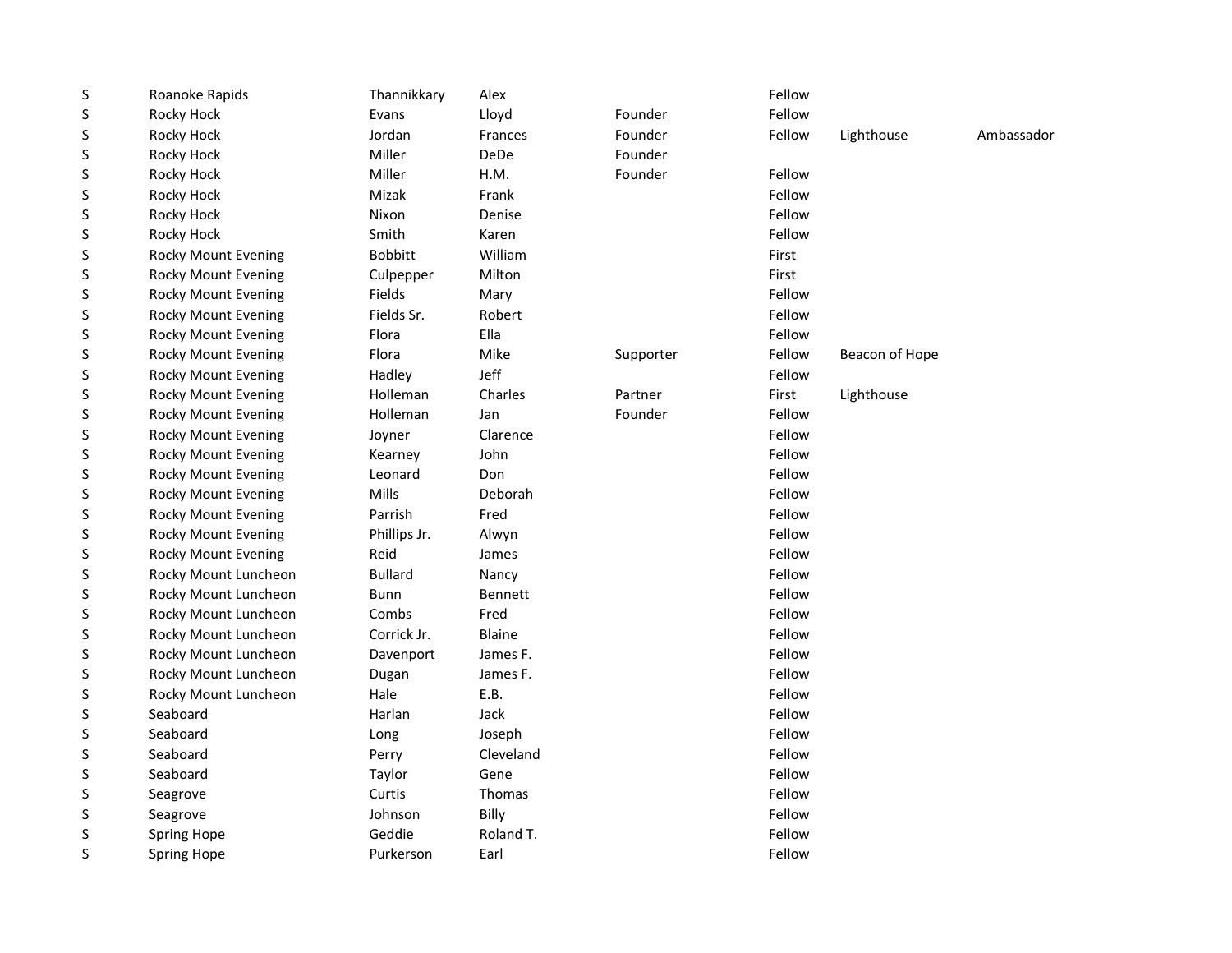| | | | | | | | |
|---|---|---|---|---|---|---|---|
| S | Roanoke Rapids | Thannikkary | Alex | | Fellow | | |
| S | Rocky Hock | Evans | Lloyd | Founder | Fellow | | |
| S | Rocky Hock | Jordan | Frances | Founder | Fellow | Lighthouse | Ambassador |
| S | Rocky Hock | Miller | DeDe | Founder | | | |
| S | Rocky Hock | Miller | H.M. | Founder | Fellow | | |
| S | Rocky Hock | Mizak | Frank | | Fellow | | |
| S | Rocky Hock | Nixon | Denise | | Fellow | | |
| S | Rocky Hock | Smith | Karen | | Fellow | | |
| S | Rocky Mount Evening | Bobbitt | William | | First | | |
| S | Rocky Mount Evening | Culpepper | Milton | | First | | |
| S | Rocky Mount Evening | Fields | Mary | | Fellow | | |
| S | Rocky Mount Evening | Fields Sr. | Robert | | Fellow | | |
| S | Rocky Mount Evening | Flora | Ella | | Fellow | | |
| S | Rocky Mount Evening | Flora | Mike | Supporter | Fellow | Beacon of Hope | |
| S | Rocky Mount Evening | Hadley | Jeff | | Fellow | | |
| S | Rocky Mount Evening | Holleman | Charles | Partner | First | Lighthouse | |
| S | Rocky Mount Evening | Holleman | Jan | Founder | Fellow | | |
| S | Rocky Mount Evening | Joyner | Clarence | | Fellow | | |
| S | Rocky Mount Evening | Kearney | John | | Fellow | | |
| S | Rocky Mount Evening | Leonard | Don | | Fellow | | |
| S | Rocky Mount Evening | Mills | Deborah | | Fellow | | |
| S | Rocky Mount Evening | Parrish | Fred | | Fellow | | |
| S | Rocky Mount Evening | Phillips Jr. | Alwyn | | Fellow | | |
| S | Rocky Mount Evening | Reid | James | | Fellow | | |
| S | Rocky Mount Luncheon | Bullard | Nancy | | Fellow | | |
| S | Rocky Mount Luncheon | Bunn | Bennett | | Fellow | | |
| S | Rocky Mount Luncheon | Combs | Fred | | Fellow | | |
| S | Rocky Mount Luncheon | Corrick Jr. | Blaine | | Fellow | | |
| S | Rocky Mount Luncheon | Davenport | James F. | | Fellow | | |
| S | Rocky Mount Luncheon | Dugan | James F. | | Fellow | | |
| S | Rocky Mount Luncheon | Hale | E.B. | | Fellow | | |
| S | Seaboard | Harlan | Jack | | Fellow | | |
| S | Seaboard | Long | Joseph | | Fellow | | |
| S | Seaboard | Perry | Cleveland | | Fellow | | |
| S | Seaboard | Taylor | Gene | | Fellow | | |
| S | Seagrove | Curtis | Thomas | | Fellow | | |
| S | Seagrove | Johnson | Billy | | Fellow | | |
| S | Spring Hope | Geddie | Roland T. | | Fellow | | |
| S | Spring Hope | Purkerson | Earl | | Fellow | | |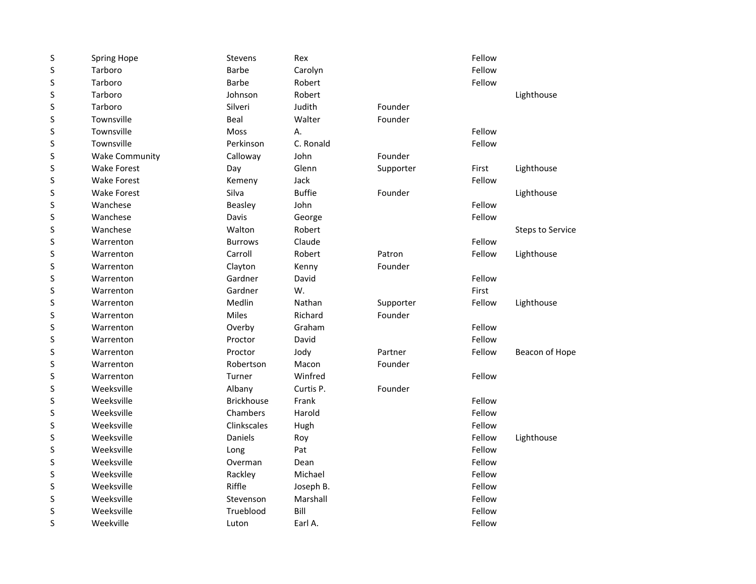| | | | | | | |
|---|---|---|---|---|---|---|
| S | Spring Hope | Stevens | Rex | | Fellow | |
| S | Tarboro | Barbe | Carolyn | | Fellow | |
| S | Tarboro | Barbe | Robert | | Fellow | |
| S | Tarboro | Johnson | Robert | | | Lighthouse |
| S | Tarboro | Silveri | Judith | Founder | | |
| S | Townsville | Beal | Walter | Founder | | |
| S | Townsville | Moss | A. | | Fellow | |
| S | Townsville | Perkinson | C. Ronald | | Fellow | |
| S | Wake Community | Calloway | John | Founder | | |
| S | Wake Forest | Day | Glenn | Supporter | First | Lighthouse |
| S | Wake Forest | Kemeny | Jack | | Fellow | |
| S | Wake Forest | Silva | Buffie | Founder | | Lighthouse |
| S | Wanchese | Beasley | John | | Fellow | |
| S | Wanchese | Davis | George | | Fellow | |
| S | Wanchese | Walton | Robert | | | Steps to Service |
| S | Warrenton | Burrows | Claude | | Fellow | |
| S | Warrenton | Carroll | Robert | Patron | Fellow | Lighthouse |
| S | Warrenton | Clayton | Kenny | Founder | | |
| S | Warrenton | Gardner | David | | Fellow | |
| S | Warrenton | Gardner | W. | | First | |
| S | Warrenton | Medlin | Nathan | Supporter | Fellow | Lighthouse |
| S | Warrenton | Miles | Richard | Founder | | |
| S | Warrenton | Overby | Graham | | Fellow | |
| S | Warrenton | Proctor | David | | Fellow | |
| S | Warrenton | Proctor | Jody | Partner | Fellow | Beacon of Hope |
| S | Warrenton | Robertson | Macon | Founder | | |
| S | Warrenton | Turner | Winfred | | Fellow | |
| S | Weeksville | Albany | Curtis P. | Founder | | |
| S | Weeksville | Brickhouse | Frank | | Fellow | |
| S | Weeksville | Chambers | Harold | | Fellow | |
| S | Weeksville | Clinkscales | Hugh | | Fellow | |
| S | Weeksville | Daniels | Roy | | Fellow | Lighthouse |
| S | Weeksville | Long | Pat | | Fellow | |
| S | Weeksville | Overman | Dean | | Fellow | |
| S | Weeksville | Rackley | Michael | | Fellow | |
| S | Weeksville | Riffle | Joseph B. | | Fellow | |
| S | Weeksville | Stevenson | Marshall | | Fellow | |
| S | Weeksville | Trueblood | Bill | | Fellow | |
| S | Weekville | Luton | Earl A. | | Fellow | |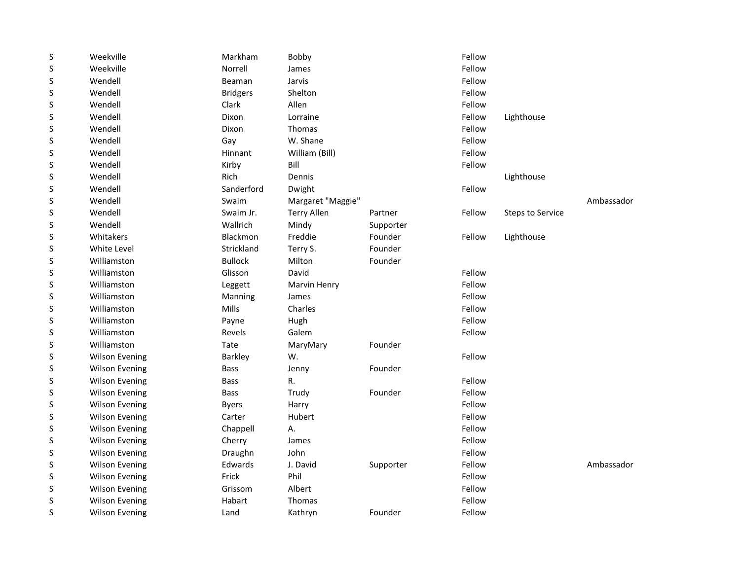| | | | | | | | |
|---|---|---|---|---|---|---|---|
| S | Weekville | Markham | Bobby | | Fellow | | |
| S | Weekville | Norrell | James | | Fellow | | |
| S | Wendell | Beaman | Jarvis | | Fellow | | |
| S | Wendell | Bridgers | Shelton | | Fellow | | |
| S | Wendell | Clark | Allen | | Fellow | | |
| S | Wendell | Dixon | Lorraine | | Fellow | Lighthouse | |
| S | Wendell | Dixon | Thomas | | Fellow | | |
| S | Wendell | Gay | W. Shane | | Fellow | | |
| S | Wendell | Hinnant | William (Bill) | | Fellow | | |
| S | Wendell | Kirby | Bill | | Fellow | | |
| S | Wendell | Rich | Dennis | | | Lighthouse | |
| S | Wendell | Sanderford | Dwight | | Fellow | | |
| S | Wendell | Swaim | Margaret "Maggie" | | | | Ambassador |
| S | Wendell | Swaim Jr. | Terry Allen | Partner | Fellow | Steps to Service | |
| S | Wendell | Wallrich | Mindy | Supporter | | | |
| S | Whitakers | Blackmon | Freddie | Founder | Fellow | Lighthouse | |
| S | White Level | Strickland | Terry S. | Founder | | | |
| S | Williamston | Bullock | Milton | Founder | | | |
| S | Williamston | Glisson | David | | Fellow | | |
| S | Williamston | Leggett | Marvin Henry | | Fellow | | |
| S | Williamston | Manning | James | | Fellow | | |
| S | Williamston | Mills | Charles | | Fellow | | |
| S | Williamston | Payne | Hugh | | Fellow | | |
| S | Williamston | Revels | Galem | | Fellow | | |
| S | Williamston | Tate | MaryMary | Founder | | | |
| S | Wilson Evening | Barkley | W. | | Fellow | | |
| S | Wilson Evening | Bass | Jenny | Founder | | | |
| S | Wilson Evening | Bass | R. | | Fellow | | |
| S | Wilson Evening | Bass | Trudy | Founder | Fellow | | |
| S | Wilson Evening | Byers | Harry | | Fellow | | |
| S | Wilson Evening | Carter | Hubert | | Fellow | | |
| S | Wilson Evening | Chappell | A. | | Fellow | | |
| S | Wilson Evening | Cherry | James | | Fellow | | |
| S | Wilson Evening | Draughn | John | | Fellow | | |
| S | Wilson Evening | Edwards | J. David | Supporter | Fellow | | Ambassador |
| S | Wilson Evening | Frick | Phil | | Fellow | | |
| S | Wilson Evening | Grissom | Albert | | Fellow | | |
| S | Wilson Evening | Habart | Thomas | | Fellow | | |
| S | Wilson Evening | Land | Kathryn | Founder | Fellow | | |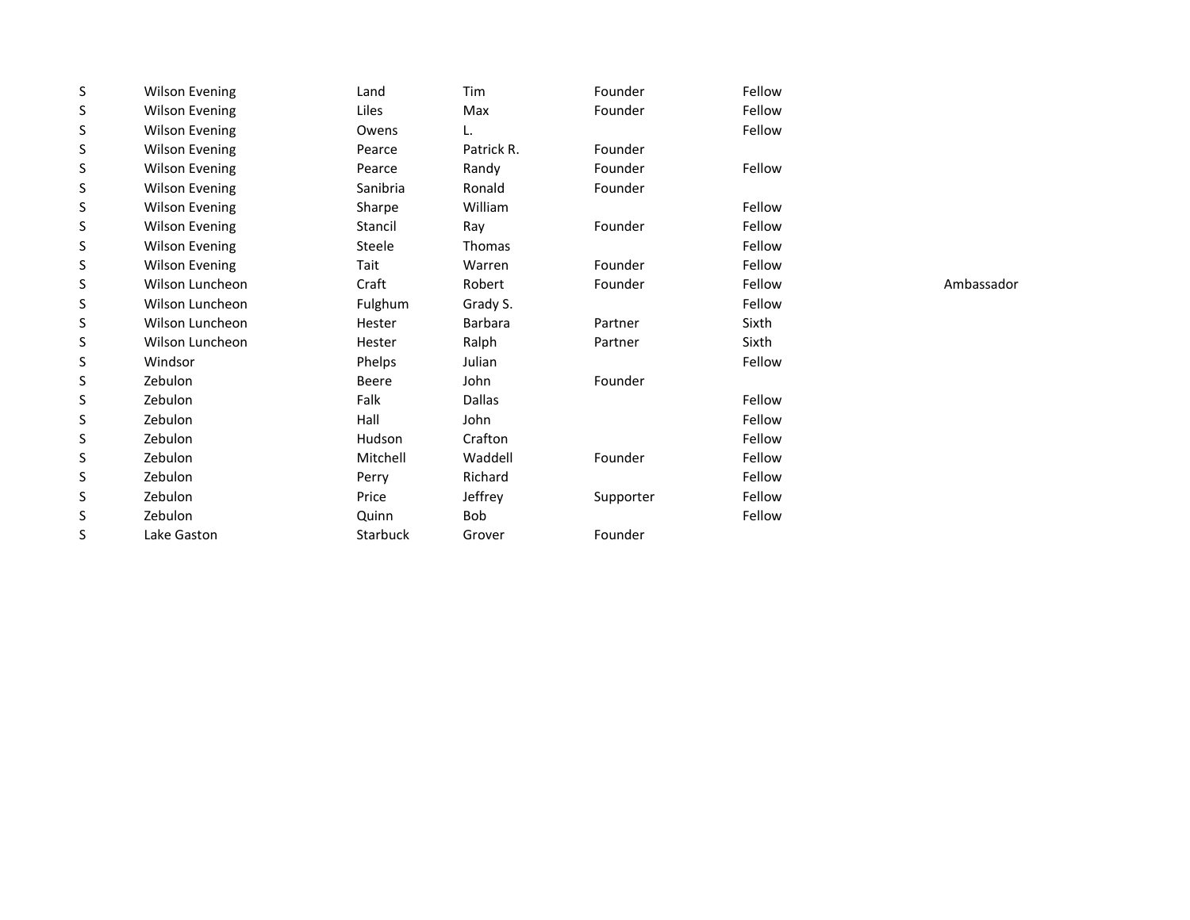| | | | | | | |
|---|---|---|---|---|---|---|
| S | Wilson Evening | Land | Tim | Founder | Fellow | |
| S | Wilson Evening | Liles | Max | Founder | Fellow | |
| S | Wilson Evening | Owens | L. | | Fellow | |
| S | Wilson Evening | Pearce | Patrick R. | Founder | | |
| S | Wilson Evening | Pearce | Randy | Founder | Fellow | |
| S | Wilson Evening | Sanibria | Ronald | Founder | | |
| S | Wilson Evening | Sharpe | William | | Fellow | |
| S | Wilson Evening | Stancil | Ray | Founder | Fellow | |
| S | Wilson Evening | Steele | Thomas | | Fellow | |
| S | Wilson Evening | Tait | Warren | Founder | Fellow | |
| S | Wilson Luncheon | Craft | Robert | Founder | Fellow | Ambassador |
| S | Wilson Luncheon | Fulghum | Grady S. | | Fellow | |
| S | Wilson Luncheon | Hester | Barbara | Partner | Sixth | |
| S | Wilson Luncheon | Hester | Ralph | Partner | Sixth | |
| S | Windsor | Phelps | Julian | | Fellow | |
| S | Zebulon | Beere | John | Founder | | |
| S | Zebulon | Falk | Dallas | | Fellow | |
| S | Zebulon | Hall | John | | Fellow | |
| S | Zebulon | Hudson | Crafton | | Fellow | |
| S | Zebulon | Mitchell | Waddell | Founder | Fellow | |
| S | Zebulon | Perry | Richard | | Fellow | |
| S | Zebulon | Price | Jeffrey | Supporter | Fellow | |
| S | Zebulon | Quinn | Bob | | Fellow | |
| S | Lake Gaston | Starbuck | Grover | Founder | | |